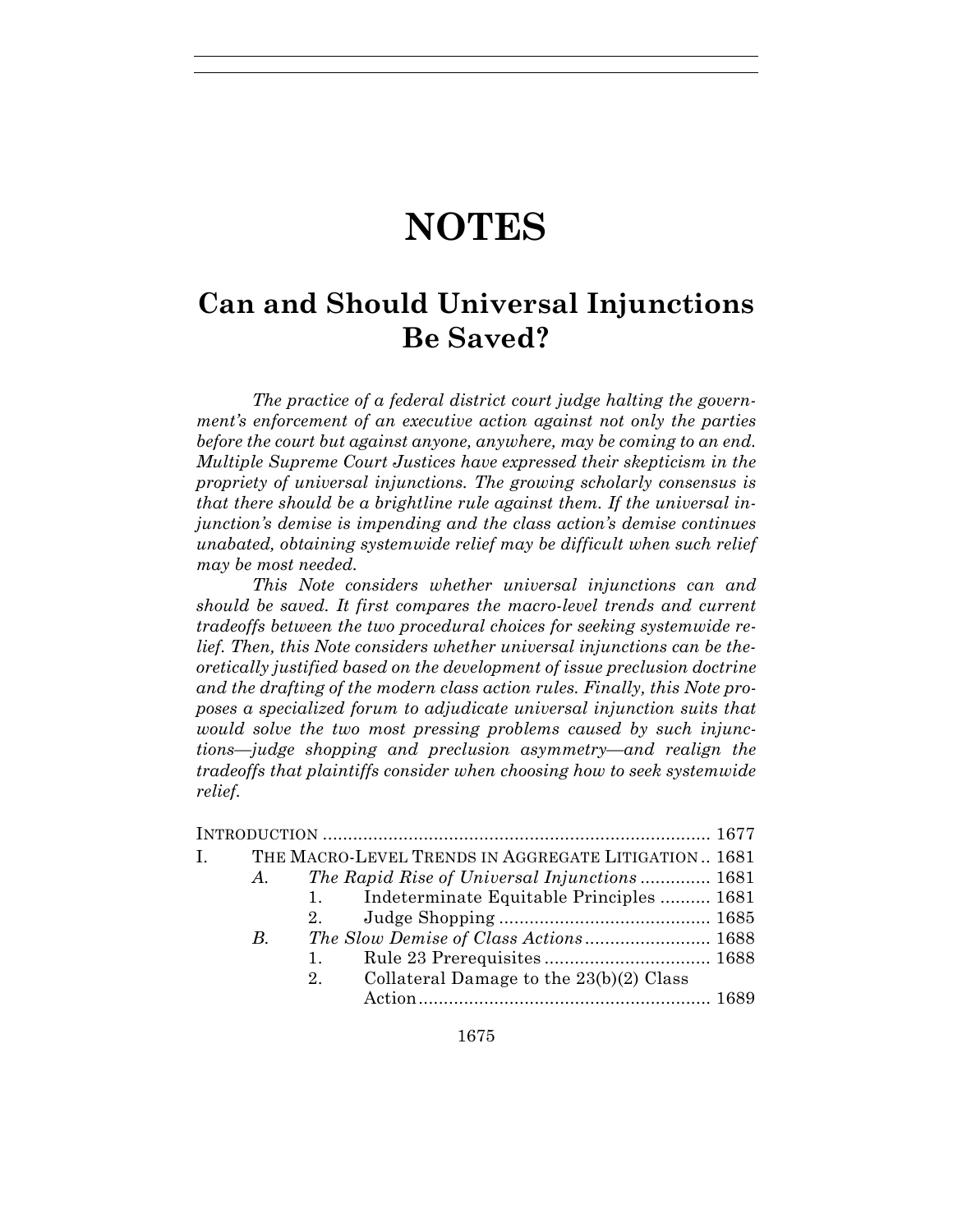# NOTES

## Can and Should Universal Injunctions Be Saved?

*The practice of a federal district court judge halting the government's enforcement of an executive action against not only the parties before the court but against anyone, anywhere, may be coming to an end. Multiple Supreme Court Justices have expressed their skepticism in the propriety of universal injunctions. The growing scholarly consensus is that there should be a brightline rule against them. If the universal injunction's demise is impending and the class action's demise continues unabated, obtaining systemwide relief may be difficult when such relief may be most needed.*

*This Note considers whether universal injunctions can and should be saved. It first compares the macro-level trends and current tradeoffs between the two procedural choices for seeking systemwide relief. Then, this Note considers whether universal injunctions can be theoretically justified based on the development of issue preclusion doctrine and the drafting of the modern class action rules. Finally, this Note proposes a specialized forum to adjudicate universal injunction suits that would solve the two most pressing problems caused by such injunctions—judge shopping and preclusion asymmetry—and realign the tradeoffs that plaintiffs consider when choosing how to seek systemwide relief.*

INTRODUCTION ............................................................................ 1677

I. THE MACRO-LEVEL TRENDS IN AGGREGATE LITIGATION .. 1681

- A. *The Rapid Rise of Universal Injunctions* .............. 1681
  - 1. Indeterminate Equitable Principles .......... 1681
  - 2. Judge Shopping .......................................... 1685
- B. *The Slow Demise of Class Actions* ......................... 1688
  - 1. Rule 23 Prerequisites ................................. 1688
  - 2. Collateral Damage to the 23(b)(2) Class Action ......................................................... 1689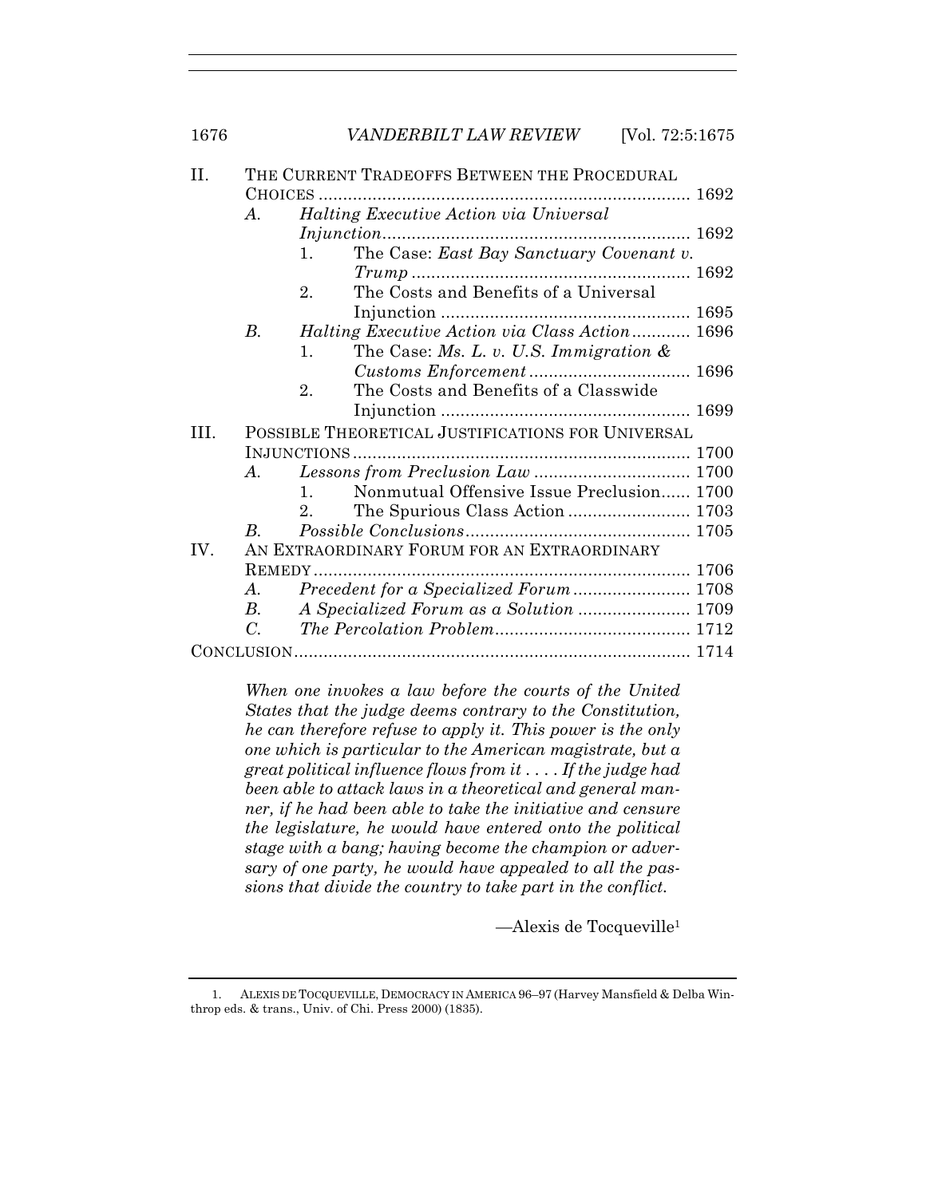II. THE CURRENT TRADEOFFS BETWEEN THE PROCEDURAL CHOICES ... 1692
- A. *Halting Executive Action via Universal Injunction* ... 1692
  - 1. The Case: *East Bay Sanctuary Covenant v. Trump* ... 1692
  - 2. The Costs and Benefits of a Universal Injunction ... 1695
- B. *Halting Executive Action via Class Action* ... 1696
  - 1. The Case: *Ms. L. v. U.S. Immigration & Customs Enforcement* ... 1696
  - 2. The Costs and Benefits of a Classwide Injunction ... 1699

III. POSSIBLE THEORETICAL JUSTIFICATIONS FOR UNIVERSAL INJUNCTIONS ... 1700
- A. *Lessons from Preclusion Law* ... 1700
  - 1. Nonmutual Offensive Issue Preclusion ... 1700
  - 2. The Spurious Class Action ... 1703
- B. *Possible Conclusions* ... 1705

IV. AN EXTRAORDINARY FORUM FOR AN EXTRAORDINARY REMEDY ... 1706
- A. *Precedent for a Specialized Forum* ... 1708
- B. *A Specialized Forum as a Solution* ... 1709
- C. *The Percolation Problem* ... 1712

CONCLUSION ... 1714

> *When one invokes a law before the courts of the United States that the judge deems contrary to the Constitution, he can therefore refuse to apply it. This power is the only one which is particular to the American magistrate, but a great political influence flows from it . . . . If the judge had been able to attack laws in a theoretical and general manner, if he had been able to take the initiative and censure the legislature, he would have entered onto the political stage with a bang; having become the champion or adversary of one party, he would have appealed to all the passions that divide the country to take part in the conflict.*
>
> —Alexis de Tocqueville[1]

1. ALEXIS DE TOCQUEVILLE, DEMOCRACY IN AMERICA 96–97 (Harvey Mansfield & Delba Winthrop eds. & trans., Univ. of Chi. Press 2000) (1835).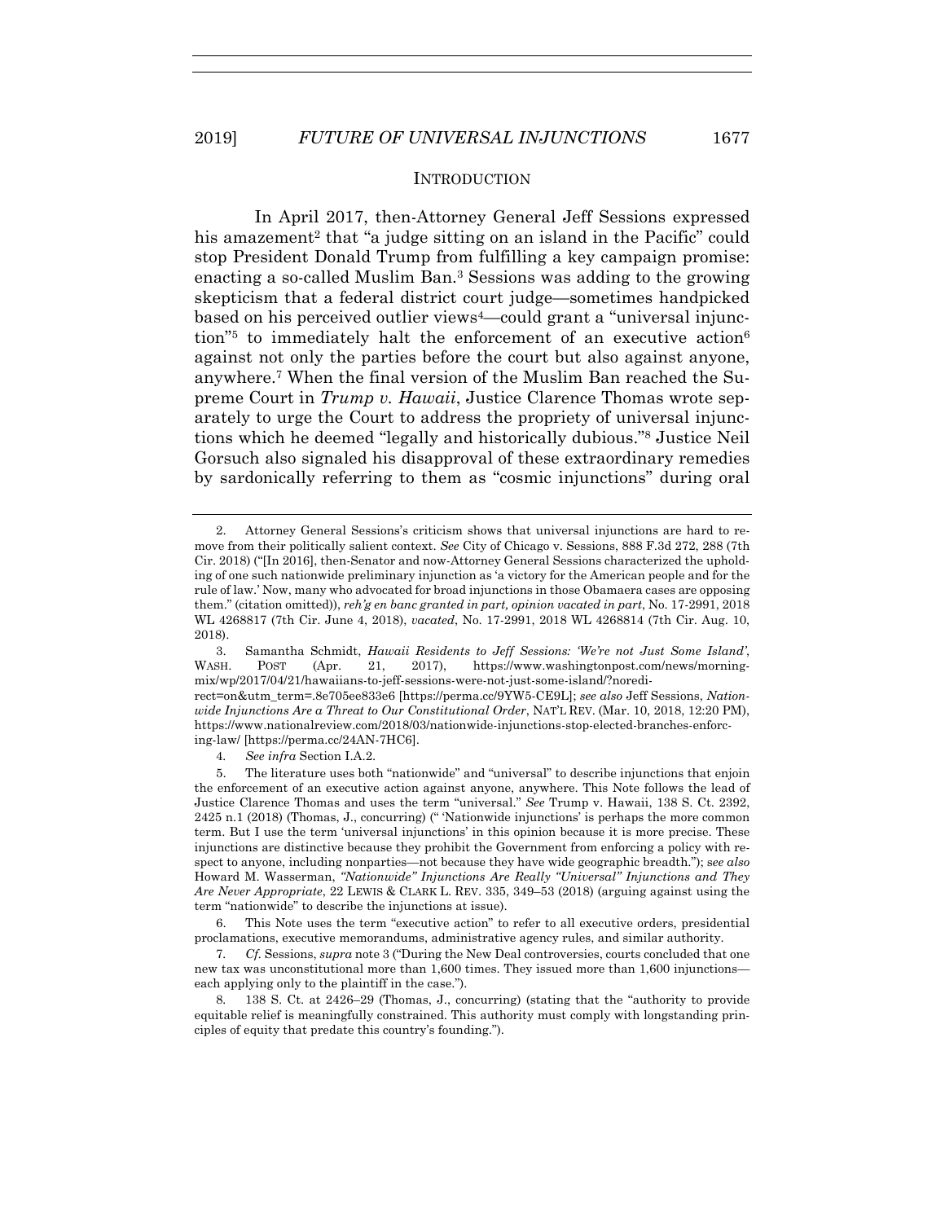## INTRODUCTION

In April 2017, then-Attorney General Jeff Sessions expressed his amazement[2] that "a judge sitting on an island in the Pacific" could stop President Donald Trump from fulfilling a key campaign promise: enacting a so-called Muslim Ban.[3] Sessions was adding to the growing skepticism that a federal district court judge—sometimes handpicked based on his perceived outlier views[4]—could grant a "universal injunction"[5] to immediately halt the enforcement of an executive action[6] against not only the parties before the court but also against anyone, anywhere.[7] When the final version of the Muslim Ban reached the Supreme Court in *Trump v. Hawaii*, Justice Clarence Thomas wrote separately to urge the Court to address the propriety of universal injunctions which he deemed "legally and historically dubious."[8] Justice Neil Gorsuch also signaled his disapproval of these extraordinary remedies by sardonically referring to them as "cosmic injunctions" during oral

---

2. Attorney General Sessions's criticism shows that universal injunctions are hard to remove from their politically salient context. *See* City of Chicago v. Sessions, 888 F.3d 272, 288 (7th Cir. 2018) ("[In 2016], then-Senator and now-Attorney General Sessions characterized the upholding of one such nationwide preliminary injunction as 'a victory for the American people and for the rule of law.' Now, many who advocated for broad injunctions in those Obamaera cases are opposing them." (citation omitted)), *reh'g en banc granted in part, opinion vacated in part*, No. 17-2991, 2018 WL 4268817 (7th Cir. June 4, 2018), *vacated*, No. 17-2991, 2018 WL 4268814 (7th Cir. Aug. 10, 2018).

3. Samantha Schmidt, *Hawaii Residents to Jeff Sessions: 'We're not Just Some Island'*, WASH. POST (Apr. 21, 2017), https://www.washingtonpost.com/news/morning-mix/wp/2017/04/21/hawaiians-to-jeff-sessions-were-not-just-some-island/?noredirect=on&utm_term=.8e705ee833e6 [https://perma.cc/9YW5-CE9L]; *see also* Jeff Sessions, *Nationwide Injunctions Are a Threat to Our Constitutional Order*, NAT'L REV. (Mar. 10, 2018, 12:20 PM), https://www.nationalreview.com/2018/03/nationwide-injunctions-stop-elected-branches-enforcing-law/ [https://perma.cc/24AN-7HC6].

4. *See infra* Section I.A.2.

5. The literature uses both "nationwide" and "universal" to describe injunctions that enjoin the enforcement of an executive action against anyone, anywhere. This Note follows the lead of Justice Clarence Thomas and uses the term "universal." *See* Trump v. Hawaii, 138 S. Ct. 2392, 2425 n.1 (2018) (Thomas, J., concurring) (" 'Nationwide injunctions' is perhaps the more common term. But I use the term 'universal injunctions' in this opinion because it is more precise. These injunctions are distinctive because they prohibit the Government from enforcing a policy with respect to anyone, including nonparties—not because they have wide geographic breadth."); *see also* Howard M. Wasserman, *"Nationwide" Injunctions Are Really "Universal" Injunctions and They Are Never Appropriate*, 22 LEWIS & CLARK L. REV. 335, 349–53 (2018) (arguing against using the term "nationwide" to describe the injunctions at issue).

6. This Note uses the term "executive action" to refer to all executive orders, presidential proclamations, executive memorandums, administrative agency rules, and similar authority.

7. *Cf.* Sessions, *supra* note 3 ("During the New Deal controversies, courts concluded that one new tax was unconstitutional more than 1,600 times. They issued more than 1,600 injunctions—each applying only to the plaintiff in the case.").

8. 138 S. Ct. at 2426–29 (Thomas, J., concurring) (stating that the "authority to provide equitable relief is meaningfully constrained. This authority must comply with longstanding principles of equity that predate this country's founding.").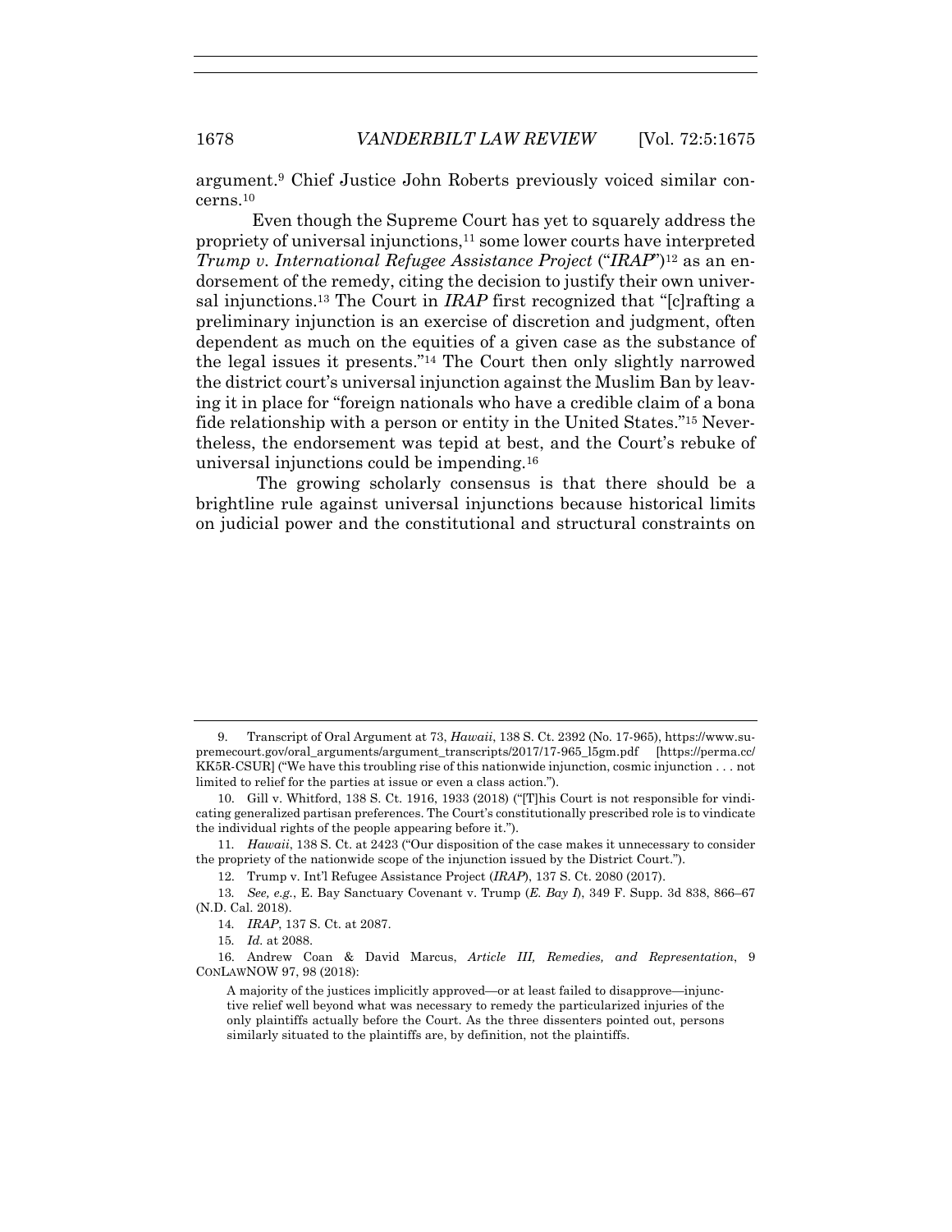argument.[9] Chief Justice John Roberts previously voiced similar concerns.[10]

Even though the Supreme Court has yet to squarely address the propriety of universal injunctions,[11] some lower courts have interpreted *Trump v. International Refugee Assistance Project* ("*IRAP*")[12] as an endorsement of the remedy, citing the decision to justify their own universal injunctions.[13] The Court in *IRAP* first recognized that "[c]rafting a preliminary injunction is an exercise of discretion and judgment, often dependent as much on the equities of a given case as the substance of the legal issues it presents."[14] The Court then only slightly narrowed the district court's universal injunction against the Muslim Ban by leaving it in place for "foreign nationals who have a credible claim of a bona fide relationship with a person or entity in the United States."[15] Nevertheless, the endorsement was tepid at best, and the Court's rebuke of universal injunctions could be impending.[16]

The growing scholarly consensus is that there should be a brightline rule against universal injunctions because historical limits on judicial power and the constitutional and structural constraints on

---

9. Transcript of Oral Argument at 73, *Hawaii*, 138 S. Ct. 2392 (No. 17-965), https://www.supremecourt.gov/oral_arguments/argument_transcripts/2017/17-965_l5gm.pdf [https://perma.cc/KK5R-CSUR] ("We have this troubling rise of this nationwide injunction, cosmic injunction . . . not limited to relief for the parties at issue or even a class action.").

10. Gill v. Whitford, 138 S. Ct. 1916, 1933 (2018) ("[T]his Court is not responsible for vindicating generalized partisan preferences. The Court's constitutionally prescribed role is to vindicate the individual rights of the people appearing before it.").

11. *Hawaii*, 138 S. Ct. at 2423 ("Our disposition of the case makes it unnecessary to consider the propriety of the nationwide scope of the injunction issued by the District Court.").

12. Trump v. Int'l Refugee Assistance Project (*IRAP*), 137 S. Ct. 2080 (2017).

13. *See, e.g.*, E. Bay Sanctuary Covenant v. Trump (*E. Bay I*), 349 F. Supp. 3d 838, 866–67 (N.D. Cal. 2018).

14. *IRAP*, 137 S. Ct. at 2087.

15. *Id.* at 2088.

16. Andrew Coan & David Marcus, *Article III, Remedies, and Representation*, 9 CONLAWNOW 97, 98 (2018):

> A majority of the justices implicitly approved—or at least failed to disapprove—injunctive relief well beyond what was necessary to remedy the particularized injuries of the only plaintiffs actually before the Court. As the three dissenters pointed out, persons similarly situated to the plaintiffs are, by definition, not the plaintiffs.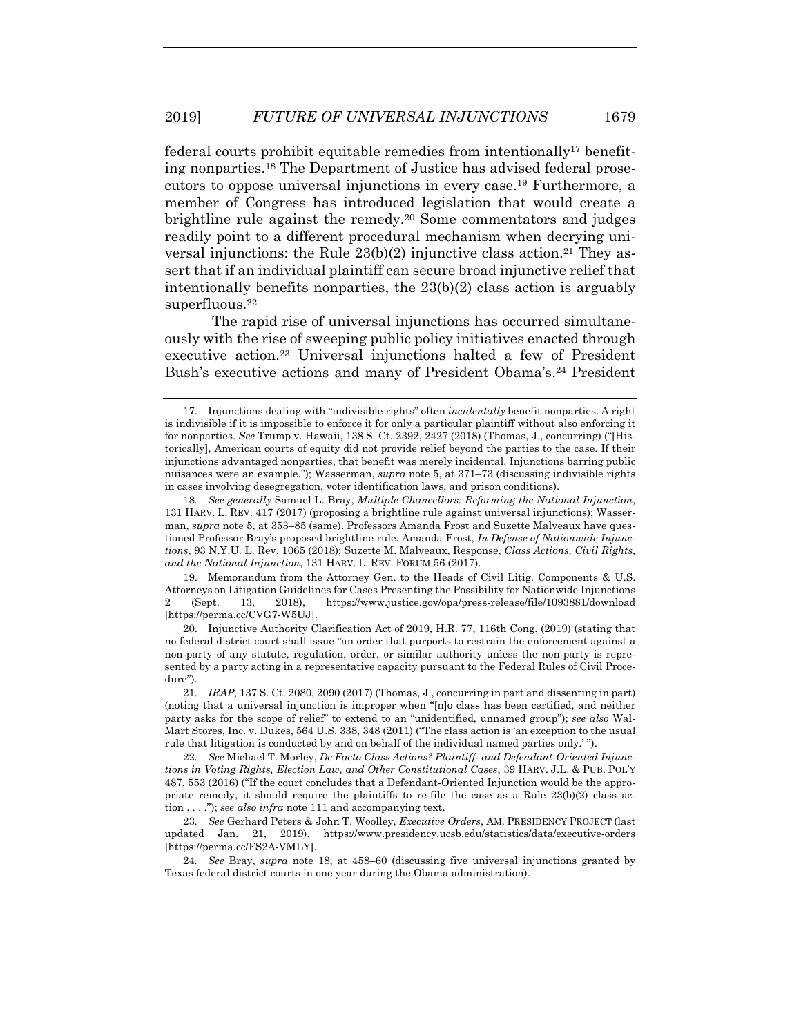federal courts prohibit equitable remedies from intentionally[17] benefiting nonparties.[18] The Department of Justice has advised federal prosecutors to oppose universal injunctions in every case.[19] Furthermore, a member of Congress has introduced legislation that would create a brightline rule against the remedy.[20] Some commentators and judges readily point to a different procedural mechanism when decrying universal injunctions: the Rule 23(b)(2) injunctive class action.[21] They assert that if an individual plaintiff can secure broad injunctive relief that intentionally benefits nonparties, the 23(b)(2) class action is arguably superfluous.[22]

The rapid rise of universal injunctions has occurred simultaneously with the rise of sweeping public policy initiatives enacted through executive action.[23] Universal injunctions halted a few of President Bush's executive actions and many of President Obama's.[24] President

---

17. Injunctions dealing with "indivisible rights" often *incidentally* benefit nonparties. A right is indivisible if it is impossible to enforce it for only a particular plaintiff without also enforcing it for nonparties. *See* Trump v. Hawaii, 138 S. Ct. 2392, 2427 (2018) (Thomas, J., concurring) ("[Historically], American courts of equity did not provide relief beyond the parties to the case. If their injunctions advantaged nonparties, that benefit was merely incidental. Injunctions barring public nuisances were an example."); Wasserman, *supra* note 5, at 371–73 (discussing indivisible rights in cases involving desegregation, voter identification laws, and prison conditions).

18. *See generally* Samuel L. Bray, *Multiple Chancellors: Reforming the National Injunction*, 131 HARV. L. REV. 417 (2017) (proposing a brightline rule against universal injunctions); Wasserman, *supra* note 5, at 353–85 (same). Professors Amanda Frost and Suzette Malveaux have questioned Professor Bray's proposed brightline rule. Amanda Frost, *In Defense of Nationwide Injunctions*, 93 N.Y.U. L. Rev. 1065 (2018); Suzette M. Malveaux, Response, *Class Actions, Civil Rights, and the National Injunction*, 131 HARV. L. REV. FORUM 56 (2017).

19. Memorandum from the Attorney Gen. to the Heads of Civil Litig. Components & U.S. Attorneys on Litigation Guidelines for Cases Presenting the Possibility for Nationwide Injunctions 2 (Sept. 13, 2018), https://www.justice.gov/opa/press-release/file/1093881/download [https://perma.cc/CVG7-W5UJ].

20. Injunctive Authority Clarification Act of 2019, H.R. 77, 116th Cong. (2019) (stating that no federal district court shall issue "an order that purports to restrain the enforcement against a non-party of any statute, regulation, order, or similar authority unless the non-party is represented by a party acting in a representative capacity pursuant to the Federal Rules of Civil Procedure").

21. *IRAP*, 137 S. Ct. 2080, 2090 (2017) (Thomas, J., concurring in part and dissenting in part) (noting that a universal injunction is improper when "[n]o class has been certified, and neither party asks for the scope of relief" to extend to an "unidentified, unnamed group"); *see also* Wal-Mart Stores, Inc. v. Dukes, 564 U.S. 338, 348 (2011) ("The class action is 'an exception to the usual rule that litigation is conducted by and on behalf of the individual named parties only.' ").

22. *See* Michael T. Morley, *De Facto Class Actions? Plaintiff- and Defendant-Oriented Injunctions in Voting Rights, Election Law, and Other Constitutional Cases*, 39 HARV. J.L. & PUB. POL'Y 487, 553 (2016) ("If the court concludes that a Defendant-Oriented Injunction would be the appropriate remedy, it should require the plaintiffs to re-file the case as a Rule 23(b)(2) class action . . . ."); *see also infra* note 111 and accompanying text.

23. *See* Gerhard Peters & John T. Woolley, *Executive Orders*, AM. PRESIDENCY PROJECT (last updated Jan. 21, 2019), https://www.presidency.ucsb.edu/statistics/data/executive-orders [https://perma.cc/FS2A-VMLY].

24. *See* Bray, *supra* note 18, at 458–60 (discussing five universal injunctions granted by Texas federal district courts in one year during the Obama administration).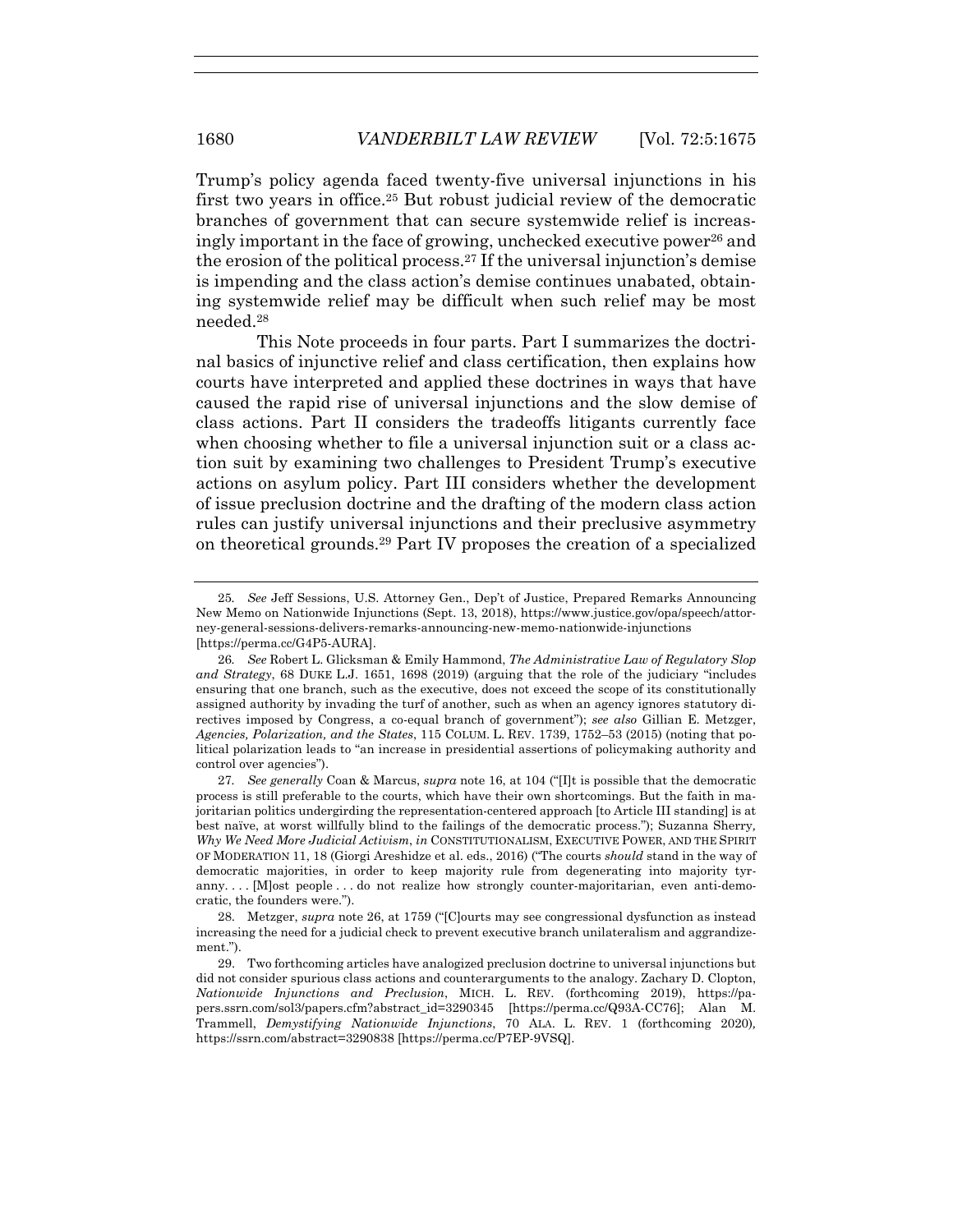Trump's policy agenda faced twenty-five universal injunctions in his first two years in office.[25] But robust judicial review of the democratic branches of government that can secure systemwide relief is increasingly important in the face of growing, unchecked executive power[26] and the erosion of the political process.[27] If the universal injunction's demise is impending and the class action's demise continues unabated, obtaining systemwide relief may be difficult when such relief may be most needed.[28]

This Note proceeds in four parts. Part I summarizes the doctrinal basics of injunctive relief and class certification, then explains how courts have interpreted and applied these doctrines in ways that have caused the rapid rise of universal injunctions and the slow demise of class actions. Part II considers the tradeoffs litigants currently face when choosing whether to file a universal injunction suit or a class action suit by examining two challenges to President Trump's executive actions on asylum policy. Part III considers whether the development of issue preclusion doctrine and the drafting of the modern class action rules can justify universal injunctions and their preclusive asymmetry on theoretical grounds.[29] Part IV proposes the creation of a specialized

---

25. *See* Jeff Sessions, U.S. Attorney Gen., Dep't of Justice, Prepared Remarks Announcing New Memo on Nationwide Injunctions (Sept. 13, 2018), https://www.justice.gov/opa/speech/attorney-general-sessions-delivers-remarks-announcing-new-memo-nationwide-injunctions [https://perma.cc/G4P5-AURA].

26. *See* Robert L. Glicksman & Emily Hammond, *The Administrative Law of Regulatory Slop and Strategy*, 68 DUKE L.J. 1651, 1698 (2019) (arguing that the role of the judiciary "includes ensuring that one branch, such as the executive, does not exceed the scope of its constitutionally assigned authority by invading the turf of another, such as when an agency ignores statutory directives imposed by Congress, a co-equal branch of government"); *see also* Gillian E. Metzger, *Agencies, Polarization, and the States*, 115 COLUM. L. REV. 1739, 1752–53 (2015) (noting that political polarization leads to "an increase in presidential assertions of policymaking authority and control over agencies").

27. *See generally* Coan & Marcus, *supra* note 16, at 104 ("[I]t is possible that the democratic process is still preferable to the courts, which have their own shortcomings. But the faith in majoritarian politics undergirding the representation-centered approach [to Article III standing] is at best naïve, at worst willfully blind to the failings of the democratic process."); Suzanna Sherry, *Why We Need More Judicial Activism*, *in* CONSTITUTIONALISM, EXECUTIVE POWER, AND THE SPIRIT OF MODERATION 11, 18 (Giorgi Areshidze et al. eds., 2016) ("The courts *should* stand in the way of democratic majorities, in order to keep majority rule from degenerating into majority tyranny. . . . [M]ost people . . . do not realize how strongly counter-majoritarian, even anti-democratic, the founders were.").

28. Metzger, *supra* note 26, at 1759 ("[C]ourts may see congressional dysfunction as instead increasing the need for a judicial check to prevent executive branch unilateralism and aggrandizement.").

29. Two forthcoming articles have analogized preclusion doctrine to universal injunctions but did not consider spurious class actions and counterarguments to the analogy. Zachary D. Clopton, *Nationwide Injunctions and Preclusion*, MICH. L. REV. (forthcoming 2019), https://papers.ssrn.com/sol3/papers.cfm?abstract_id=3290345 [https://perma.cc/Q93A-CC76]; Alan M. Trammell, *Demystifying Nationwide Injunctions*, 70 ALA. L. REV. 1 (forthcoming 2020), https://ssrn.com/abstract=3290838 [https://perma.cc/P7EP-9VSQ].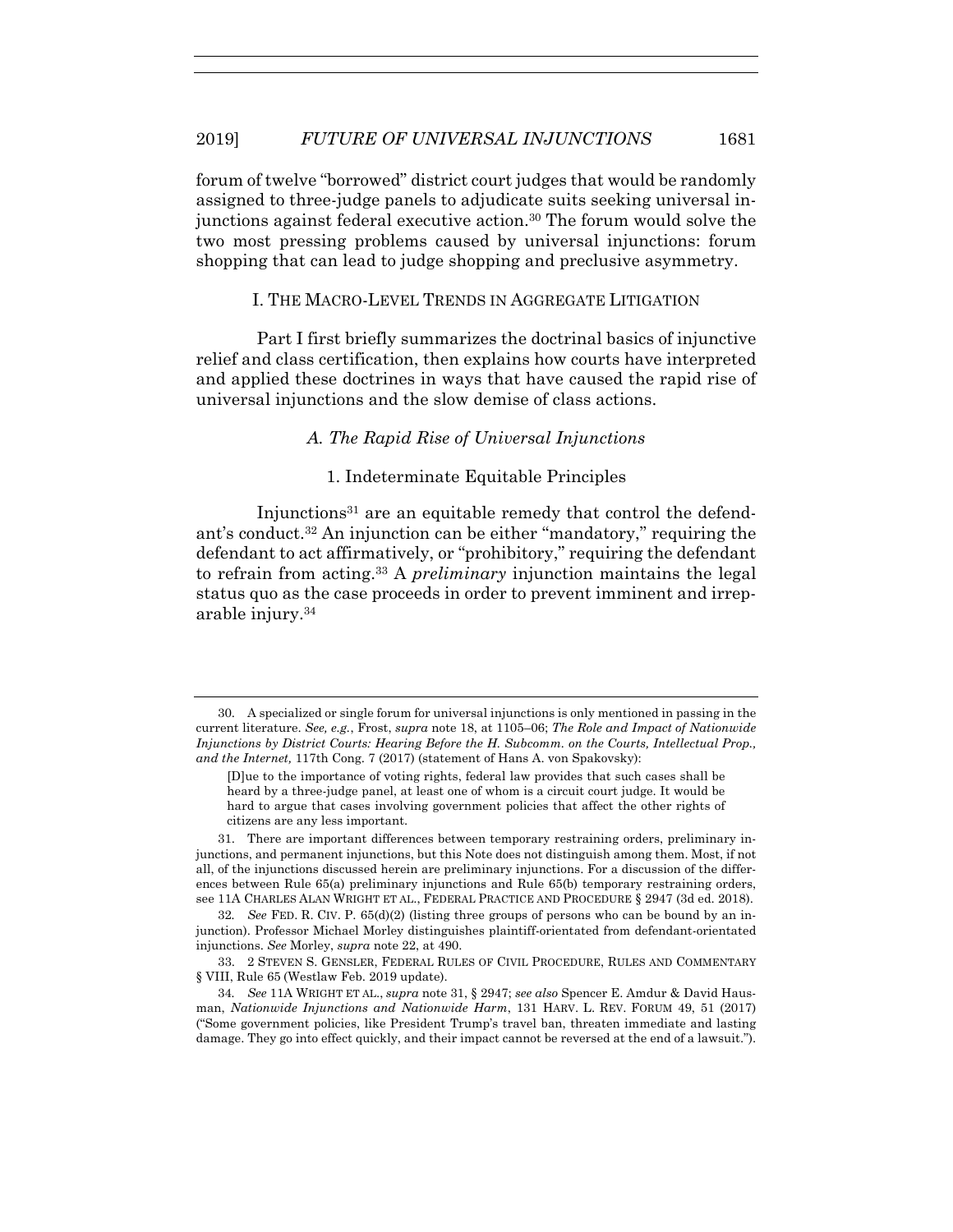forum of twelve "borrowed" district court judges that would be randomly assigned to three-judge panels to adjudicate suits seeking universal injunctions against federal executive action.[30] The forum would solve the two most pressing problems caused by universal injunctions: forum shopping that can lead to judge shopping and preclusive asymmetry.

## I. THE MACRO-LEVEL TRENDS IN AGGREGATE LITIGATION

Part I first briefly summarizes the doctrinal basics of injunctive relief and class certification, then explains how courts have interpreted and applied these doctrines in ways that have caused the rapid rise of universal injunctions and the slow demise of class actions.

### *A. The Rapid Rise of Universal Injunctions*

#### 1. Indeterminate Equitable Principles

Injunctions[31] are an equitable remedy that control the defendant's conduct.[32] An injunction can be either "mandatory," requiring the defendant to act affirmatively, or "prohibitory," requiring the defendant to refrain from acting.[33] A *preliminary* injunction maintains the legal status quo as the case proceeds in order to prevent imminent and irreparable injury.[34]

---

30. A specialized or single forum for universal injunctions is only mentioned in passing in the current literature. *See, e.g.*, Frost, *supra* note 18, at 1105–06; *The Role and Impact of Nationwide Injunctions by District Courts: Hearing Before the H. Subcomm. on the Courts, Intellectual Prop., and the Internet,* 117th Cong. 7 (2017) (statement of Hans A. von Spakovsky):

> [D]ue to the importance of voting rights, federal law provides that such cases shall be heard by a three-judge panel, at least one of whom is a circuit court judge. It would be hard to argue that cases involving government policies that affect the other rights of citizens are any less important.

31. There are important differences between temporary restraining orders, preliminary injunctions, and permanent injunctions, but this Note does not distinguish among them. Most, if not all, of the injunctions discussed herein are preliminary injunctions. For a discussion of the differences between Rule 65(a) preliminary injunctions and Rule 65(b) temporary restraining orders, see 11A CHARLES ALAN WRIGHT ET AL., FEDERAL PRACTICE AND PROCEDURE § 2947 (3d ed. 2018).

32. *See* FED. R. CIV. P. 65(d)(2) (listing three groups of persons who can be bound by an injunction). Professor Michael Morley distinguishes plaintiff-orientated from defendant-orientated injunctions. *See* Morley, *supra* note 22, at 490.

33. 2 STEVEN S. GENSLER, FEDERAL RULES OF CIVIL PROCEDURE, RULES AND COMMENTARY § VIII, Rule 65 (Westlaw Feb. 2019 update).

34. *See* 11A WRIGHT ET AL., *supra* note 31, § 2947; *see also* Spencer E. Amdur & David Hausman, *Nationwide Injunctions and Nationwide Harm*, 131 HARV. L. REV. FORUM 49, 51 (2017) ("Some government policies, like President Trump's travel ban, threaten immediate and lasting damage. They go into effect quickly, and their impact cannot be reversed at the end of a lawsuit.").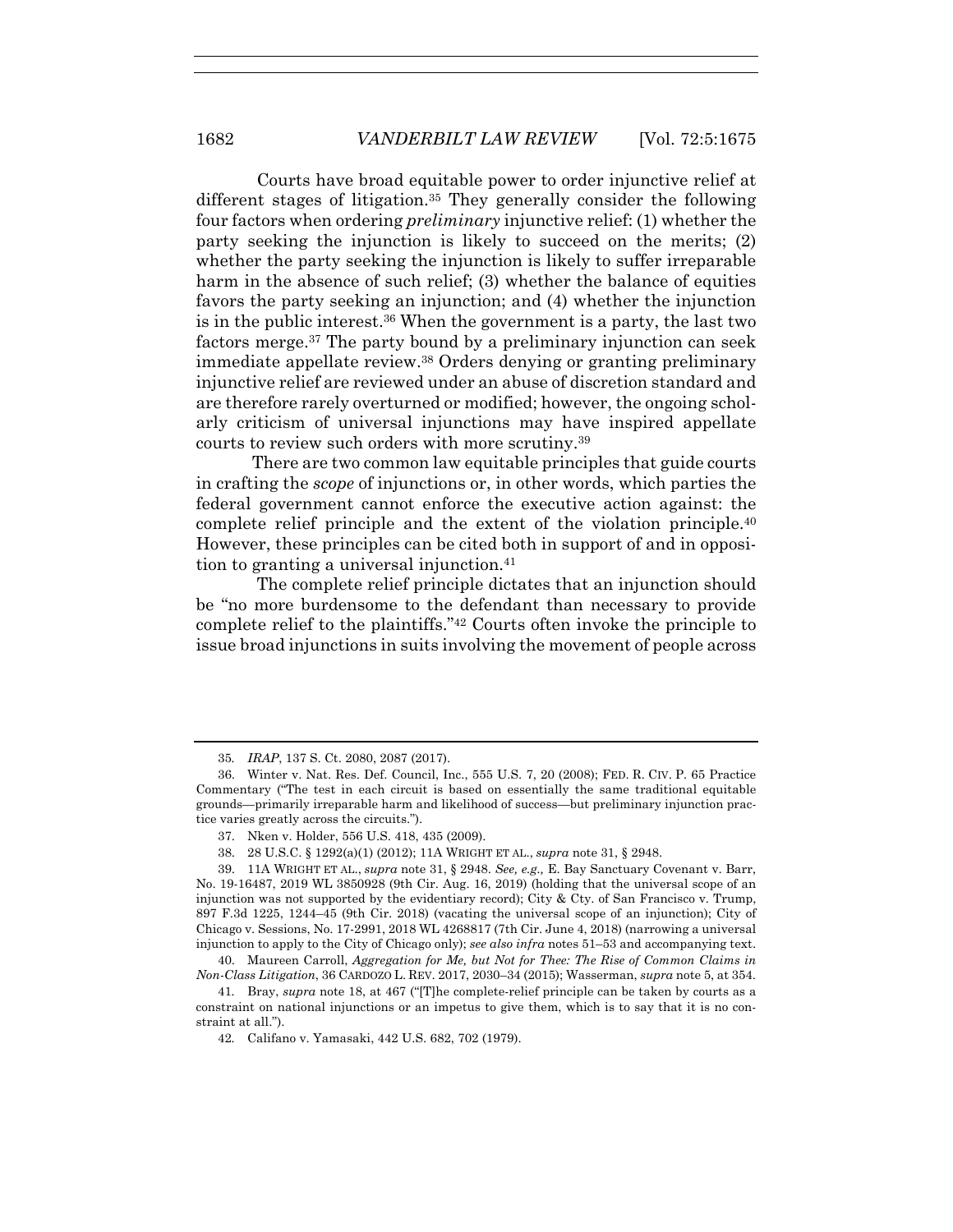Courts have broad equitable power to order injunctive relief at different stages of litigation.[35] They generally consider the following four factors when ordering *preliminary* injunctive relief: (1) whether the party seeking the injunction is likely to succeed on the merits; (2) whether the party seeking the injunction is likely to suffer irreparable harm in the absence of such relief; (3) whether the balance of equities favors the party seeking an injunction; and (4) whether the injunction is in the public interest.[36] When the government is a party, the last two factors merge.[37] The party bound by a preliminary injunction can seek immediate appellate review.[38] Orders denying or granting preliminary injunctive relief are reviewed under an abuse of discretion standard and are therefore rarely overturned or modified; however, the ongoing scholarly criticism of universal injunctions may have inspired appellate courts to review such orders with more scrutiny.[39]

There are two common law equitable principles that guide courts in crafting the *scope* of injunctions or, in other words, which parties the federal government cannot enforce the executive action against: the complete relief principle and the extent of the violation principle.[40] However, these principles can be cited both in support of and in opposition to granting a universal injunction.[41]

The complete relief principle dictates that an injunction should be "no more burdensome to the defendant than necessary to provide complete relief to the plaintiffs."[42] Courts often invoke the principle to issue broad injunctions in suits involving the movement of people across

---

35. *IRAP*, 137 S. Ct. 2080, 2087 (2017).

36. Winter v. Nat. Res. Def. Council, Inc., 555 U.S. 7, 20 (2008); FED. R. CIV. P. 65 Practice Commentary ("The test in each circuit is based on essentially the same traditional equitable grounds—primarily irreparable harm and likelihood of success—but preliminary injunction practice varies greatly across the circuits.").

37. Nken v. Holder, 556 U.S. 418, 435 (2009).

38. 28 U.S.C. § 1292(a)(1) (2012); 11A WRIGHT ET AL., *supra* note 31, § 2948.

39. 11A WRIGHT ET AL., *supra* note 31, § 2948. *See, e.g.,* E. Bay Sanctuary Covenant v. Barr, No. 19-16487, 2019 WL 3850928 (9th Cir. Aug. 16, 2019) (holding that the universal scope of an injunction was not supported by the evidentiary record); City & Cty. of San Francisco v. Trump, 897 F.3d 1225, 1244–45 (9th Cir. 2018) (vacating the universal scope of an injunction); City of Chicago v. Sessions, No. 17-2991, 2018 WL 4268817 (7th Cir. June 4, 2018) (narrowing a universal injunction to apply to the City of Chicago only); *see also infra* notes 51–53 and accompanying text.

40. Maureen Carroll, *Aggregation for Me, but Not for Thee: The Rise of Common Claims in Non-Class Litigation*, 36 CARDOZO L. REV. 2017, 2030–34 (2015); Wasserman, *supra* note 5, at 354.

41. Bray, *supra* note 18, at 467 ("[T]he complete-relief principle can be taken by courts as a constraint on national injunctions or an impetus to give them, which is to say that it is no constraint at all.").

42. Califano v. Yamasaki, 442 U.S. 682, 702 (1979).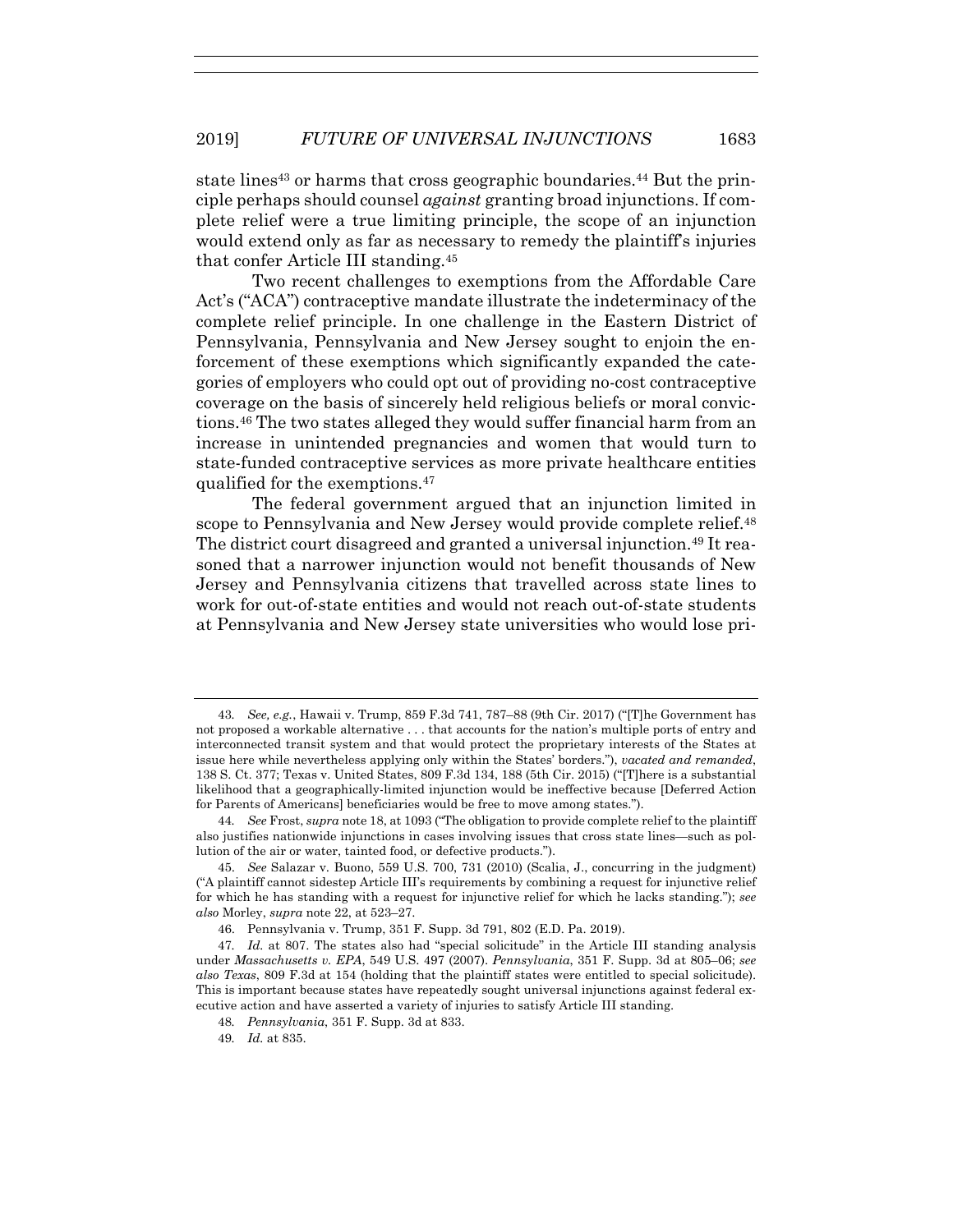state lines[43] or harms that cross geographic boundaries.[44] But the principle perhaps should counsel *against* granting broad injunctions. If complete relief were a true limiting principle, the scope of an injunction would extend only as far as necessary to remedy the plaintiff's injuries that confer Article III standing.[45]

Two recent challenges to exemptions from the Affordable Care Act's ("ACA") contraceptive mandate illustrate the indeterminacy of the complete relief principle. In one challenge in the Eastern District of Pennsylvania, Pennsylvania and New Jersey sought to enjoin the enforcement of these exemptions which significantly expanded the categories of employers who could opt out of providing no-cost contraceptive coverage on the basis of sincerely held religious beliefs or moral convictions.[46] The two states alleged they would suffer financial harm from an increase in unintended pregnancies and women that would turn to state-funded contraceptive services as more private healthcare entities qualified for the exemptions.[47]

The federal government argued that an injunction limited in scope to Pennsylvania and New Jersey would provide complete relief.[48] The district court disagreed and granted a universal injunction.[49] It reasoned that a narrower injunction would not benefit thousands of New Jersey and Pennsylvania citizens that travelled across state lines to work for out-of-state entities and would not reach out-of-state students at Pennsylvania and New Jersey state universities who would lose pri-

---

43. *See, e.g.*, Hawaii v. Trump, 859 F.3d 741, 787–88 (9th Cir. 2017) ("[T]he Government has not proposed a workable alternative . . . that accounts for the nation's multiple ports of entry and interconnected transit system and that would protect the proprietary interests of the States at issue here while nevertheless applying only within the States' borders."), *vacated and remanded*, 138 S. Ct. 377; Texas v. United States, 809 F.3d 134, 188 (5th Cir. 2015) ("[T]here is a substantial likelihood that a geographically-limited injunction would be ineffective because [Deferred Action for Parents of Americans] beneficiaries would be free to move among states.").

44. *See* Frost, *supra* note 18, at 1093 ("The obligation to provide complete relief to the plaintiff also justifies nationwide injunctions in cases involving issues that cross state lines—such as pollution of the air or water, tainted food, or defective products.").

45. *See* Salazar v. Buono, 559 U.S. 700, 731 (2010) (Scalia, J., concurring in the judgment) ("A plaintiff cannot sidestep Article III's requirements by combining a request for injunctive relief for which he has standing with a request for injunctive relief for which he lacks standing."); *see also* Morley, *supra* note 22, at 523–27.

46. Pennsylvania v. Trump, 351 F. Supp. 3d 791, 802 (E.D. Pa. 2019).

47. *Id.* at 807. The states also had "special solicitude" in the Article III standing analysis under *Massachusetts v. EPA*, 549 U.S. 497 (2007). *Pennsylvania*, 351 F. Supp. 3d at 805–06; *see also Texas*, 809 F.3d at 154 (holding that the plaintiff states were entitled to special solicitude). This is important because states have repeatedly sought universal injunctions against federal executive action and have asserted a variety of injuries to satisfy Article III standing.

48. *Pennsylvania*, 351 F. Supp. 3d at 833.

49. *Id.* at 835.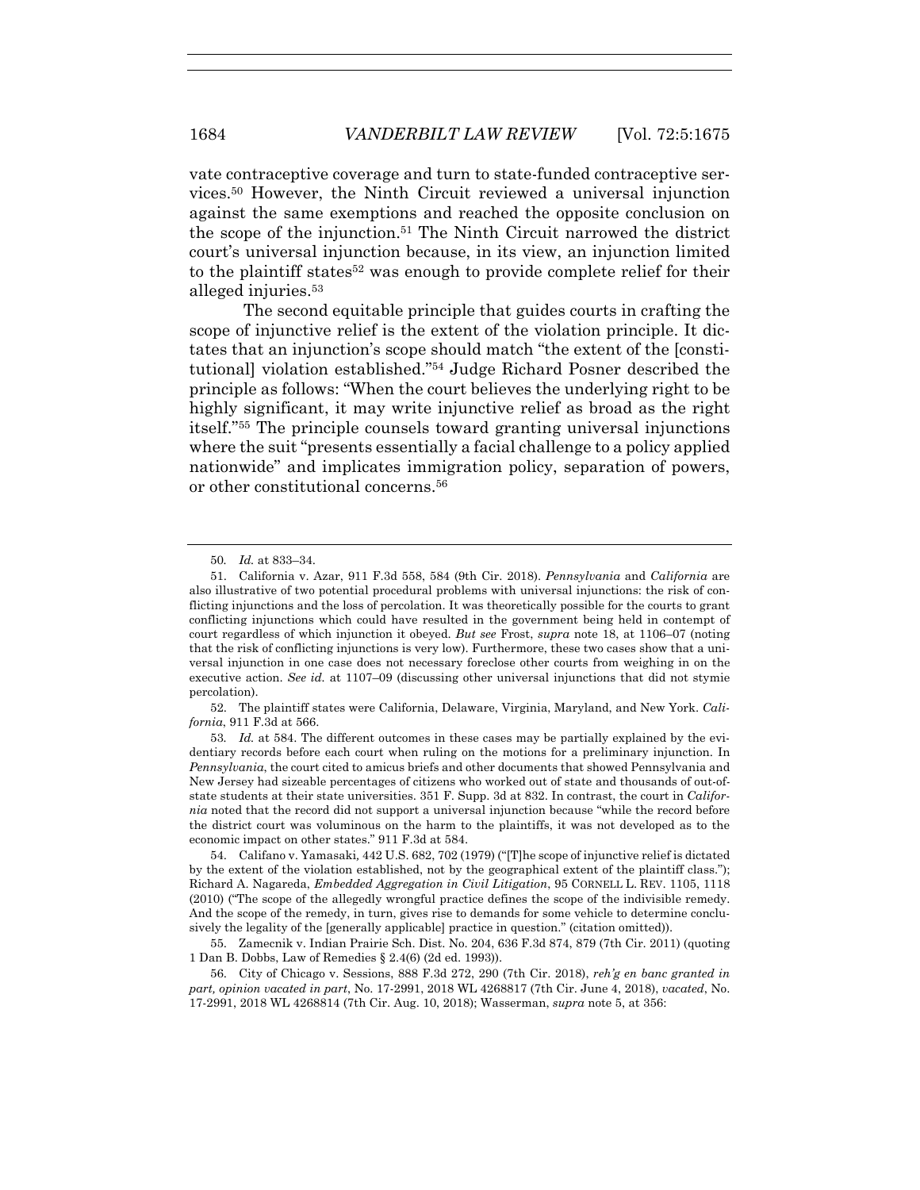vate contraceptive coverage and turn to state-funded contraceptive services.[50] However, the Ninth Circuit reviewed a universal injunction against the same exemptions and reached the opposite conclusion on the scope of the injunction.[51] The Ninth Circuit narrowed the district court's universal injunction because, in its view, an injunction limited to the plaintiff states[52] was enough to provide complete relief for their alleged injuries.[53]

The second equitable principle that guides courts in crafting the scope of injunctive relief is the extent of the violation principle. It dictates that an injunction's scope should match "the extent of the [constitutional] violation established."[54] Judge Richard Posner described the principle as follows: "When the court believes the underlying right to be highly significant, it may write injunctive relief as broad as the right itself."[55] The principle counsels toward granting universal injunctions where the suit "presents essentially a facial challenge to a policy applied nationwide" and implicates immigration policy, separation of powers, or other constitutional concerns.[56]

---

50. *Id.* at 833–34.

51. California v. Azar, 911 F.3d 558, 584 (9th Cir. 2018). *Pennsylvania* and *California* are also illustrative of two potential procedural problems with universal injunctions: the risk of conflicting injunctions and the loss of percolation. It was theoretically possible for the courts to grant conflicting injunctions which could have resulted in the government being held in contempt of court regardless of which injunction it obeyed. *But see* Frost, *supra* note 18, at 1106–07 (noting that the risk of conflicting injunctions is very low). Furthermore, these two cases show that a universal injunction in one case does not necessary foreclose other courts from weighing in on the executive action. *See id.* at 1107–09 (discussing other universal injunctions that did not stymie percolation).

52. The plaintiff states were California, Delaware, Virginia, Maryland, and New York. *California*, 911 F.3d at 566.

53. *Id.* at 584. The different outcomes in these cases may be partially explained by the evidentiary records before each court when ruling on the motions for a preliminary injunction. In *Pennsylvania*, the court cited to amicus briefs and other documents that showed Pennsylvania and New Jersey had sizeable percentages of citizens who worked out of state and thousands of out-of-state students at their state universities. 351 F. Supp. 3d at 832. In contrast, the court in *California* noted that the record did not support a universal injunction because "while the record before the district court was voluminous on the harm to the plaintiffs, it was not developed as to the economic impact on other states." 911 F.3d at 584.

54. Califano v. Yamasaki, 442 U.S. 682, 702 (1979) ("[T]he scope of injunctive relief is dictated by the extent of the violation established, not by the geographical extent of the plaintiff class."); Richard A. Nagareda, *Embedded Aggregation in Civil Litigation*, 95 CORNELL L. REV. 1105, 1118 (2010) ("The scope of the allegedly wrongful practice defines the scope of the indivisible remedy. And the scope of the remedy, in turn, gives rise to demands for some vehicle to determine conclusively the legality of the [generally applicable] practice in question." (citation omitted)).

55. Zamecnik v. Indian Prairie Sch. Dist. No. 204, 636 F.3d 874, 879 (7th Cir. 2011) (quoting 1 Dan B. Dobbs, Law of Remedies § 2.4(6) (2d ed. 1993)).

56. City of Chicago v. Sessions, 888 F.3d 272, 290 (7th Cir. 2018), *reh'g en banc granted in part, opinion vacated in part*, No. 17-2991, 2018 WL 4268817 (7th Cir. June 4, 2018), *vacated*, No. 17-2991, 2018 WL 4268814 (7th Cir. Aug. 10, 2018); Wasserman, *supra* note 5, at 356: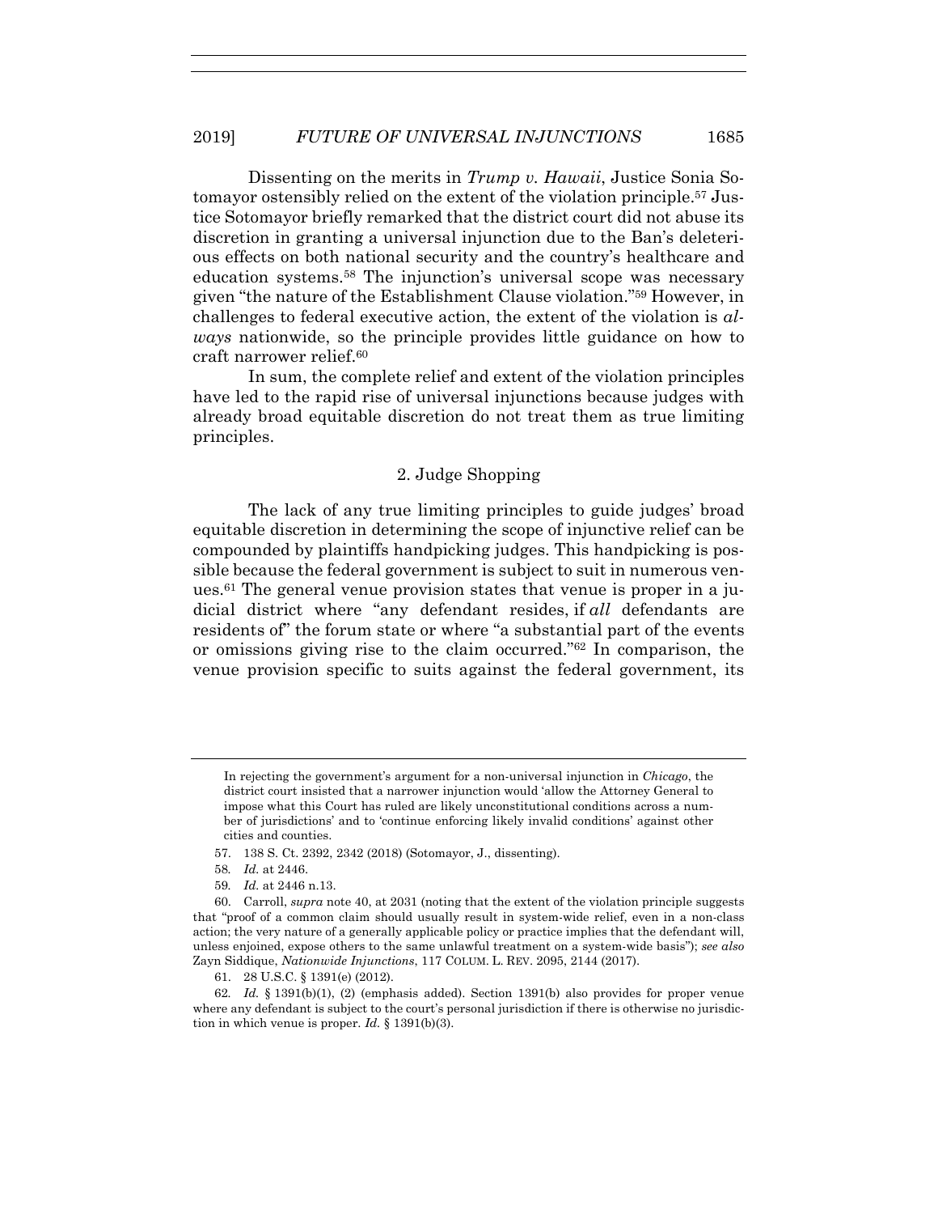Dissenting on the merits in *Trump v. Hawaii*, Justice Sonia Sotomayor ostensibly relied on the extent of the violation principle.[57] Justice Sotomayor briefly remarked that the district court did not abuse its discretion in granting a universal injunction due to the Ban's deleterious effects on both national security and the country's healthcare and education systems.[58] The injunction's universal scope was necessary given "the nature of the Establishment Clause violation."[59] However, in challenges to federal executive action, the extent of the violation is *always* nationwide, so the principle provides little guidance on how to craft narrower relief.[60]

In sum, the complete relief and extent of the violation principles have led to the rapid rise of universal injunctions because judges with already broad equitable discretion do not treat them as true limiting principles.

### 2. Judge Shopping

The lack of any true limiting principles to guide judges' broad equitable discretion in determining the scope of injunctive relief can be compounded by plaintiffs handpicking judges. This handpicking is possible because the federal government is subject to suit in numerous venues.[61] The general venue provision states that venue is proper in a judicial district where "any defendant resides, if *all* defendants are residents of" the forum state or where "a substantial part of the events or omissions giving rise to the claim occurred."[62] In comparison, the venue provision specific to suits against the federal government, its

---

In rejecting the government's argument for a non-universal injunction in *Chicago*, the district court insisted that a narrower injunction would 'allow the Attorney General to impose what this Court has ruled are likely unconstitutional conditions across a number of jurisdictions' and to 'continue enforcing likely invalid conditions' against other cities and counties.

57. 138 S. Ct. 2392, 2342 (2018) (Sotomayor, J., dissenting).

58. *Id.* at 2446.

59. *Id.* at 2446 n.13.

60. Carroll, *supra* note 40, at 2031 (noting that the extent of the violation principle suggests that "proof of a common claim should usually result in system-wide relief, even in a non-class action; the very nature of a generally applicable policy or practice implies that the defendant will, unless enjoined, expose others to the same unlawful treatment on a system-wide basis"); *see also* Zayn Siddique, *Nationwide Injunctions*, 117 COLUM. L. REV. 2095, 2144 (2017).

61. 28 U.S.C. § 1391(e) (2012).

62. *Id.* § 1391(b)(1), (2) (emphasis added). Section 1391(b) also provides for proper venue where any defendant is subject to the court's personal jurisdiction if there is otherwise no jurisdiction in which venue is proper. *Id.* § 1391(b)(3).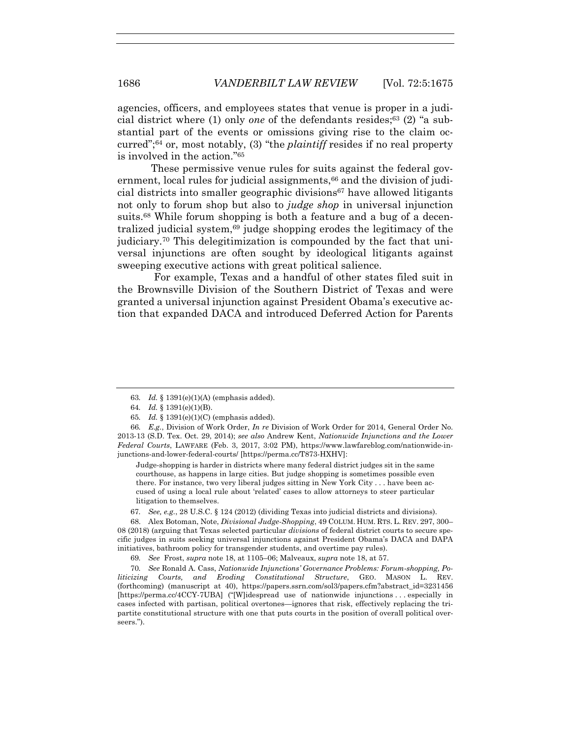agencies, officers, and employees states that venue is proper in a judicial district where (1) only *one* of the defendants resides;[63] (2) "a substantial part of the events or omissions giving rise to the claim occurred";[64] or, most notably, (3) "the *plaintiff* resides if no real property is involved in the action."[65]

These permissive venue rules for suits against the federal government, local rules for judicial assignments,[66] and the division of judicial districts into smaller geographic divisions[67] have allowed litigants not only to forum shop but also to *judge shop* in universal injunction suits.[68] While forum shopping is both a feature and a bug of a decentralized judicial system,[69] judge shopping erodes the legitimacy of the judiciary.[70] This delegitimization is compounded by the fact that universal injunctions are often sought by ideological litigants against sweeping executive actions with great political salience.

For example, Texas and a handful of other states filed suit in the Brownsville Division of the Southern District of Texas and were granted a universal injunction against President Obama's executive action that expanded DACA and introduced Deferred Action for Parents

---

63. *Id.* § 1391(e)(1)(A) (emphasis added).

64. *Id.* § 1391(e)(1)(B).

65. *Id.* § 1391(e)(1)(C) (emphasis added).

66. *E.g.*, Division of Work Order, *In re* Division of Work Order for 2014, General Order No. 2013-13 (S.D. Tex. Oct. 29, 2014); *see also* Andrew Kent, *Nationwide Injunctions and the Lower Federal Courts*, LAWFARE (Feb. 3, 2017, 3:02 PM), https://www.lawfareblog.com/nationwide-injunctions-and-lower-federal-courts/ [https://perma.cc/T873-HXHV]:

> Judge-shopping is harder in districts where many federal district judges sit in the same courthouse, as happens in large cities. But judge shopping is sometimes possible even there. For instance, two very liberal judges sitting in New York City . . . have been accused of using a local rule about 'related' cases to allow attorneys to steer particular litigation to themselves.

67. *See, e.g.*, 28 U.S.C. § 124 (2012) (dividing Texas into judicial districts and divisions).

68. Alex Botoman, Note, *Divisional Judge-Shopping*, 49 COLUM. HUM. RTS. L. REV. 297, 300–08 (2018) (arguing that Texas selected particular *divisions* of federal district courts to secure specific judges in suits seeking universal injunctions against President Obama's DACA and DAPA initiatives, bathroom policy for transgender students, and overtime pay rules).

69. *See* Frost, *supra* note 18, at 1105–06; Malveaux, *supra* note 18, at 57.

70. *See* Ronald A. Cass, *Nationwide Injunctions' Governance Problems: Forum-shopping, Politicizing Courts, and Eroding Constitutional Structure*, GEO. MASON L. REV. (forthcoming) (manuscript at 40), https://papers.ssrn.com/sol3/papers.cfm?abstract_id=3231456 [https://perma.cc/4CCY-7UBA] ("[W]idespread use of nationwide injunctions . . . especially in cases infected with partisan, political overtones—ignores that risk, effectively replacing the tripartite constitutional structure with one that puts courts in the position of overall political overseers.").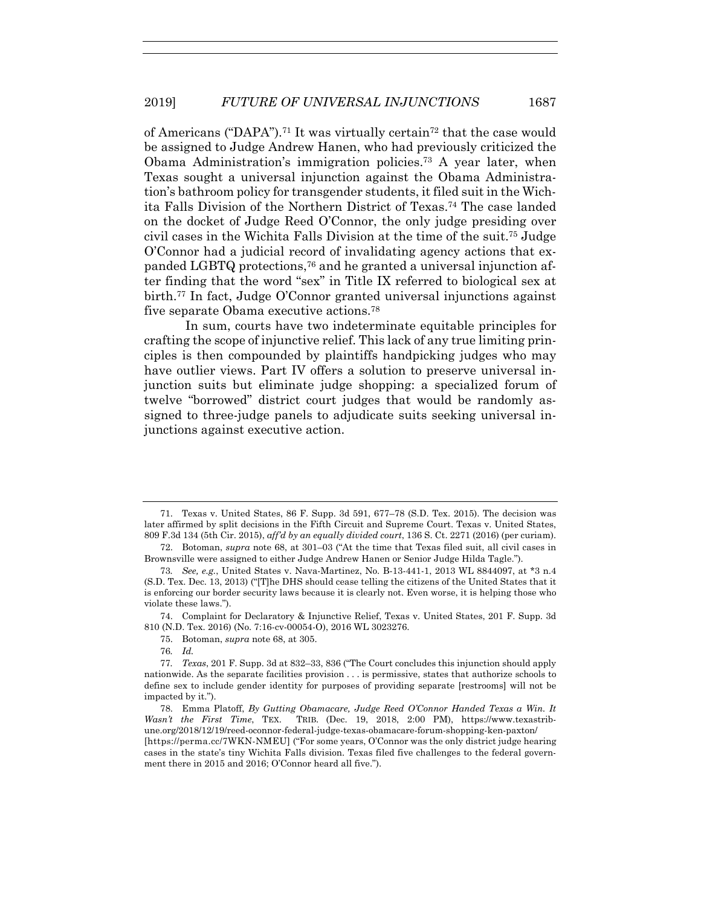of Americans ("DAPA").[71] It was virtually certain[72] that the case would be assigned to Judge Andrew Hanen, who had previously criticized the Obama Administration's immigration policies.[73] A year later, when Texas sought a universal injunction against the Obama Administration's bathroom policy for transgender students, it filed suit in the Wichita Falls Division of the Northern District of Texas.[74] The case landed on the docket of Judge Reed O'Connor, the only judge presiding over civil cases in the Wichita Falls Division at the time of the suit.[75] Judge O'Connor had a judicial record of invalidating agency actions that expanded LGBTQ protections,[76] and he granted a universal injunction after finding that the word "sex" in Title IX referred to biological sex at birth.[77] In fact, Judge O'Connor granted universal injunctions against five separate Obama executive actions.[78]

In sum, courts have two indeterminate equitable principles for crafting the scope of injunctive relief. This lack of any true limiting principles is then compounded by plaintiffs handpicking judges who may have outlier views. Part IV offers a solution to preserve universal injunction suits but eliminate judge shopping: a specialized forum of twelve "borrowed" district court judges that would be randomly assigned to three-judge panels to adjudicate suits seeking universal injunctions against executive action.

---

71. Texas v. United States, 86 F. Supp. 3d 591, 677–78 (S.D. Tex. 2015). The decision was later affirmed by split decisions in the Fifth Circuit and Supreme Court. Texas v. United States, 809 F.3d 134 (5th Cir. 2015), *aff'd by an equally divided court*, 136 S. Ct. 2271 (2016) (per curiam).

72. Botoman, *supra* note 68, at 301–03 ("At the time that Texas filed suit, all civil cases in Brownsville were assigned to either Judge Andrew Hanen or Senior Judge Hilda Tagle.").

73. *See, e.g.*, United States v. Nava-Martinez, No. B-13-441-1, 2013 WL 8844097, at *3 n.4 (S.D. Tex. Dec. 13, 2013) ("[T]he DHS should cease telling the citizens of the United States that it is enforcing our border security laws because it is clearly not. Even worse, it is helping those who violate these laws.").

74. Complaint for Declaratory & Injunctive Relief, Texas v. United States, 201 F. Supp. 3d 810 (N.D. Tex. 2016) (No. 7:16-cv-00054-O), 2016 WL 3023276.

75. Botoman, *supra* note 68, at 305.

76. *Id.*

77. *Texas*, 201 F. Supp. 3d at 832–33, 836 ("The Court concludes this injunction should apply nationwide. As the separate facilities provision . . . is permissive, states that authorize schools to define sex to include gender identity for purposes of providing separate [restrooms] will not be impacted by it.").

78. Emma Platoff, *By Gutting Obamacare, Judge Reed O'Connor Handed Texas a Win. It Wasn't the First Time*, TEX. TRIB. (Dec. 19, 2018, 2:00 PM), https://www.texastribune.org/2018/12/19/reed-oconnor-federal-judge-texas-obamacare-forum-shopping-ken-paxton/ [https://perma.cc/7WKN-NMEU] ("For some years, O'Connor was the only district judge hearing cases in the state's tiny Wichita Falls division. Texas filed five challenges to the federal government there in 2015 and 2016; O'Connor heard all five.").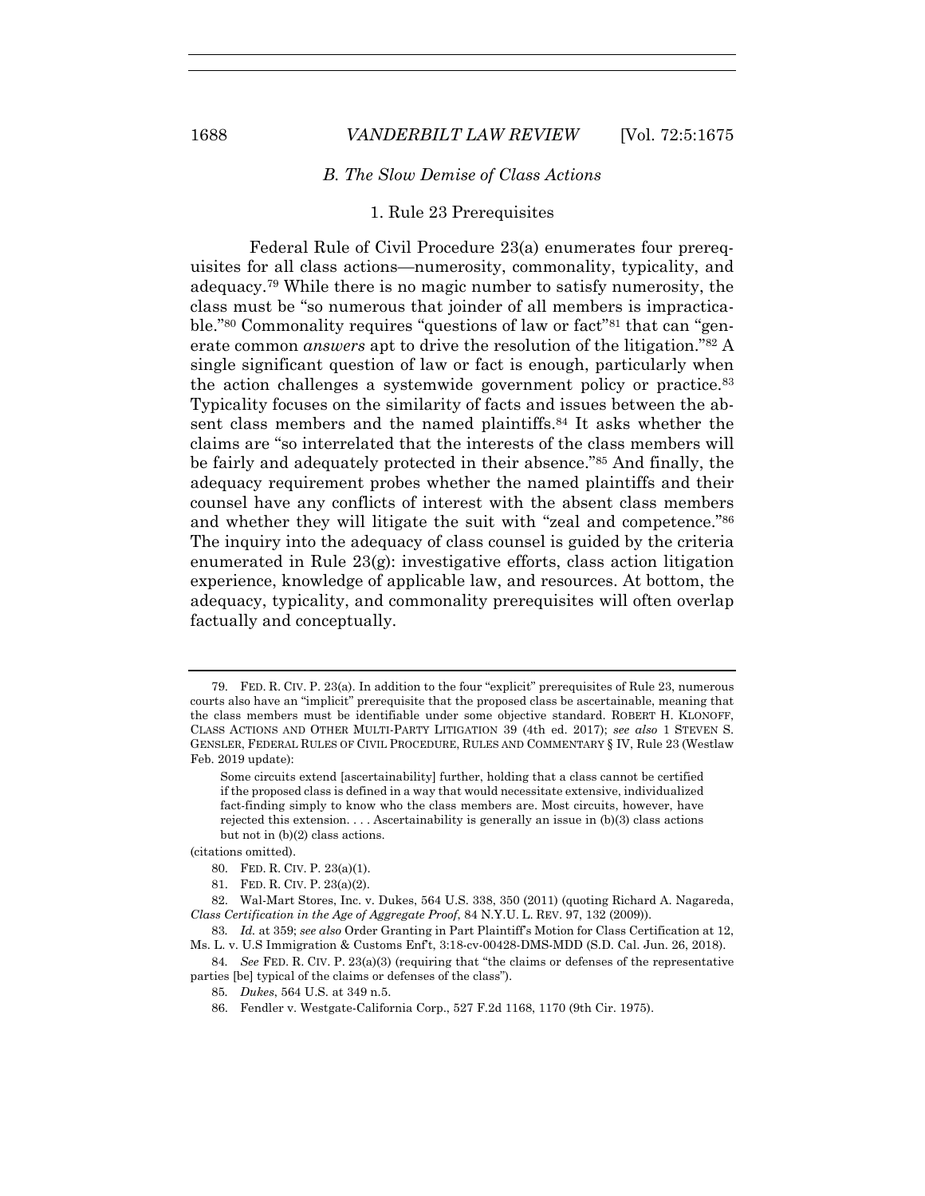### *B. The Slow Demise of Class Actions*

#### 1. Rule 23 Prerequisites

Federal Rule of Civil Procedure 23(a) enumerates four prerequisites for all class actions—numerosity, commonality, typicality, and adequacy.[79] While there is no magic number to satisfy numerosity, the class must be "so numerous that joinder of all members is impracticable."[80] Commonality requires "questions of law or fact"[81] that can "generate common *answers* apt to drive the resolution of the litigation."[82] A single significant question of law or fact is enough, particularly when the action challenges a systemwide government policy or practice.[83] Typicality focuses on the similarity of facts and issues between the absent class members and the named plaintiffs.[84] It asks whether the claims are "so interrelated that the interests of the class members will be fairly and adequately protected in their absence."[85] And finally, the adequacy requirement probes whether the named plaintiffs and their counsel have any conflicts of interest with the absent class members and whether they will litigate the suit with "zeal and competence."[86] The inquiry into the adequacy of class counsel is guided by the criteria enumerated in Rule 23(g): investigative efforts, class action litigation experience, knowledge of applicable law, and resources. At bottom, the adequacy, typicality, and commonality prerequisites will often overlap factually and conceptually.

---

79. FED. R. CIV. P. 23(a). In addition to the four "explicit" prerequisites of Rule 23, numerous courts also have an "implicit" prerequisite that the proposed class be ascertainable, meaning that the class members must be identifiable under some objective standard. ROBERT H. KLONOFF, CLASS ACTIONS AND OTHER MULTI-PARTY LITIGATION 39 (4th ed. 2017); *see also* 1 STEVEN S. GENSLER, FEDERAL RULES OF CIVIL PROCEDURE, RULES AND COMMENTARY § IV, Rule 23 (Westlaw Feb. 2019 update):

> Some circuits extend [ascertainability] further, holding that a class cannot be certified if the proposed class is defined in a way that would necessitate extensive, individualized fact-finding simply to know who the class members are. Most circuits, however, have rejected this extension. . . . Ascertainability is generally an issue in (b)(3) class actions but not in (b)(2) class actions.

(citations omitted).

80. FED. R. CIV. P. 23(a)(1).

81. FED. R. CIV. P. 23(a)(2).

82. Wal-Mart Stores, Inc. v. Dukes, 564 U.S. 338, 350 (2011) (quoting Richard A. Nagareda, *Class Certification in the Age of Aggregate Proof*, 84 N.Y.U. L. REV. 97, 132 (2009)).

83. *Id.* at 359; *see also* Order Granting in Part Plaintiff's Motion for Class Certification at 12, Ms. L. v. U.S Immigration & Customs Enf't, 3:18-cv-00428-DMS-MDD (S.D. Cal. Jun. 26, 2018).

84. *See* FED. R. CIV. P. 23(a)(3) (requiring that "the claims or defenses of the representative parties [be] typical of the claims or defenses of the class").

85. *Dukes*, 564 U.S. at 349 n.5.

86. Fendler v. Westgate-California Corp., 527 F.2d 1168, 1170 (9th Cir. 1975).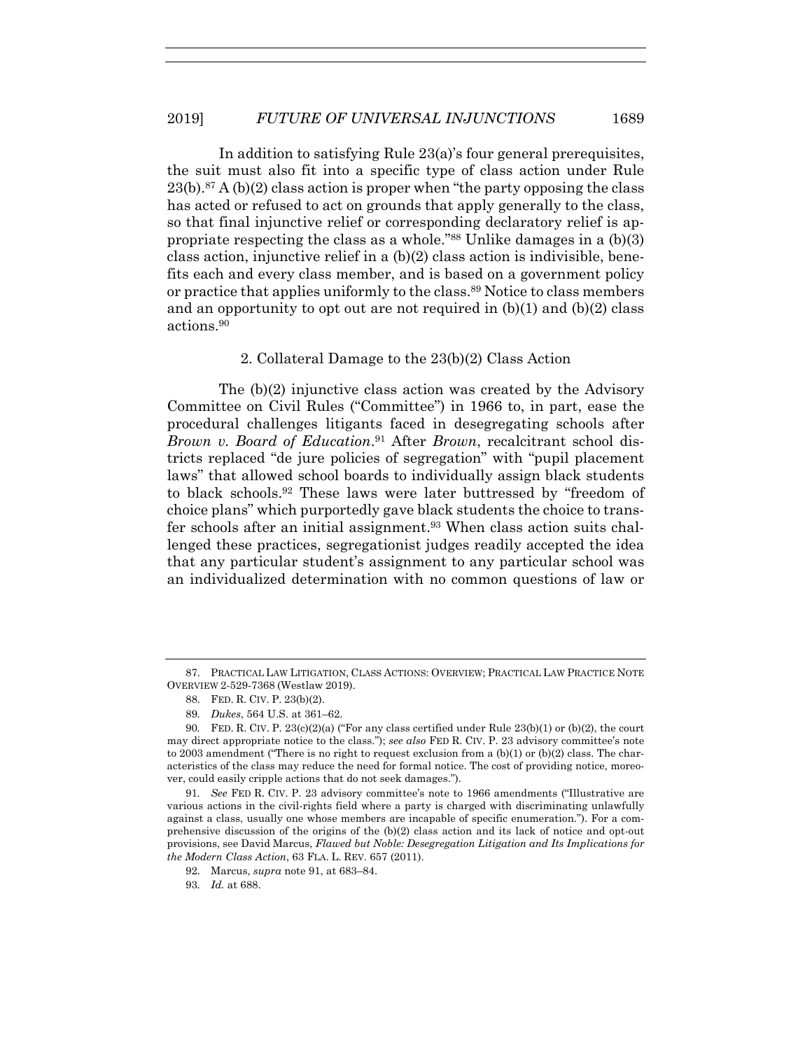In addition to satisfying Rule 23(a)'s four general prerequisites, the suit must also fit into a specific type of class action under Rule 23(b).[87] A (b)(2) class action is proper when "the party opposing the class has acted or refused to act on grounds that apply generally to the class, so that final injunctive relief or corresponding declaratory relief is appropriate respecting the class as a whole."[88] Unlike damages in a (b)(3) class action, injunctive relief in a (b)(2) class action is indivisible, benefits each and every class member, and is based on a government policy or practice that applies uniformly to the class.[89] Notice to class members and an opportunity to opt out are not required in (b)(1) and (b)(2) class actions.[90]

### 2. Collateral Damage to the 23(b)(2) Class Action

The (b)(2) injunctive class action was created by the Advisory Committee on Civil Rules ("Committee") in 1966 to, in part, ease the procedural challenges litigants faced in desegregating schools after *Brown v. Board of Education*.[91] After *Brown*, recalcitrant school districts replaced "de jure policies of segregation" with "pupil placement laws" that allowed school boards to individually assign black students to black schools.[92] These laws were later buttressed by "freedom of choice plans" which purportedly gave black students the choice to transfer schools after an initial assignment.[93] When class action suits challenged these practices, segregationist judges readily accepted the idea that any particular student's assignment to any particular school was an individualized determination with no common questions of law or

---

87. PRACTICAL LAW LITIGATION, CLASS ACTIONS: OVERVIEW; PRACTICAL LAW PRACTICE NOTE OVERVIEW 2-529-7368 (Westlaw 2019).

88. FED. R. CIV. P. 23(b)(2).

89. *Dukes*, 564 U.S. at 361–62.

90. FED. R. CIV. P. 23(c)(2)(a) ("For any class certified under Rule 23(b)(1) or (b)(2), the court may direct appropriate notice to the class."); *see also* FED R. CIV. P. 23 advisory committee's note to 2003 amendment ("There is no right to request exclusion from a (b)(1) or (b)(2) class. The characteristics of the class may reduce the need for formal notice. The cost of providing notice, moreover, could easily cripple actions that do not seek damages.").

91. *See* FED R. CIV. P. 23 advisory committee's note to 1966 amendments ("Illustrative are various actions in the civil-rights field where a party is charged with discriminating unlawfully against a class, usually one whose members are incapable of specific enumeration."). For a comprehensive discussion of the origins of the (b)(2) class action and its lack of notice and opt-out provisions, see David Marcus, *Flawed but Noble: Desegregation Litigation and Its Implications for the Modern Class Action*, 63 FLA. L. REV. 657 (2011).

92. Marcus, *supra* note 91, at 683–84.

93. *Id.* at 688.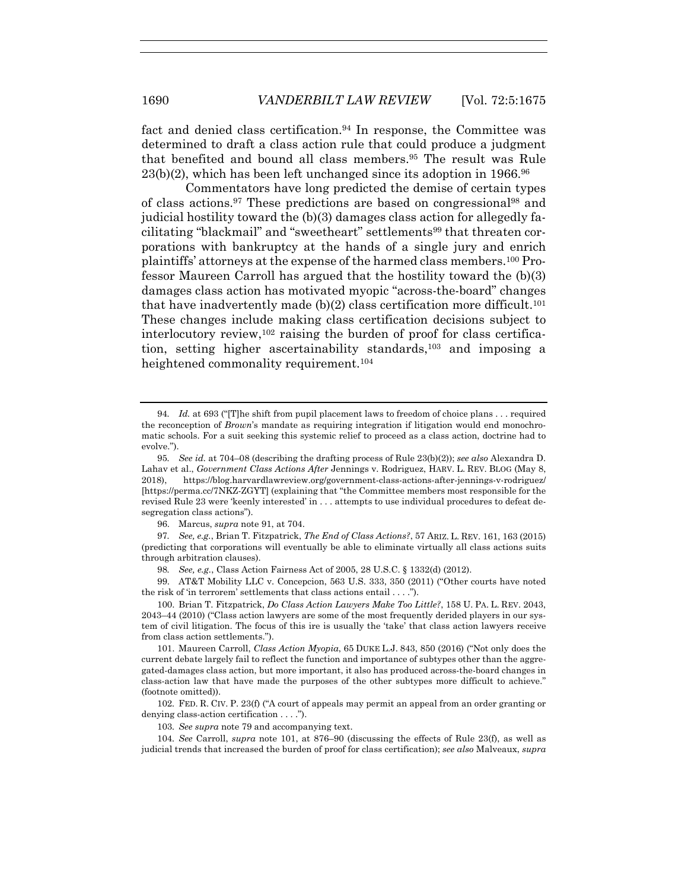fact and denied class certification.[94] In response, the Committee was determined to draft a class action rule that could produce a judgment that benefited and bound all class members.[95] The result was Rule 23(b)(2), which has been left unchanged since its adoption in 1966.[96]

Commentators have long predicted the demise of certain types of class actions.[97] These predictions are based on congressional[98] and judicial hostility toward the (b)(3) damages class action for allegedly facilitating "blackmail" and "sweetheart" settlements[99] that threaten corporations with bankruptcy at the hands of a single jury and enrich plaintiffs' attorneys at the expense of the harmed class members.[100] Professor Maureen Carroll has argued that the hostility toward the (b)(3) damages class action has motivated myopic "across-the-board" changes that have inadvertently made (b)(2) class certification more difficult.[101] These changes include making class certification decisions subject to interlocutory review,[102] raising the burden of proof for class certification, setting higher ascertainability standards,[103] and imposing a heightened commonality requirement.[104]

---

94. *Id.* at 693 ("[T]he shift from pupil placement laws to freedom of choice plans . . . required the reconception of *Brown*'s mandate as requiring integration if litigation would end monochromatic schools. For a suit seeking this systemic relief to proceed as a class action, doctrine had to evolve.").

95. *See id.* at 704–08 (describing the drafting process of Rule 23(b)(2)); *see also* Alexandra D. Lahav et al., *Government Class Actions After* Jennings v. Rodriguez, HARV. L. REV. BLOG (May 8, 2018), https://blog.harvardlawreview.org/government-class-actions-after-jennings-v-rodriguez/ [https://perma.cc/7NKZ-ZGYT] (explaining that "the Committee members most responsible for the revised Rule 23 were 'keenly interested' in . . . attempts to use individual procedures to defeat desegregation class actions").

96. Marcus, *supra* note 91, at 704.

97. *See, e.g.*, Brian T. Fitzpatrick, *The End of Class Actions?*, 57 ARIZ. L. REV. 161, 163 (2015) (predicting that corporations will eventually be able to eliminate virtually all class actions suits through arbitration clauses).

98. *See, e.g.*, Class Action Fairness Act of 2005, 28 U.S.C. § 1332(d) (2012).

99. AT&T Mobility LLC v. Concepcion, 563 U.S. 333, 350 (2011) ("Other courts have noted the risk of 'in terrorem' settlements that class actions entail . . . .").

100. Brian T. Fitzpatrick, *Do Class Action Lawyers Make Too Little?*, 158 U. PA. L. REV. 2043, 2043–44 (2010) ("Class action lawyers are some of the most frequently derided players in our system of civil litigation. The focus of this ire is usually the 'take' that class action lawyers receive from class action settlements.").

101. Maureen Carroll, *Class Action Myopia*, 65 DUKE L.J. 843, 850 (2016) ("Not only does the current debate largely fail to reflect the function and importance of subtypes other than the aggregated-damages class action, but more important, it also has produced across-the-board changes in class-action law that have made the purposes of the other subtypes more difficult to achieve." (footnote omitted)).

102. FED. R. CIV. P. 23(f) ("A court of appeals may permit an appeal from an order granting or denying class-action certification . . . .").

103. *See supra* note 79 and accompanying text.

104. *See* Carroll, *supra* note 101, at 876–90 (discussing the effects of Rule 23(f), as well as judicial trends that increased the burden of proof for class certification); *see also* Malveaux, *supra*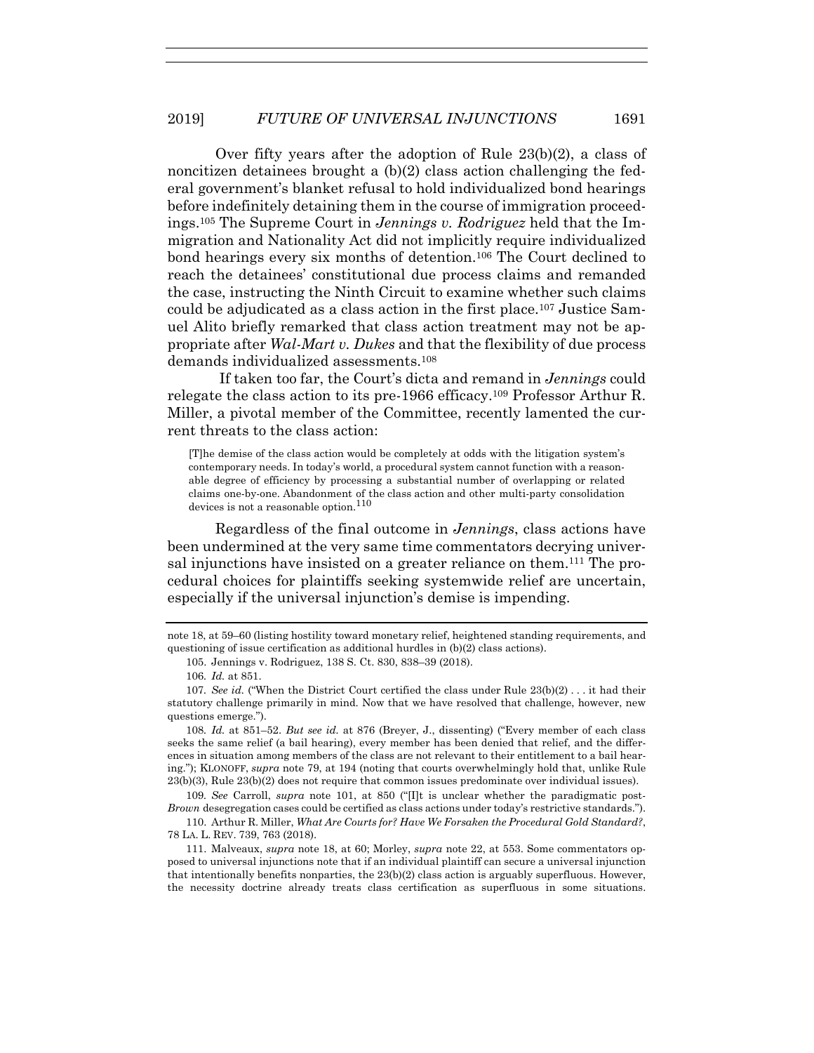Over fifty years after the adoption of Rule 23(b)(2), a class of noncitizen detainees brought a (b)(2) class action challenging the federal government's blanket refusal to hold individualized bond hearings before indefinitely detaining them in the course of immigration proceedings.[105] The Supreme Court in *Jennings v. Rodriguez* held that the Immigration and Nationality Act did not implicitly require individualized bond hearings every six months of detention.[106] The Court declined to reach the detainees' constitutional due process claims and remanded the case, instructing the Ninth Circuit to examine whether such claims could be adjudicated as a class action in the first place.[107] Justice Samuel Alito briefly remarked that class action treatment may not be appropriate after *Wal-Mart v. Dukes* and that the flexibility of due process demands individualized assessments.[108]

If taken too far, the Court's dicta and remand in *Jennings* could relegate the class action to its pre-1966 efficacy.[109] Professor Arthur R. Miller, a pivotal member of the Committee, recently lamented the current threats to the class action:

> [T]he demise of the class action would be completely at odds with the litigation system's contemporary needs. In today's world, a procedural system cannot function with a reasonable degree of efficiency by processing a substantial number of overlapping or related claims one-by-one. Abandonment of the class action and other multi-party consolidation devices is not a reasonable option.[110]

Regardless of the final outcome in *Jennings*, class actions have been undermined at the very same time commentators decrying universal injunctions have insisted on a greater reliance on them.[111] The procedural choices for plaintiffs seeking systemwide relief are uncertain, especially if the universal injunction's demise is impending.

---

note 18, at 59–60 (listing hostility toward monetary relief, heightened standing requirements, and questioning of issue certification as additional hurdles in (b)(2) class actions).

105. Jennings v. Rodriguez, 138 S. Ct. 830, 838–39 (2018).

106. *Id.* at 851.

107. *See id.* ("When the District Court certified the class under Rule 23(b)(2) . . . it had their statutory challenge primarily in mind. Now that we have resolved that challenge, however, new questions emerge.").

108. *Id.* at 851–52. *But see id.* at 876 (Breyer, J., dissenting) ("Every member of each class seeks the same relief (a bail hearing), every member has been denied that relief, and the differences in situation among members of the class are not relevant to their entitlement to a bail hearing."); KLONOFF, *supra* note 79, at 194 (noting that courts overwhelmingly hold that, unlike Rule 23(b)(3), Rule 23(b)(2) does not require that common issues predominate over individual issues).

109. *See* Carroll, *supra* note 101, at 850 ("[I]t is unclear whether the paradigmatic post-*Brown* desegregation cases could be certified as class actions under today's restrictive standards.").

110. Arthur R. Miller, *What Are Courts for? Have We Forsaken the Procedural Gold Standard?*, 78 LA. L. REV. 739, 763 (2018).

111. Malveaux, *supra* note 18, at 60; Morley, *supra* note 22, at 553. Some commentators opposed to universal injunctions note that if an individual plaintiff can secure a universal injunction that intentionally benefits nonparties, the 23(b)(2) class action is arguably superfluous. However, the necessity doctrine already treats class certification as superfluous in some situations.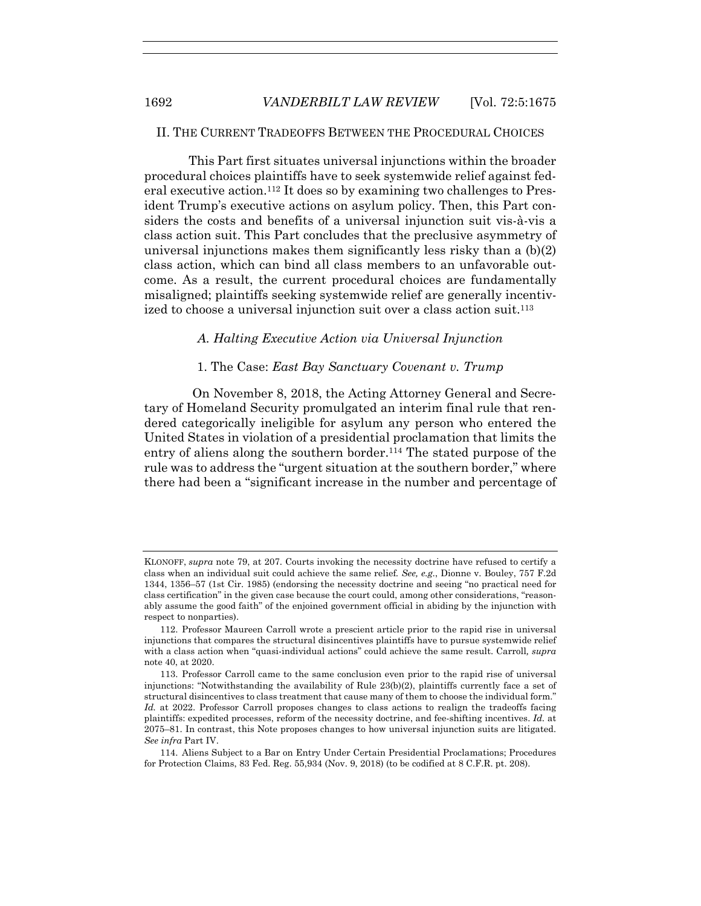## II. THE CURRENT TRADEOFFS BETWEEN THE PROCEDURAL CHOICES

This Part first situates universal injunctions within the broader procedural choices plaintiffs have to seek systemwide relief against federal executive action.[112] It does so by examining two challenges to President Trump's executive actions on asylum policy. Then, this Part considers the costs and benefits of a universal injunction suit vis-à-vis a class action suit. This Part concludes that the preclusive asymmetry of universal injunctions makes them significantly less risky than a (b)(2) class action, which can bind all class members to an unfavorable outcome. As a result, the current procedural choices are fundamentally misaligned; plaintiffs seeking systemwide relief are generally incentivized to choose a universal injunction suit over a class action suit.[113]

### *A. Halting Executive Action via Universal Injunction*

#### 1. The Case: *East Bay Sanctuary Covenant v. Trump*

On November 8, 2018, the Acting Attorney General and Secretary of Homeland Security promulgated an interim final rule that rendered categorically ineligible for asylum any person who entered the United States in violation of a presidential proclamation that limits the entry of aliens along the southern border.[114] The stated purpose of the rule was to address the "urgent situation at the southern border," where there had been a "significant increase in the number and percentage of

---

KLONOFF, *supra* note 79, at 207. Courts invoking the necessity doctrine have refused to certify a class when an individual suit could achieve the same relief. *See, e.g.*, Dionne v. Bouley, 757 F.2d 1344, 1356–57 (1st Cir. 1985) (endorsing the necessity doctrine and seeing "no practical need for class certification" in the given case because the court could, among other considerations, "reasonably assume the good faith" of the enjoined government official in abiding by the injunction with respect to nonparties).

112. Professor Maureen Carroll wrote a prescient article prior to the rapid rise in universal injunctions that compares the structural disincentives plaintiffs have to pursue systemwide relief with a class action when "quasi-individual actions" could achieve the same result. Carroll*, supra* note 40, at 2020.

113. Professor Carroll came to the same conclusion even prior to the rapid rise of universal injunctions: "Notwithstanding the availability of Rule 23(b)(2), plaintiffs currently face a set of structural disincentives to class treatment that cause many of them to choose the individual form." *Id.* at 2022. Professor Carroll proposes changes to class actions to realign the tradeoffs facing plaintiffs: expedited processes, reform of the necessity doctrine, and fee-shifting incentives. *Id.* at 2075–81. In contrast, this Note proposes changes to how universal injunction suits are litigated. *See infra* Part IV.

114. Aliens Subject to a Bar on Entry Under Certain Presidential Proclamations; Procedures for Protection Claims, 83 Fed. Reg. 55,934 (Nov. 9, 2018) (to be codified at 8 C.F.R. pt. 208).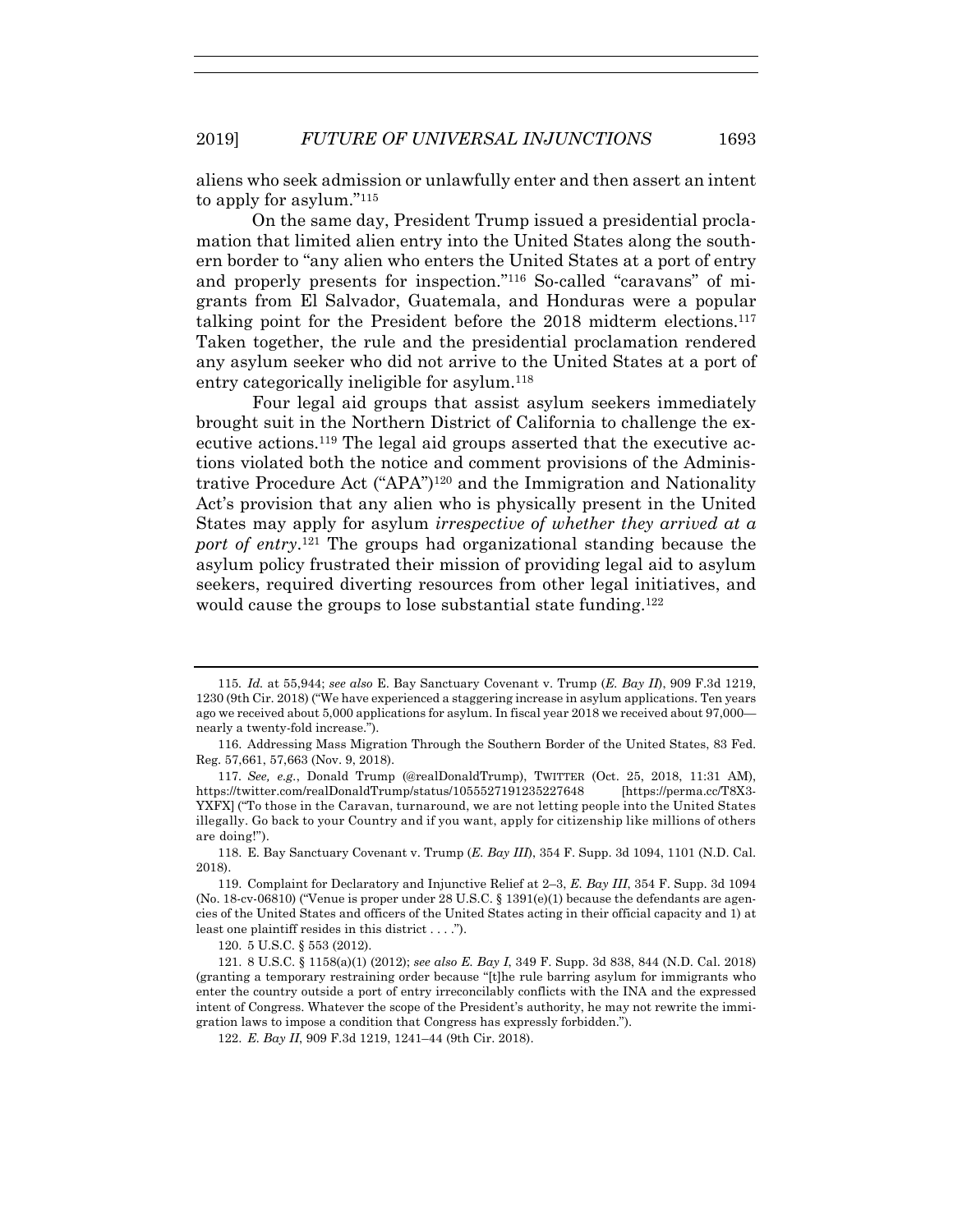aliens who seek admission or unlawfully enter and then assert an intent to apply for asylum."[115]

On the same day, President Trump issued a presidential proclamation that limited alien entry into the United States along the southern border to "any alien who enters the United States at a port of entry and properly presents for inspection."[116] So-called "caravans" of migrants from El Salvador, Guatemala, and Honduras were a popular talking point for the President before the 2018 midterm elections.[117] Taken together, the rule and the presidential proclamation rendered any asylum seeker who did not arrive to the United States at a port of entry categorically ineligible for asylum.[118]

Four legal aid groups that assist asylum seekers immediately brought suit in the Northern District of California to challenge the executive actions.[119] The legal aid groups asserted that the executive actions violated both the notice and comment provisions of the Administrative Procedure Act ("APA")[120] and the Immigration and Nationality Act's provision that any alien who is physically present in the United States may apply for asylum *irrespective of whether they arrived at a port of entry*.[121] The groups had organizational standing because the asylum policy frustrated their mission of providing legal aid to asylum seekers, required diverting resources from other legal initiatives, and would cause the groups to lose substantial state funding.[122]

---

115. *Id.* at 55,944; *see also* E. Bay Sanctuary Covenant v. Trump (*E. Bay II*), 909 F.3d 1219, 1230 (9th Cir. 2018) ("We have experienced a staggering increase in asylum applications. Ten years ago we received about 5,000 applications for asylum. In fiscal year 2018 we received about 97,000—nearly a twenty-fold increase.").

116. Addressing Mass Migration Through the Southern Border of the United States, 83 Fed. Reg. 57,661, 57,663 (Nov. 9, 2018).

117. *See, e.g.*, Donald Trump (@realDonaldTrump), TWITTER (Oct. 25, 2018, 11:31 AM), https://twitter.com/realDonaldTrump/status/1055527191235227648 [https://perma.cc/T8X3-YXFX] ("To those in the Caravan, turnaround, we are not letting people into the United States illegally. Go back to your Country and if you want, apply for citizenship like millions of others are doing!").

118. E. Bay Sanctuary Covenant v. Trump (*E. Bay III*), 354 F. Supp. 3d 1094, 1101 (N.D. Cal. 2018).

119. Complaint for Declaratory and Injunctive Relief at 2–3, *E. Bay III*, 354 F. Supp. 3d 1094 (No. 18-cv-06810) ("Venue is proper under 28 U.S.C. § 1391(e)(1) because the defendants are agencies of the United States and officers of the United States acting in their official capacity and 1) at least one plaintiff resides in this district . . . .").

120. 5 U.S.C. § 553 (2012).

121. 8 U.S.C. § 1158(a)(1) (2012); *see also E. Bay I*, 349 F. Supp. 3d 838, 844 (N.D. Cal. 2018) (granting a temporary restraining order because "[t]he rule barring asylum for immigrants who enter the country outside a port of entry irreconcilably conflicts with the INA and the expressed intent of Congress. Whatever the scope of the President's authority, he may not rewrite the immigration laws to impose a condition that Congress has expressly forbidden.").

122. *E. Bay II*, 909 F.3d 1219, 1241–44 (9th Cir. 2018).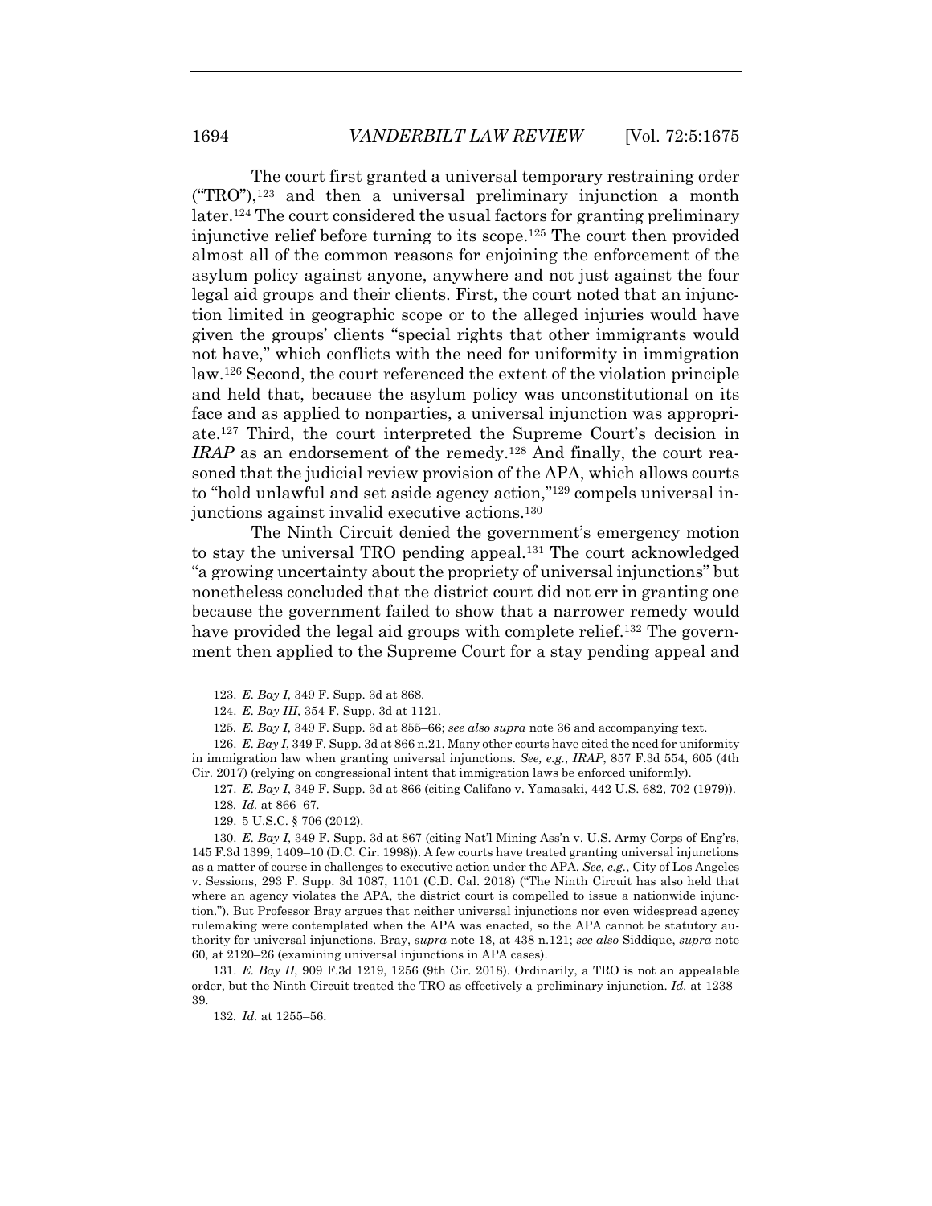The court first granted a universal temporary restraining order ("TRO"),[123] and then a universal preliminary injunction a month later.[124] The court considered the usual factors for granting preliminary injunctive relief before turning to its scope.[125] The court then provided almost all of the common reasons for enjoining the enforcement of the asylum policy against anyone, anywhere and not just against the four legal aid groups and their clients. First, the court noted that an injunction limited in geographic scope or to the alleged injuries would have given the groups' clients "special rights that other immigrants would not have," which conflicts with the need for uniformity in immigration law.[126] Second, the court referenced the extent of the violation principle and held that, because the asylum policy was unconstitutional on its face and as applied to nonparties, a universal injunction was appropriate.[127] Third, the court interpreted the Supreme Court's decision in *IRAP* as an endorsement of the remedy.[128] And finally, the court reasoned that the judicial review provision of the APA, which allows courts to "hold unlawful and set aside agency action,"[129] compels universal injunctions against invalid executive actions.[130]

The Ninth Circuit denied the government's emergency motion to stay the universal TRO pending appeal.[131] The court acknowledged "a growing uncertainty about the propriety of universal injunctions" but nonetheless concluded that the district court did not err in granting one because the government failed to show that a narrower remedy would have provided the legal aid groups with complete relief.[132] The government then applied to the Supreme Court for a stay pending appeal and

---

123. *E. Bay I*, 349 F. Supp. 3d at 868.

124. *E. Bay III*, 354 F. Supp. 3d at 1121.

125. *E. Bay I*, 349 F. Supp. 3d at 855–66; *see also supra* note 36 and accompanying text.

126. *E. Bay I*, 349 F. Supp. 3d at 866 n.21. Many other courts have cited the need for uniformity in immigration law when granting universal injunctions. *See, e.g.*, *IRAP*, 857 F.3d 554, 605 (4th Cir. 2017) (relying on congressional intent that immigration laws be enforced uniformly).

127. *E. Bay I*, 349 F. Supp. 3d at 866 (citing Califano v. Yamasaki, 442 U.S. 682, 702 (1979)).

128. *Id.* at 866–67.

129. 5 U.S.C. § 706 (2012).

130. *E. Bay I*, 349 F. Supp. 3d at 867 (citing Nat'l Mining Ass'n v. U.S. Army Corps of Eng'rs, 145 F.3d 1399, 1409–10 (D.C. Cir. 1998)). A few courts have treated granting universal injunctions as a matter of course in challenges to executive action under the APA. *See, e.g.*, City of Los Angeles v. Sessions, 293 F. Supp. 3d 1087, 1101 (C.D. Cal. 2018) ("The Ninth Circuit has also held that where an agency violates the APA, the district court is compelled to issue a nationwide injunction."). But Professor Bray argues that neither universal injunctions nor even widespread agency rulemaking were contemplated when the APA was enacted, so the APA cannot be statutory authority for universal injunctions. Bray, *supra* note 18, at 438 n.121; *see also* Siddique, *supra* note 60, at 2120–26 (examining universal injunctions in APA cases).

131. *E. Bay II*, 909 F.3d 1219, 1256 (9th Cir. 2018). Ordinarily, a TRO is not an appealable order, but the Ninth Circuit treated the TRO as effectively a preliminary injunction. *Id.* at 1238–39.

132. *Id.* at 1255–56.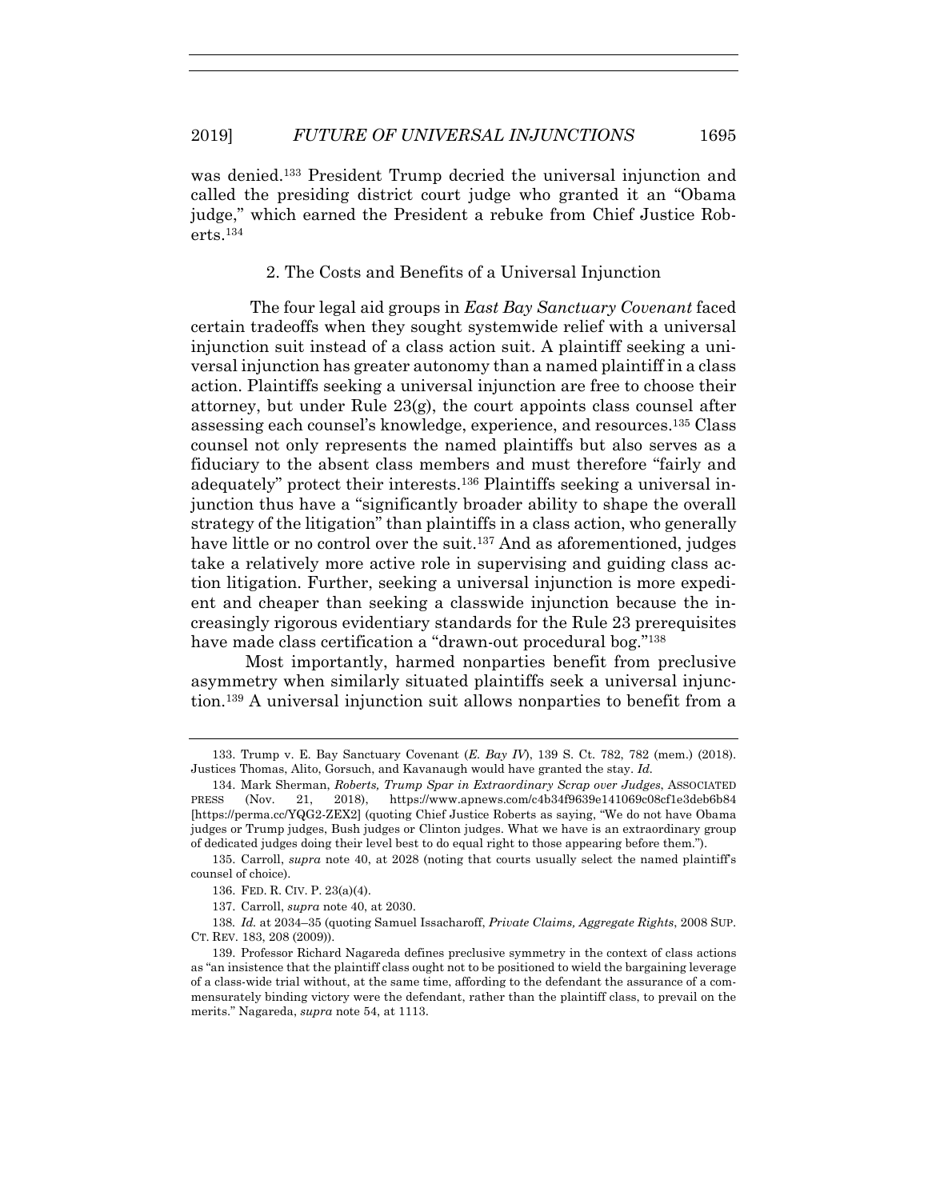was denied.[133] President Trump decried the universal injunction and called the presiding district court judge who granted it an "Obama judge," which earned the President a rebuke from Chief Justice Roberts.[134]

### 2. The Costs and Benefits of a Universal Injunction

The four legal aid groups in *East Bay Sanctuary Covenant* faced certain tradeoffs when they sought systemwide relief with a universal injunction suit instead of a class action suit. A plaintiff seeking a universal injunction has greater autonomy than a named plaintiff in a class action. Plaintiffs seeking a universal injunction are free to choose their attorney, but under Rule 23(g), the court appoints class counsel after assessing each counsel's knowledge, experience, and resources.[135] Class counsel not only represents the named plaintiffs but also serves as a fiduciary to the absent class members and must therefore "fairly and adequately" protect their interests.[136] Plaintiffs seeking a universal injunction thus have a "significantly broader ability to shape the overall strategy of the litigation" than plaintiffs in a class action, who generally have little or no control over the suit.[137] And as aforementioned, judges take a relatively more active role in supervising and guiding class action litigation. Further, seeking a universal injunction is more expedient and cheaper than seeking a classwide injunction because the increasingly rigorous evidentiary standards for the Rule 23 prerequisites have made class certification a "drawn-out procedural bog."[138]

Most importantly, harmed nonparties benefit from preclusive asymmetry when similarly situated plaintiffs seek a universal injunction.[139] A universal injunction suit allows nonparties to benefit from a

---

133. Trump v. E. Bay Sanctuary Covenant (*E. Bay IV*), 139 S. Ct. 782, 782 (mem.) (2018). Justices Thomas, Alito, Gorsuch, and Kavanaugh would have granted the stay. *Id.*

134. Mark Sherman, *Roberts, Trump Spar in Extraordinary Scrap over Judges*, ASSOCIATED PRESS (Nov. 21, 2018), https://www.apnews.com/c4b34f9639e141069c08cf1e3deb6b84 [https://perma.cc/YQG2-ZEX2] (quoting Chief Justice Roberts as saying, "We do not have Obama judges or Trump judges, Bush judges or Clinton judges. What we have is an extraordinary group of dedicated judges doing their level best to do equal right to those appearing before them.").

135. Carroll, *supra* note 40, at 2028 (noting that courts usually select the named plaintiff's counsel of choice).

136. FED. R. CIV. P. 23(a)(4).

137. Carroll, *supra* note 40, at 2030.

138. *Id.* at 2034–35 (quoting Samuel Issacharoff, *Private Claims, Aggregate Rights*, 2008 SUP. CT. REV. 183, 208 (2009)).

139. Professor Richard Nagareda defines preclusive symmetry in the context of class actions as "an insistence that the plaintiff class ought not to be positioned to wield the bargaining leverage of a class-wide trial without, at the same time, affording to the defendant the assurance of a commensurately binding victory were the defendant, rather than the plaintiff class, to prevail on the merits." Nagareda, *supra* note 54, at 1113.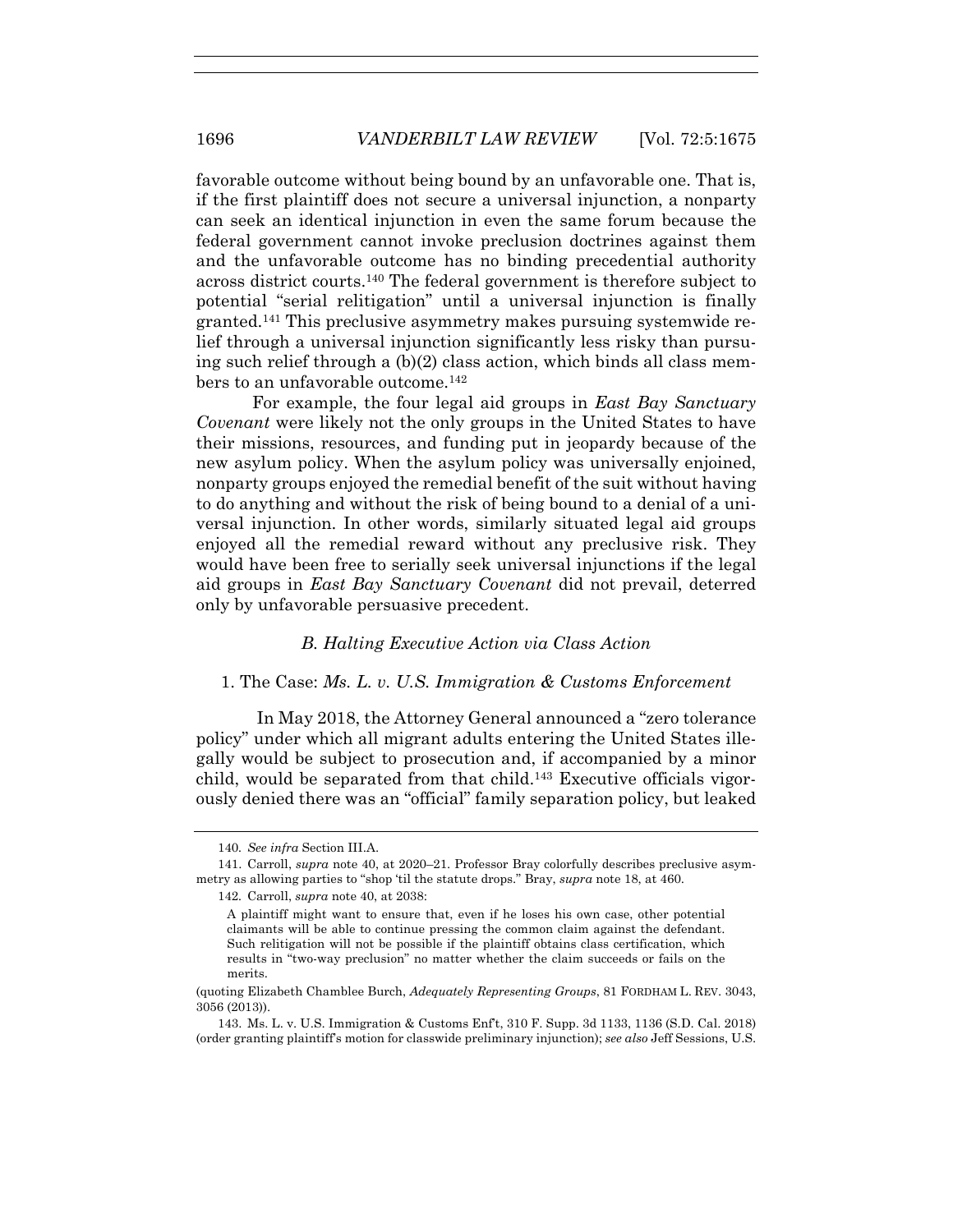favorable outcome without being bound by an unfavorable one. That is, if the first plaintiff does not secure a universal injunction, a nonparty can seek an identical injunction in even the same forum because the federal government cannot invoke preclusion doctrines against them and the unfavorable outcome has no binding precedential authority across district courts.[140] The federal government is therefore subject to potential "serial relitigation" until a universal injunction is finally granted.[141] This preclusive asymmetry makes pursuing systemwide relief through a universal injunction significantly less risky than pursuing such relief through a (b)(2) class action, which binds all class members to an unfavorable outcome.[142]

For example, the four legal aid groups in *East Bay Sanctuary Covenant* were likely not the only groups in the United States to have their missions, resources, and funding put in jeopardy because of the new asylum policy. When the asylum policy was universally enjoined, nonparty groups enjoyed the remedial benefit of the suit without having to do anything and without the risk of being bound to a denial of a universal injunction. In other words, similarly situated legal aid groups enjoyed all the remedial reward without any preclusive risk. They would have been free to serially seek universal injunctions if the legal aid groups in *East Bay Sanctuary Covenant* did not prevail, deterred only by unfavorable persuasive precedent.

### *B. Halting Executive Action via Class Action*

#### 1. The Case: *Ms. L. v. U.S. Immigration & Customs Enforcement*

In May 2018, the Attorney General announced a "zero tolerance policy" under which all migrant adults entering the United States illegally would be subject to prosecution and, if accompanied by a minor child, would be separated from that child.[143] Executive officials vigorously denied there was an "official" family separation policy, but leaked

---

140. *See infra* Section III.A.

141. Carroll, *supra* note 40, at 2020–21. Professor Bray colorfully describes preclusive asymmetry as allowing parties to "shop 'til the statute drops." Bray, *supra* note 18, at 460.

142. Carroll, *supra* note 40, at 2038:

> A plaintiff might want to ensure that, even if he loses his own case, other potential claimants will be able to continue pressing the common claim against the defendant. Such relitigation will not be possible if the plaintiff obtains class certification, which results in "two-way preclusion" no matter whether the claim succeeds or fails on the merits.

(quoting Elizabeth Chamblee Burch, *Adequately Representing Groups*, 81 FORDHAM L. REV. 3043, 3056 (2013)).

143. Ms. L. v. U.S. Immigration & Customs Enf't, 310 F. Supp. 3d 1133, 1136 (S.D. Cal. 2018) (order granting plaintiff's motion for classwide preliminary injunction); *see also* Jeff Sessions, U.S.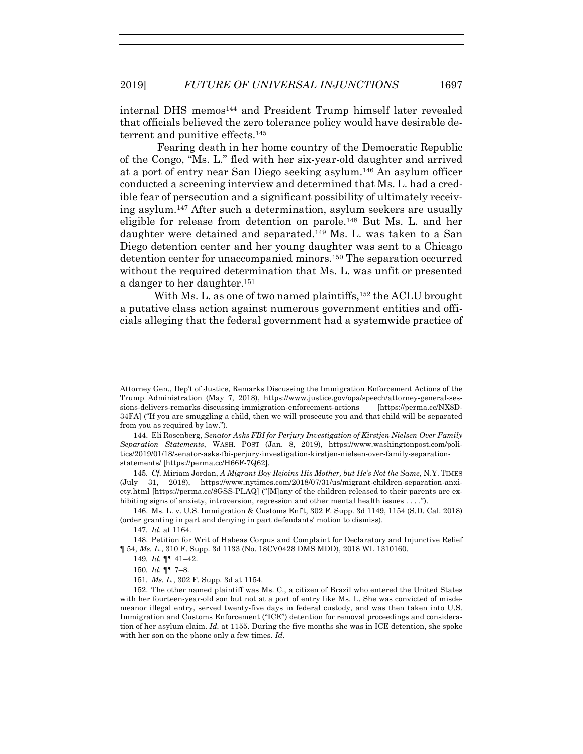internal DHS memos[144] and President Trump himself later revealed that officials believed the zero tolerance policy would have desirable deterrent and punitive effects.[145]

Fearing death in her home country of the Democratic Republic of the Congo, "Ms. L." fled with her six-year-old daughter and arrived at a port of entry near San Diego seeking asylum.[146] An asylum officer conducted a screening interview and determined that Ms. L. had a credible fear of persecution and a significant possibility of ultimately receiving asylum.[147] After such a determination, asylum seekers are usually eligible for release from detention on parole.[148] But Ms. L. and her daughter were detained and separated.[149] Ms. L. was taken to a San Diego detention center and her young daughter was sent to a Chicago detention center for unaccompanied minors.[150] The separation occurred without the required determination that Ms. L. was unfit or presented a danger to her daughter.[151]

With Ms. L. as one of two named plaintiffs,[152] the ACLU brought a putative class action against numerous government entities and officials alleging that the federal government had a systemwide practice of

---

Attorney Gen., Dep't of Justice, Remarks Discussing the Immigration Enforcement Actions of the Trump Administration (May 7, 2018), https://www.justice.gov/opa/speech/attorney-general-sessions-delivers-remarks-discussing-immigration-enforcement-actions [https://perma.cc/NX8D-34FA] ("If you are smuggling a child, then we will prosecute you and that child will be separated from you as required by law.").

144. Eli Rosenberg, *Senator Asks FBI for Perjury Investigation of Kirstjen Nielsen Over Family Separation Statements*, WASH. POST (Jan. 8, 2019), https://www.washingtonpost.com/politics/2019/01/18/senator-asks-fbi-perjury-investigation-kirstjen-nielsen-over-family-separation-statements/ [https://perma.cc/H66F-7Q62].

145. *Cf.* Miriam Jordan, *A Migrant Boy Rejoins His Mother, but He's Not the Same,* N.Y. TIMES (July 31, 2018), https://www.nytimes.com/2018/07/31/us/migrant-children-separation-anxiety.html [https://perma.cc/8GSS-PLAQ] ("[M]any of the children released to their parents are exhibiting signs of anxiety, introversion, regression and other mental health issues . . . .").

146. Ms. L. v. U.S. Immigration & Customs Enf't, 302 F. Supp. 3d 1149, 1154 (S.D. Cal. 2018) (order granting in part and denying in part defendants' motion to dismiss).

147. *Id.* at 1164.

148. Petition for Writ of Habeas Corpus and Complaint for Declaratory and Injunctive Relief ¶ 54, *Ms. L.*, 310 F. Supp. 3d 1133 (No. 18CV0428 DMS MDD), 2018 WL 1310160.

149. *Id.* ¶¶ 41–42.

150. *Id.* ¶¶ 7–8.

151. *Ms. L.*, 302 F. Supp. 3d at 1154.

152. The other named plaintiff was Ms. C., a citizen of Brazil who entered the United States with her fourteen-year-old son but not at a port of entry like Ms. L. She was convicted of misdemeanor illegal entry, served twenty-five days in federal custody, and was then taken into U.S. Immigration and Customs Enforcement ("ICE") detention for removal proceedings and consideration of her asylum claim. *Id.* at 1155. During the five months she was in ICE detention, she spoke with her son on the phone only a few times. *Id.*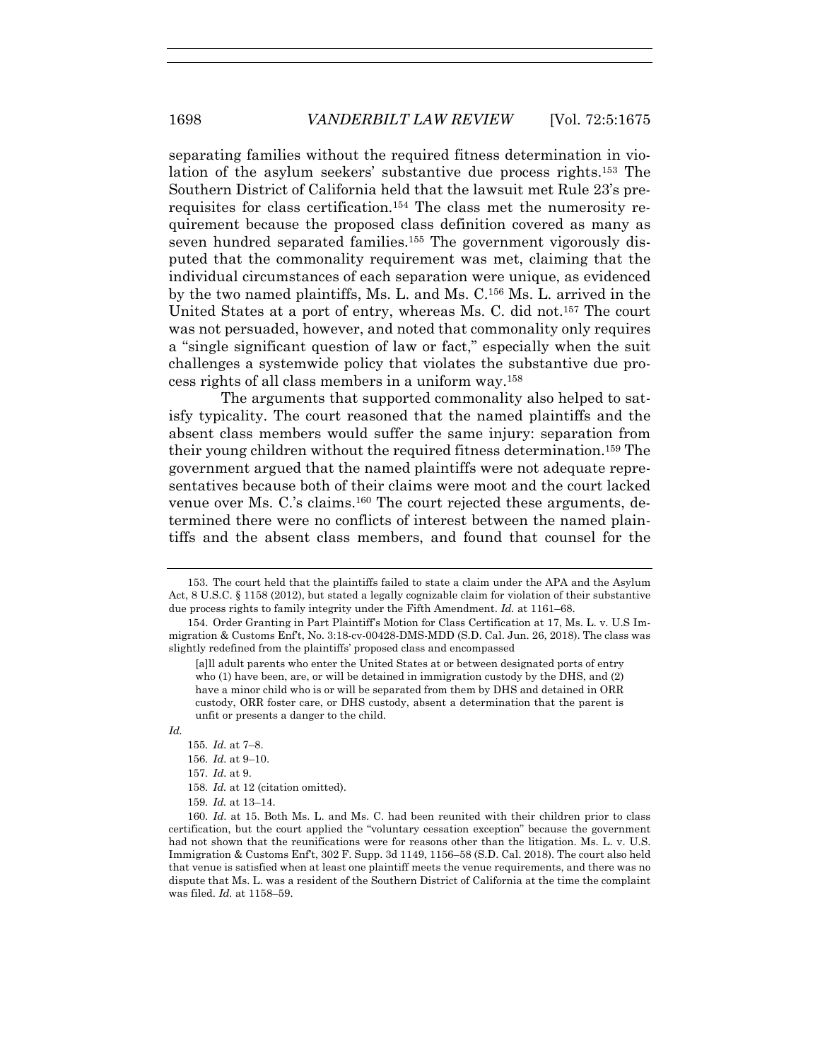separating families without the required fitness determination in violation of the asylum seekers' substantive due process rights.[153] The Southern District of California held that the lawsuit met Rule 23's prerequisites for class certification.[154] The class met the numerosity requirement because the proposed class definition covered as many as seven hundred separated families.[155] The government vigorously disputed that the commonality requirement was met, claiming that the individual circumstances of each separation were unique, as evidenced by the two named plaintiffs, Ms. L. and Ms. C.[156] Ms. L. arrived in the United States at a port of entry, whereas Ms. C. did not.[157] The court was not persuaded, however, and noted that commonality only requires a "single significant question of law or fact," especially when the suit challenges a systemwide policy that violates the substantive due process rights of all class members in a uniform way.[158]

The arguments that supported commonality also helped to satisfy typicality. The court reasoned that the named plaintiffs and the absent class members would suffer the same injury: separation from their young children without the required fitness determination.[159] The government argued that the named plaintiffs were not adequate representatives because both of their claims were moot and the court lacked venue over Ms. C.'s claims.[160] The court rejected these arguments, determined there were no conflicts of interest between the named plaintiffs and the absent class members, and found that counsel for the

---

153. The court held that the plaintiffs failed to state a claim under the APA and the Asylum Act, 8 U.S.C. § 1158 (2012), but stated a legally cognizable claim for violation of their substantive due process rights to family integrity under the Fifth Amendment. *Id.* at 1161–68.

154. Order Granting in Part Plaintiff's Motion for Class Certification at 17, Ms. L. v. U.S Immigration & Customs Enf't, No. 3:18-cv-00428-DMS-MDD (S.D. Cal. Jun. 26, 2018). The class was slightly redefined from the plaintiffs' proposed class and encompassed

> [a]ll adult parents who enter the United States at or between designated ports of entry who (1) have been, are, or will be detained in immigration custody by the DHS, and (2) have a minor child who is or will be separated from them by DHS and detained in ORR custody, ORR foster care, or DHS custody, absent a determination that the parent is unfit or presents a danger to the child.

*Id.*

155. *Id.* at 7–8.

156. *Id.* at 9–10.

157. *Id.* at 9.

158. *Id.* at 12 (citation omitted).

159. *Id.* at 13–14.

160. *Id.* at 15. Both Ms. L. and Ms. C. had been reunited with their children prior to class certification, but the court applied the "voluntary cessation exception" because the government had not shown that the reunifications were for reasons other than the litigation. Ms. L. v. U.S. Immigration & Customs Enf't, 302 F. Supp. 3d 1149, 1156–58 (S.D. Cal. 2018). The court also held that venue is satisfied when at least one plaintiff meets the venue requirements, and there was no dispute that Ms. L. was a resident of the Southern District of California at the time the complaint was filed. *Id.* at 1158–59.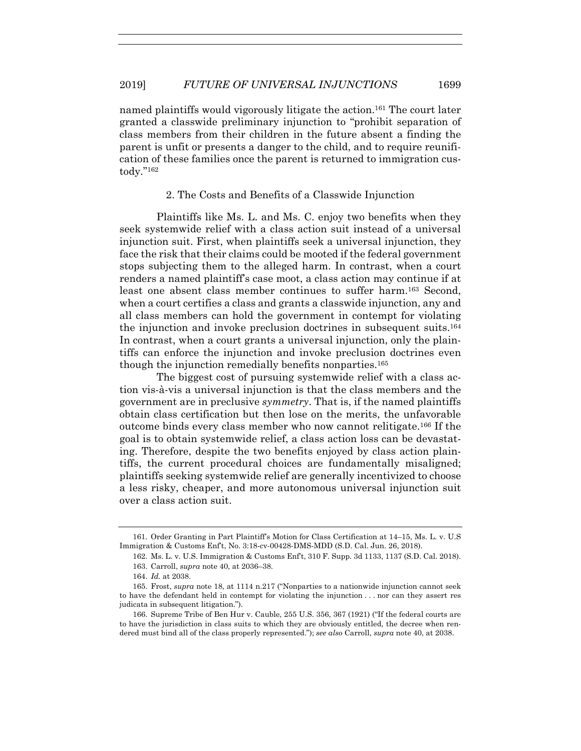named plaintiffs would vigorously litigate the action.[161] The court later granted a classwide preliminary injunction to "prohibit separation of class members from their children in the future absent a finding the parent is unfit or presents a danger to the child, and to require reunification of these families once the parent is returned to immigration custody."[162]

2. The Costs and Benefits of a Classwide Injunction

Plaintiffs like Ms. L. and Ms. C. enjoy two benefits when they seek systemwide relief with a class action suit instead of a universal injunction suit. First, when plaintiffs seek a universal injunction, they face the risk that their claims could be mooted if the federal government stops subjecting them to the alleged harm. In contrast, when a court renders a named plaintiff's case moot, a class action may continue if at least one absent class member continues to suffer harm.[163] Second, when a court certifies a class and grants a classwide injunction, any and all class members can hold the government in contempt for violating the injunction and invoke preclusion doctrines in subsequent suits.[164] In contrast, when a court grants a universal injunction, only the plaintiffs can enforce the injunction and invoke preclusion doctrines even though the injunction remedially benefits nonparties.[165]

The biggest cost of pursuing systemwide relief with a class action vis-à-vis a universal injunction is that the class members and the government are in preclusive *symmetry*. That is, if the named plaintiffs obtain class certification but then lose on the merits, the unfavorable outcome binds every class member who now cannot relitigate.[166] If the goal is to obtain systemwide relief, a class action loss can be devastating. Therefore, despite the two benefits enjoyed by class action plaintiffs, the current procedural choices are fundamentally misaligned; plaintiffs seeking systemwide relief are generally incentivized to choose a less risky, cheaper, and more autonomous universal injunction suit over a class action suit.

---

161. Order Granting in Part Plaintiff's Motion for Class Certification at 14–15, Ms. L. v. U.S Immigration & Customs Enf't, No. 3:18-cv-00428-DMS-MDD (S.D. Cal. Jun. 26, 2018).

162. Ms. L. v. U.S. Immigration & Customs Enf't, 310 F. Supp. 3d 1133, 1137 (S.D. Cal. 2018).

163. Carroll, *supra* note 40, at 2036–38.

164. *Id.* at 2038.

165. Frost, *supra* note 18, at 1114 n.217 ("Nonparties to a nationwide injunction cannot seek to have the defendant held in contempt for violating the injunction . . . nor can they assert res judicata in subsequent litigation.").

166. Supreme Tribe of Ben Hur v. Cauble, 255 U.S. 356, 367 (1921) ("If the federal courts are to have the jurisdiction in class suits to which they are obviously entitled, the decree when rendered must bind all of the class properly represented."); *see also* Carroll, *supra* note 40, at 2038.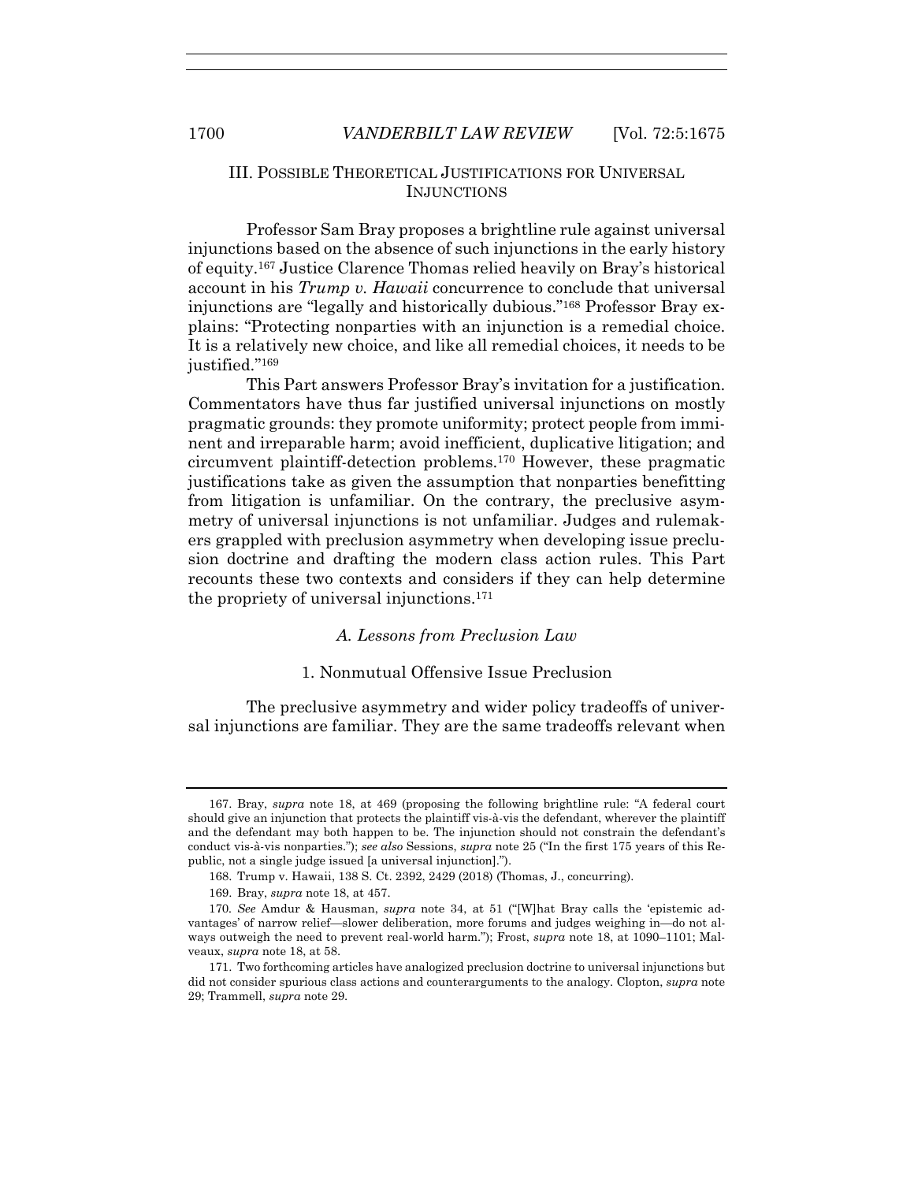## III. POSSIBLE THEORETICAL JUSTIFICATIONS FOR UNIVERSAL INJUNCTIONS

Professor Sam Bray proposes a brightline rule against universal injunctions based on the absence of such injunctions in the early history of equity.[167] Justice Clarence Thomas relied heavily on Bray's historical account in his *Trump v. Hawaii* concurrence to conclude that universal injunctions are "legally and historically dubious."[168] Professor Bray explains: "Protecting nonparties with an injunction is a remedial choice. It is a relatively new choice, and like all remedial choices, it needs to be justified."[169]

This Part answers Professor Bray's invitation for a justification. Commentators have thus far justified universal injunctions on mostly pragmatic grounds: they promote uniformity; protect people from imminent and irreparable harm; avoid inefficient, duplicative litigation; and circumvent plaintiff-detection problems.[170] However, these pragmatic justifications take as given the assumption that nonparties benefitting from litigation is unfamiliar. On the contrary, the preclusive asymmetry of universal injunctions is not unfamiliar. Judges and rulemakers grappled with preclusion asymmetry when developing issue preclusion doctrine and drafting the modern class action rules. This Part recounts these two contexts and considers if they can help determine the propriety of universal injunctions.[171]

### *A. Lessons from Preclusion Law*

#### 1. Nonmutual Offensive Issue Preclusion

The preclusive asymmetry and wider policy tradeoffs of universal injunctions are familiar. They are the same tradeoffs relevant when

---

167. Bray, *supra* note 18, at 469 (proposing the following brightline rule: "A federal court should give an injunction that protects the plaintiff vis-à-vis the defendant, wherever the plaintiff and the defendant may both happen to be. The injunction should not constrain the defendant's conduct vis-à-vis nonparties."); *see also* Sessions, *supra* note 25 ("In the first 175 years of this Republic, not a single judge issued [a universal injunction].").

168. Trump v. Hawaii, 138 S. Ct. 2392, 2429 (2018) (Thomas, J., concurring).

169. Bray, *supra* note 18, at 457.

170. *See* Amdur & Hausman, *supra* note 34, at 51 ("[W]hat Bray calls the 'epistemic advantages' of narrow relief—slower deliberation, more forums and judges weighing in—do not always outweigh the need to prevent real-world harm."); Frost, *supra* note 18, at 1090–1101; Malveaux, *supra* note 18, at 58.

171. Two forthcoming articles have analogized preclusion doctrine to universal injunctions but did not consider spurious class actions and counterarguments to the analogy. Clopton, *supra* note 29; Trammell, *supra* note 29.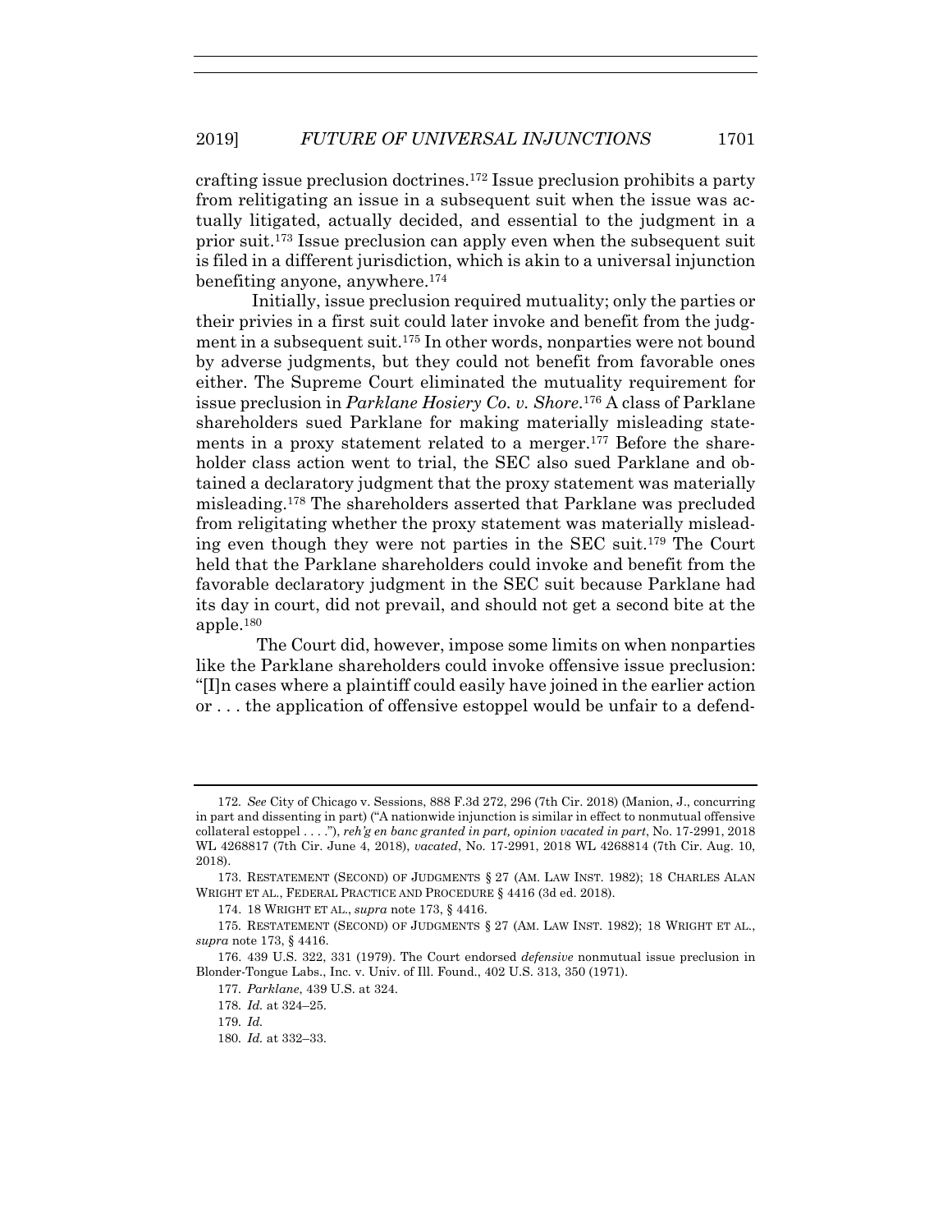crafting issue preclusion doctrines.[172] Issue preclusion prohibits a party from relitigating an issue in a subsequent suit when the issue was actually litigated, actually decided, and essential to the judgment in a prior suit.[173] Issue preclusion can apply even when the subsequent suit is filed in a different jurisdiction, which is akin to a universal injunction benefiting anyone, anywhere.[174]

Initially, issue preclusion required mutuality; only the parties or their privies in a first suit could later invoke and benefit from the judgment in a subsequent suit.[175] In other words, nonparties were not bound by adverse judgments, but they could not benefit from favorable ones either. The Supreme Court eliminated the mutuality requirement for issue preclusion in *Parklane Hosiery Co. v. Shore*.[176] A class of Parklane shareholders sued Parklane for making materially misleading statements in a proxy statement related to a merger.[177] Before the shareholder class action went to trial, the SEC also sued Parklane and obtained a declaratory judgment that the proxy statement was materially misleading.[178] The shareholders asserted that Parklane was precluded from relitigating whether the proxy statement was materially misleading even though they were not parties in the SEC suit.[179] The Court held that the Parklane shareholders could invoke and benefit from the favorable declaratory judgment in the SEC suit because Parklane had its day in court, did not prevail, and should not get a second bite at the apple.[180]

The Court did, however, impose some limits on when nonparties like the Parklane shareholders could invoke offensive issue preclusion: "[I]n cases where a plaintiff could easily have joined in the earlier action or . . . the application of offensive estoppel would be unfair to a defend-

---

172. *See* City of Chicago v. Sessions, 888 F.3d 272, 296 (7th Cir. 2018) (Manion, J., concurring in part and dissenting in part) ("A nationwide injunction is similar in effect to nonmutual offensive collateral estoppel . . . ."), *reh'g en banc granted in part, opinion vacated in part*, No. 17-2991, 2018 WL 4268817 (7th Cir. June 4, 2018), *vacated*, No. 17-2991, 2018 WL 4268814 (7th Cir. Aug. 10, 2018).

173. RESTATEMENT (SECOND) OF JUDGMENTS § 27 (AM. LAW INST. 1982); 18 CHARLES ALAN WRIGHT ET AL., FEDERAL PRACTICE AND PROCEDURE § 4416 (3d ed. 2018).

174. 18 WRIGHT ET AL., *supra* note 173, § 4416.

175. RESTATEMENT (SECOND) OF JUDGMENTS § 27 (AM. LAW INST. 1982); 18 WRIGHT ET AL., *supra* note 173, § 4416.

176. 439 U.S. 322, 331 (1979). The Court endorsed *defensive* nonmutual issue preclusion in Blonder-Tongue Labs., Inc. v. Univ. of Ill. Found., 402 U.S. 313, 350 (1971).

177. *Parklane*, 439 U.S. at 324.

178. *Id.* at 324–25.

179. *Id.*

180. *Id.* at 332–33.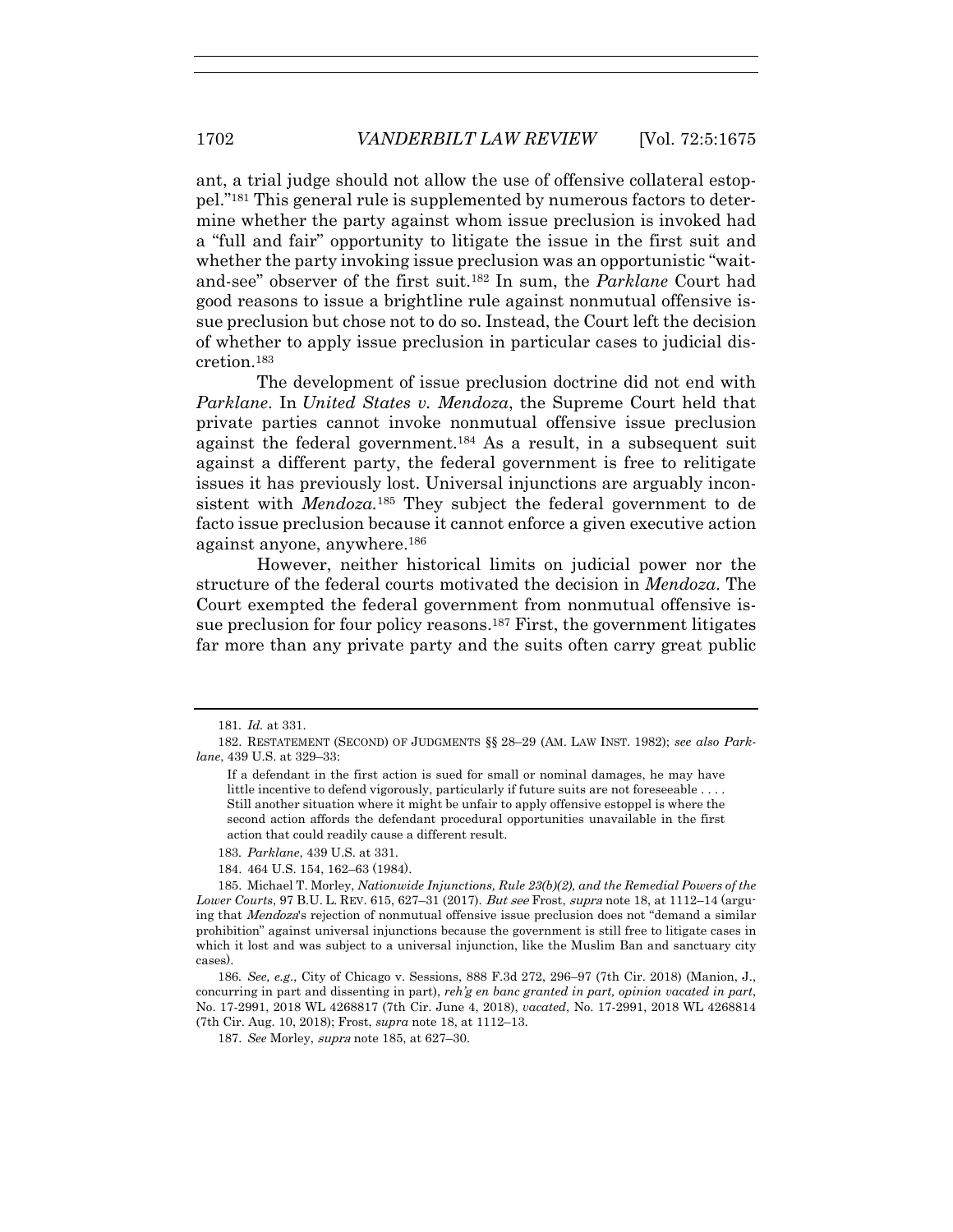ant, a trial judge should not allow the use of offensive collateral estoppel."[181] This general rule is supplemented by numerous factors to determine whether the party against whom issue preclusion is invoked had a "full and fair" opportunity to litigate the issue in the first suit and whether the party invoking issue preclusion was an opportunistic "wait-and-see" observer of the first suit.[182] In sum, the *Parklane* Court had good reasons to issue a brightline rule against nonmutual offensive issue preclusion but chose not to do so. Instead, the Court left the decision of whether to apply issue preclusion in particular cases to judicial discretion.[183]

The development of issue preclusion doctrine did not end with *Parklane*. In *United States v. Mendoza*, the Supreme Court held that private parties cannot invoke nonmutual offensive issue preclusion against the federal government.[184] As a result, in a subsequent suit against a different party, the federal government is free to relitigate issues it has previously lost. Universal injunctions are arguably inconsistent with *Mendoza*.[185] They subject the federal government to de facto issue preclusion because it cannot enforce a given executive action against anyone, anywhere.[186]

However, neither historical limits on judicial power nor the structure of the federal courts motivated the decision in *Mendoza*. The Court exempted the federal government from nonmutual offensive issue preclusion for four policy reasons.[187] First, the government litigates far more than any private party and the suits often carry great public

---

181. *Id.* at 331.

182. RESTATEMENT (SECOND) OF JUDGMENTS §§ 28–29 (AM. LAW INST. 1982); *see also Parklane*, 439 U.S. at 329–33:

> If a defendant in the first action is sued for small or nominal damages, he may have little incentive to defend vigorously, particularly if future suits are not foreseeable . . . . Still another situation where it might be unfair to apply offensive estoppel is where the second action affords the defendant procedural opportunities unavailable in the first action that could readily cause a different result.

183. *Parklane*, 439 U.S. at 331.

184. 464 U.S. 154, 162–63 (1984).

185. Michael T. Morley, *Nationwide Injunctions, Rule 23(b)(2), and the Remedial Powers of the Lower Courts*, 97 B.U. L. REV. 615, 627–31 (2017). *But see* Frost, *supra* note 18, at 1112–14 (arguing that *Mendoza*'s rejection of nonmutual offensive issue preclusion does not "demand a similar prohibition" against universal injunctions because the government is still free to litigate cases in which it lost and was subject to a universal injunction, like the Muslim Ban and sanctuary city cases).

186. *See, e.g.*, City of Chicago v. Sessions, 888 F.3d 272, 296–97 (7th Cir. 2018) (Manion, J., concurring in part and dissenting in part), *reh'g en banc granted in part, opinion vacated in part*, No. 17-2991, 2018 WL 4268817 (7th Cir. June 4, 2018), *vacated*, No. 17-2991, 2018 WL 4268814 (7th Cir. Aug. 10, 2018); Frost, *supra* note 18, at 1112–13.

187. *See* Morley, *supra* note 185, at 627–30.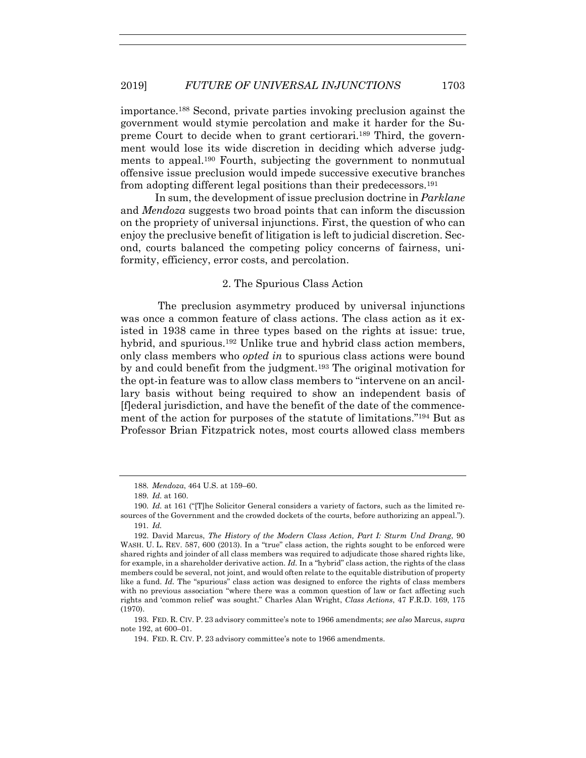importance.[188] Second, private parties invoking preclusion against the government would stymie percolation and make it harder for the Supreme Court to decide when to grant certiorari.[189] Third, the government would lose its wide discretion in deciding which adverse judgments to appeal.[190] Fourth, subjecting the government to nonmutual offensive issue preclusion would impede successive executive branches from adopting different legal positions than their predecessors.[191]

In sum, the development of issue preclusion doctrine in *Parklane* and *Mendoza* suggests two broad points that can inform the discussion on the propriety of universal injunctions. First, the question of who can enjoy the preclusive benefit of litigation is left to judicial discretion. Second, courts balanced the competing policy concerns of fairness, uniformity, efficiency, error costs, and percolation.

### 2. The Spurious Class Action

The preclusion asymmetry produced by universal injunctions was once a common feature of class actions. The class action as it existed in 1938 came in three types based on the rights at issue: true, hybrid, and spurious.[192] Unlike true and hybrid class action members, only class members who *opted in* to spurious class actions were bound by and could benefit from the judgment.[193] The original motivation for the opt-in feature was to allow class members to "intervene on an ancillary basis without being required to show an independent basis of [f]ederal jurisdiction, and have the benefit of the date of the commencement of the action for purposes of the statute of limitations."[194] But as Professor Brian Fitzpatrick notes, most courts allowed class members

---

188. *Mendoza*, 464 U.S. at 159–60.

189. *Id.* at 160.

190. *Id.* at 161 ("[T]he Solicitor General considers a variety of factors, such as the limited resources of the Government and the crowded dockets of the courts, before authorizing an appeal.").

191. *Id.*

192. David Marcus, *The History of the Modern Class Action, Part I: Sturm Und Drang*, 90 WASH. U. L. REV. 587, 600 (2013). In a "true" class action, the rights sought to be enforced were shared rights and joinder of all class members was required to adjudicate those shared rights like, for example, in a shareholder derivative action. *Id.* In a "hybrid" class action, the rights of the class members could be several, not joint, and would often relate to the equitable distribution of property like a fund. *Id.* The "spurious" class action was designed to enforce the rights of class members with no previous association "where there was a common question of law or fact affecting such rights and 'common relief' was sought." Charles Alan Wright, *Class Actions*, 47 F.R.D. 169, 175 (1970).

193. FED. R. CIV. P. 23 advisory committee's note to 1966 amendments; *see also* Marcus, *supra* note 192, at 600–01.

194. FED. R. CIV. P. 23 advisory committee's note to 1966 amendments.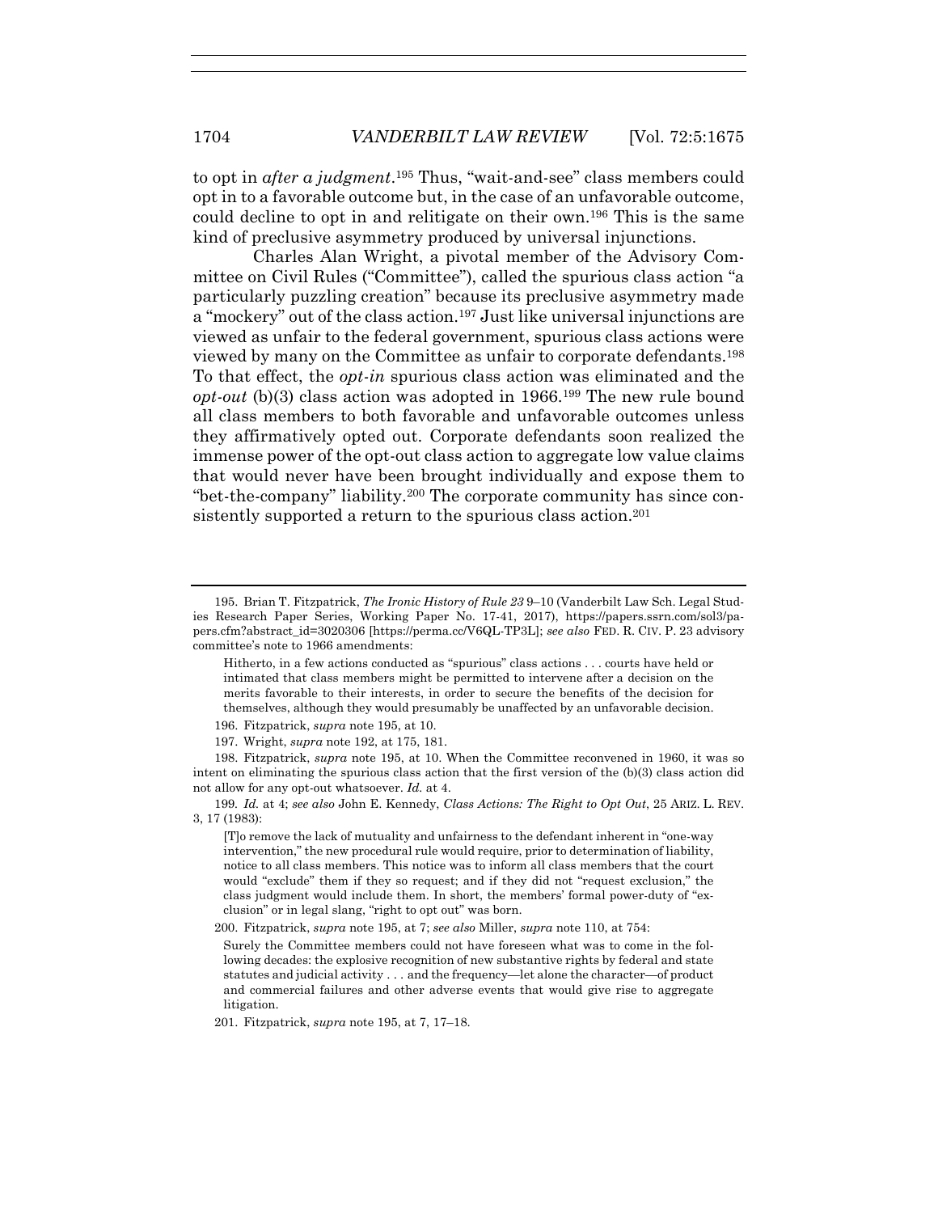to opt in *after a judgment*.[195] Thus, "wait-and-see" class members could opt in to a favorable outcome but, in the case of an unfavorable outcome, could decline to opt in and relitigate on their own.[196] This is the same kind of preclusive asymmetry produced by universal injunctions.

Charles Alan Wright, a pivotal member of the Advisory Committee on Civil Rules ("Committee"), called the spurious class action "a particularly puzzling creation" because its preclusive asymmetry made a "mockery" out of the class action.[197] Just like universal injunctions are viewed as unfair to the federal government, spurious class actions were viewed by many on the Committee as unfair to corporate defendants.[198] To that effect, the *opt-in* spurious class action was eliminated and the *opt-out* (b)(3) class action was adopted in 1966.[199] The new rule bound all class members to both favorable and unfavorable outcomes unless they affirmatively opted out. Corporate defendants soon realized the immense power of the opt-out class action to aggregate low value claims that would never have been brought individually and expose them to "bet-the-company" liability.[200] The corporate community has since consistently supported a return to the spurious class action.[201]

---

195. Brian T. Fitzpatrick, *The Ironic History of Rule 23* 9–10 (Vanderbilt Law Sch. Legal Studies Research Paper Series, Working Paper No. 17-41, 2017), https://papers.ssrn.com/sol3/papers.cfm?abstract_id=3020306 [https://perma.cc/V6QL-TP3L]; *see also* FED. R. CIV. P. 23 advisory committee's note to 1966 amendments:

> Hitherto, in a few actions conducted as "spurious" class actions . . . courts have held or intimated that class members might be permitted to intervene after a decision on the merits favorable to their interests, in order to secure the benefits of the decision for themselves, although they would presumably be unaffected by an unfavorable decision.

196. Fitzpatrick, *supra* note 195, at 10.

197. Wright, *supra* note 192, at 175, 181.

198. Fitzpatrick, *supra* note 195, at 10. When the Committee reconvened in 1960, it was so intent on eliminating the spurious class action that the first version of the (b)(3) class action did not allow for any opt-out whatsoever. *Id.* at 4.

199. *Id.* at 4; *see also* John E. Kennedy, *Class Actions: The Right to Opt Out*, 25 ARIZ. L. REV. 3, 17 (1983):

> [T]o remove the lack of mutuality and unfairness to the defendant inherent in "one-way intervention," the new procedural rule would require, prior to determination of liability, notice to all class members. This notice was to inform all class members that the court would "exclude" them if they so request; and if they did not "request exclusion," the class judgment would include them. In short, the members' formal power-duty of "exclusion" or in legal slang, "right to opt out" was born.

200. Fitzpatrick, *supra* note 195, at 7; *see also* Miller, *supra* note 110, at 754:

> Surely the Committee members could not have foreseen what was to come in the following decades: the explosive recognition of new substantive rights by federal and state statutes and judicial activity . . . and the frequency—let alone the character—of product and commercial failures and other adverse events that would give rise to aggregate litigation.

201. Fitzpatrick, *supra* note 195, at 7, 17–18.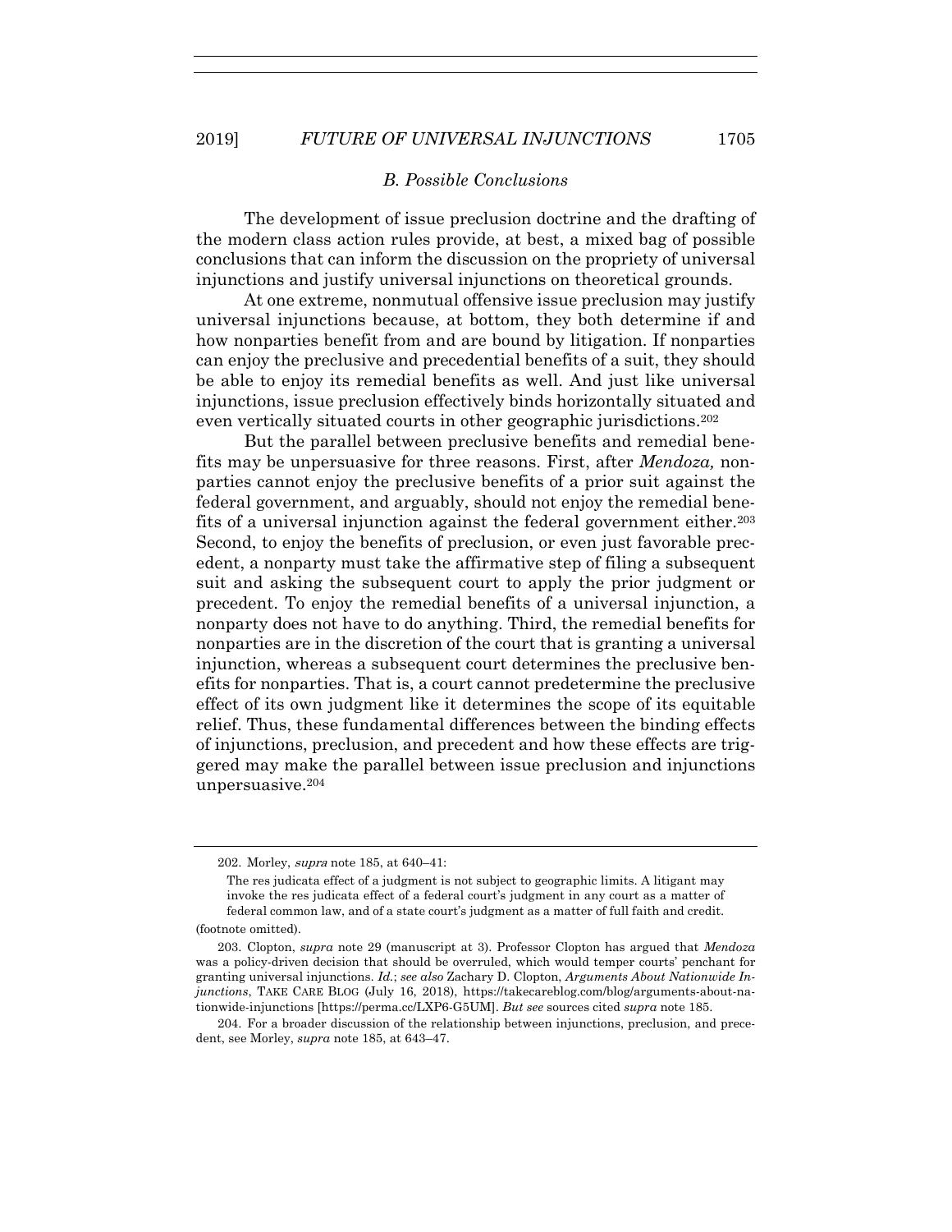### *B. Possible Conclusions*

The development of issue preclusion doctrine and the drafting of the modern class action rules provide, at best, a mixed bag of possible conclusions that can inform the discussion on the propriety of universal injunctions and justify universal injunctions on theoretical grounds.

At one extreme, nonmutual offensive issue preclusion may justify universal injunctions because, at bottom, they both determine if and how nonparties benefit from and are bound by litigation. If nonparties can enjoy the preclusive and precedential benefits of a suit, they should be able to enjoy its remedial benefits as well. And just like universal injunctions, issue preclusion effectively binds horizontally situated and even vertically situated courts in other geographic jurisdictions.[202]

But the parallel between preclusive benefits and remedial benefits may be unpersuasive for three reasons. First, after *Mendoza,* nonparties cannot enjoy the preclusive benefits of a prior suit against the federal government, and arguably, should not enjoy the remedial benefits of a universal injunction against the federal government either.[203] Second, to enjoy the benefits of preclusion, or even just favorable precedent, a nonparty must take the affirmative step of filing a subsequent suit and asking the subsequent court to apply the prior judgment or precedent. To enjoy the remedial benefits of a universal injunction, a nonparty does not have to do anything. Third, the remedial benefits for nonparties are in the discretion of the court that is granting a universal injunction, whereas a subsequent court determines the preclusive benefits for nonparties. That is, a court cannot predetermine the preclusive effect of its own judgment like it determines the scope of its equitable relief. Thus, these fundamental differences between the binding effects of injunctions, preclusion, and precedent and how these effects are triggered may make the parallel between issue preclusion and injunctions unpersuasive.[204]

---

202. Morley, *supra* note 185, at 640–41:

> The res judicata effect of a judgment is not subject to geographic limits. A litigant may invoke the res judicata effect of a federal court's judgment in any court as a matter of federal common law, and of a state court's judgment as a matter of full faith and credit.

(footnote omitted).

203. Clopton, *supra* note 29 (manuscript at 3). Professor Clopton has argued that *Mendoza* was a policy-driven decision that should be overruled, which would temper courts' penchant for granting universal injunctions. *Id.*; *see also* Zachary D. Clopton, *Arguments About Nationwide Injunctions*, TAKE CARE BLOG (July 16, 2018), https://takecareblog.com/blog/arguments-about-nationwide-injunctions [https://perma.cc/LXP6-G5UM]. *But see* sources cited *supra* note 185.

204. For a broader discussion of the relationship between injunctions, preclusion, and precedent, see Morley, *supra* note 185, at 643–47.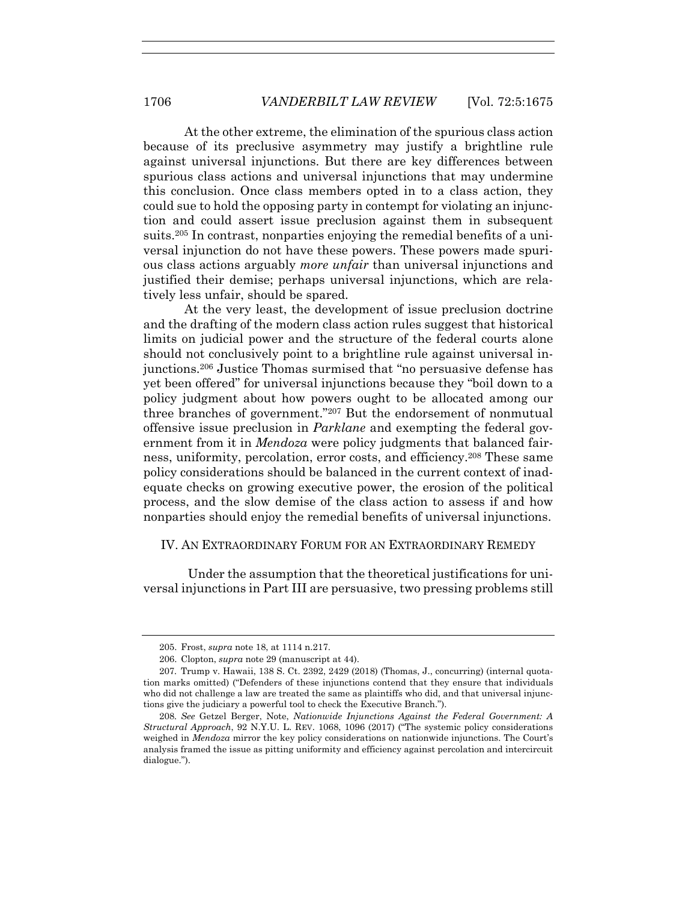At the other extreme, the elimination of the spurious class action because of its preclusive asymmetry may justify a brightline rule against universal injunctions. But there are key differences between spurious class actions and universal injunctions that may undermine this conclusion. Once class members opted in to a class action, they could sue to hold the opposing party in contempt for violating an injunction and could assert issue preclusion against them in subsequent suits.[205] In contrast, nonparties enjoying the remedial benefits of a universal injunction do not have these powers. These powers made spurious class actions arguably *more unfair* than universal injunctions and justified their demise; perhaps universal injunctions, which are relatively less unfair, should be spared.

At the very least, the development of issue preclusion doctrine and the drafting of the modern class action rules suggest that historical limits on judicial power and the structure of the federal courts alone should not conclusively point to a brightline rule against universal injunctions.[206] Justice Thomas surmised that "no persuasive defense has yet been offered" for universal injunctions because they "boil down to a policy judgment about how powers ought to be allocated among our three branches of government."[207] But the endorsement of nonmutual offensive issue preclusion in *Parklane* and exempting the federal government from it in *Mendoza* were policy judgments that balanced fairness, uniformity, percolation, error costs, and efficiency.[208] These same policy considerations should be balanced in the current context of inadequate checks on growing executive power, the erosion of the political process, and the slow demise of the class action to assess if and how nonparties should enjoy the remedial benefits of universal injunctions.

## IV. AN EXTRAORDINARY FORUM FOR AN EXTRAORDINARY REMEDY

Under the assumption that the theoretical justifications for universal injunctions in Part III are persuasive, two pressing problems still

---

205. Frost, *supra* note 18, at 1114 n.217.

206. Clopton, *supra* note 29 (manuscript at 44).

207. Trump v. Hawaii, 138 S. Ct. 2392, 2429 (2018) (Thomas, J., concurring) (internal quotation marks omitted) ("Defenders of these injunctions contend that they ensure that individuals who did not challenge a law are treated the same as plaintiffs who did, and that universal injunctions give the judiciary a powerful tool to check the Executive Branch.").

208. *See* Getzel Berger, Note, *Nationwide Injunctions Against the Federal Government: A Structural Approach*, 92 N.Y.U. L. REV. 1068, 1096 (2017) ("The systemic policy considerations weighed in *Mendoza* mirror the key policy considerations on nationwide injunctions. The Court's analysis framed the issue as pitting uniformity and efficiency against percolation and intercircuit dialogue.").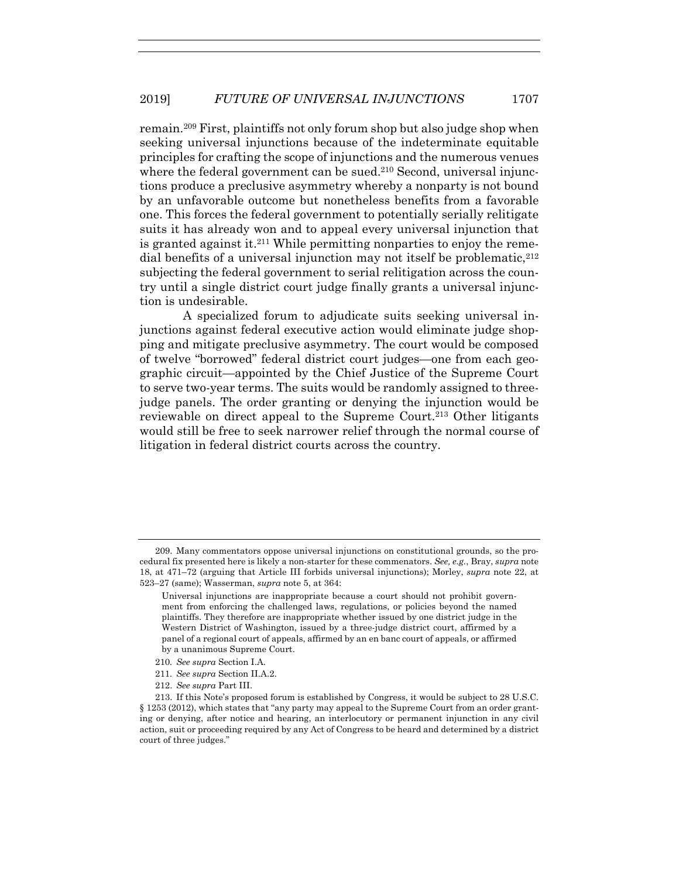remain.[209] First, plaintiffs not only forum shop but also judge shop when seeking universal injunctions because of the indeterminate equitable principles for crafting the scope of injunctions and the numerous venues where the federal government can be sued.[210] Second, universal injunctions produce a preclusive asymmetry whereby a nonparty is not bound by an unfavorable outcome but nonetheless benefits from a favorable one. This forces the federal government to potentially serially relitigate suits it has already won and to appeal every universal injunction that is granted against it.[211] While permitting nonparties to enjoy the remedial benefits of a universal injunction may not itself be problematic,[212] subjecting the federal government to serial relitigation across the country until a single district court judge finally grants a universal injunction is undesirable.

A specialized forum to adjudicate suits seeking universal injunctions against federal executive action would eliminate judge shopping and mitigate preclusive asymmetry. The court would be composed of twelve "borrowed" federal district court judges—one from each geographic circuit—appointed by the Chief Justice of the Supreme Court to serve two-year terms. The suits would be randomly assigned to three-judge panels. The order granting or denying the injunction would be reviewable on direct appeal to the Supreme Court.[213] Other litigants would still be free to seek narrower relief through the normal course of litigation in federal district courts across the country.

---

209. Many commentators oppose universal injunctions on constitutional grounds, so the procedural fix presented here is likely a non-starter for these commenators. *See, e.g.*, Bray, *supra* note 18, at 471–72 (arguing that Article III forbids universal injunctions); Morley, *supra* note 22, at 523–27 (same); Wasserman, *supra* note 5, at 364:

> Universal injunctions are inappropriate because a court should not prohibit government from enforcing the challenged laws, regulations, or policies beyond the named plaintiffs. They therefore are inappropriate whether issued by one district judge in the Western District of Washington, issued by a three-judge district court, affirmed by a panel of a regional court of appeals, affirmed by an en banc court of appeals, or affirmed by a unanimous Supreme Court.

210. *See supra* Section I.A.

211. *See supra* Section II.A.2.

212. *See supra* Part III.

213. If this Note's proposed forum is established by Congress, it would be subject to 28 U.S.C. § 1253 (2012), which states that "any party may appeal to the Supreme Court from an order granting or denying, after notice and hearing, an interlocutory or permanent injunction in any civil action, suit or proceeding required by any Act of Congress to be heard and determined by a district court of three judges."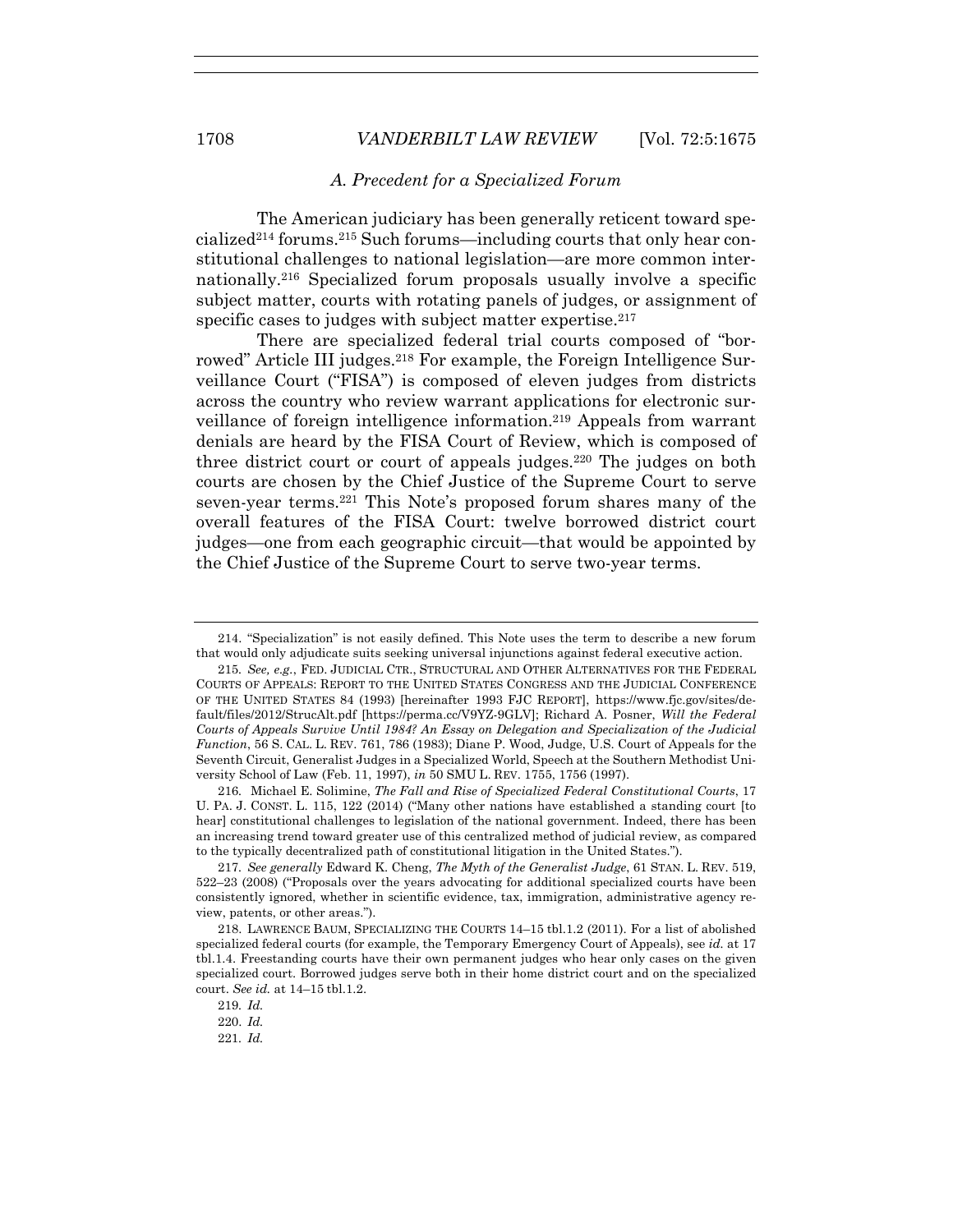### *A. Precedent for a Specialized Forum*

The American judiciary has been generally reticent toward specialized[214] forums.[215] Such forums—including courts that only hear constitutional challenges to national legislation—are more common internationally.[216] Specialized forum proposals usually involve a specific subject matter, courts with rotating panels of judges, or assignment of specific cases to judges with subject matter expertise.[217]

There are specialized federal trial courts composed of "borrowed" Article III judges.[218] For example, the Foreign Intelligence Surveillance Court ("FISA") is composed of eleven judges from districts across the country who review warrant applications for electronic surveillance of foreign intelligence information.[219] Appeals from warrant denials are heard by the FISA Court of Review, which is composed of three district court or court of appeals judges.[220] The judges on both courts are chosen by the Chief Justice of the Supreme Court to serve seven-year terms.[221] This Note's proposed forum shares many of the overall features of the FISA Court: twelve borrowed district court judges—one from each geographic circuit—that would be appointed by the Chief Justice of the Supreme Court to serve two-year terms.

---

214. "Specialization" is not easily defined. This Note uses the term to describe a new forum that would only adjudicate suits seeking universal injunctions against federal executive action.

215. *See, e.g.*, FED. JUDICIAL CTR., STRUCTURAL AND OTHER ALTERNATIVES FOR THE FEDERAL COURTS OF APPEALS: REPORT TO THE UNITED STATES CONGRESS AND THE JUDICIAL CONFERENCE OF THE UNITED STATES 84 (1993) [hereinafter 1993 FJC REPORT], https://www.fjc.gov/sites/default/files/2012/StrucAlt.pdf [https://perma.cc/V9YZ-9GLV]; Richard A. Posner, *Will the Federal Courts of Appeals Survive Until 1984? An Essay on Delegation and Specialization of the Judicial Function*, 56 S. CAL. L. REV. 761, 786 (1983); Diane P. Wood, Judge, U.S. Court of Appeals for the Seventh Circuit, Generalist Judges in a Specialized World, Speech at the Southern Methodist University School of Law (Feb. 11, 1997), *in* 50 SMU L. REV. 1755, 1756 (1997).

216. Michael E. Solimine, *The Fall and Rise of Specialized Federal Constitutional Courts*, 17 U. PA. J. CONST. L. 115, 122 (2014) ("Many other nations have established a standing court [to hear] constitutional challenges to legislation of the national government. Indeed, there has been an increasing trend toward greater use of this centralized method of judicial review, as compared to the typically decentralized path of constitutional litigation in the United States.").

217. *See generally* Edward K. Cheng, *The Myth of the Generalist Judge*, 61 STAN. L. REV. 519, 522–23 (2008) ("Proposals over the years advocating for additional specialized courts have been consistently ignored, whether in scientific evidence, tax, immigration, administrative agency review, patents, or other areas.").

218. LAWRENCE BAUM, SPECIALIZING THE COURTS 14–15 tbl.1.2 (2011). For a list of abolished specialized federal courts (for example, the Temporary Emergency Court of Appeals), see *id.* at 17 tbl.1.4. Freestanding courts have their own permanent judges who hear only cases on the given specialized court. Borrowed judges serve both in their home district court and on the specialized court. *See id.* at 14–15 tbl.1.2.

219. *Id.*

220. *Id.*

221. *Id.*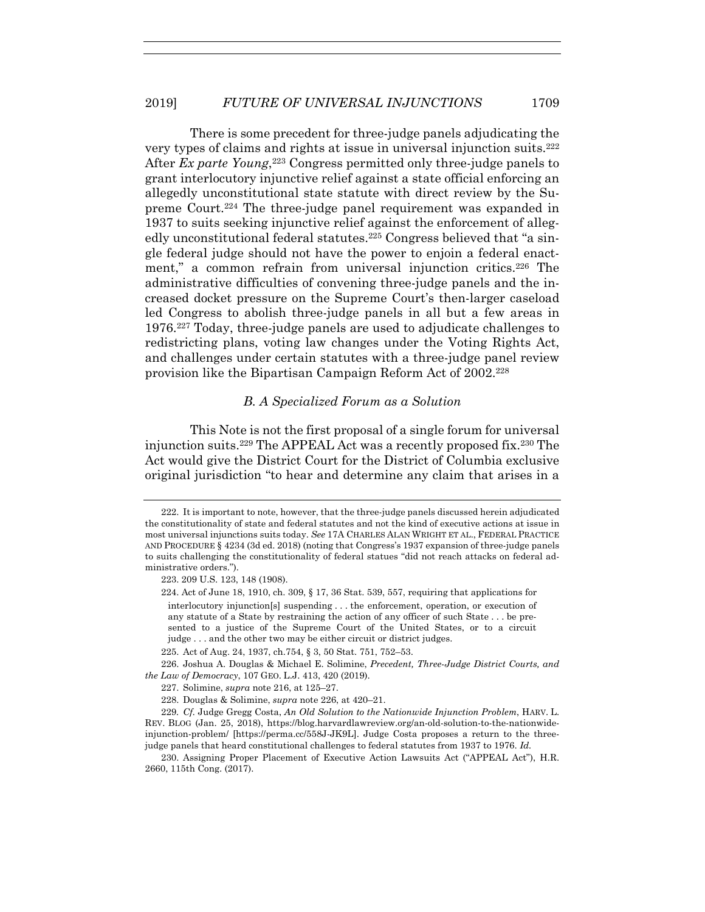There is some precedent for three-judge panels adjudicating the very types of claims and rights at issue in universal injunction suits.[222] After *Ex parte Young*,[223] Congress permitted only three-judge panels to grant interlocutory injunctive relief against a state official enforcing an allegedly unconstitutional state statute with direct review by the Supreme Court.[224] The three-judge panel requirement was expanded in 1937 to suits seeking injunctive relief against the enforcement of allegedly unconstitutional federal statutes.[225] Congress believed that "a single federal judge should not have the power to enjoin a federal enactment," a common refrain from universal injunction critics.[226] The administrative difficulties of convening three-judge panels and the increased docket pressure on the Supreme Court's then-larger caseload led Congress to abolish three-judge panels in all but a few areas in 1976.[227] Today, three-judge panels are used to adjudicate challenges to redistricting plans, voting law changes under the Voting Rights Act, and challenges under certain statutes with a three-judge panel review provision like the Bipartisan Campaign Reform Act of 2002.[228]

### *B. A Specialized Forum as a Solution*

This Note is not the first proposal of a single forum for universal injunction suits.[229] The APPEAL Act was a recently proposed fix.[230] The Act would give the District Court for the District of Columbia exclusive original jurisdiction "to hear and determine any claim that arises in a

---

222. It is important to note, however, that the three-judge panels discussed herein adjudicated the constitutionality of state and federal statutes and not the kind of executive actions at issue in most universal injunctions suits today. *See* 17A CHARLES ALAN WRIGHT ET AL., FEDERAL PRACTICE AND PROCEDURE § 4234 (3d ed. 2018) (noting that Congress's 1937 expansion of three-judge panels to suits challenging the constitutionality of federal statues "did not reach attacks on federal administrative orders.").

223. 209 U.S. 123, 148 (1908).

224. Act of June 18, 1910, ch. 309, § 17, 36 Stat. 539, 557, requiring that applications for

> interlocutory injunction[s] suspending . . . the enforcement, operation, or execution of any statute of a State by restraining the action of any officer of such State . . . be presented to a justice of the Supreme Court of the United States, or to a circuit judge . . . and the other two may be either circuit or district judges.

225. Act of Aug. 24, 1937, ch.754, § 3, 50 Stat. 751, 752–53.

226. Joshua A. Douglas & Michael E. Solimine, *Precedent, Three-Judge District Courts, and the Law of Democracy*, 107 GEO. L.J. 413, 420 (2019).

227. Solimine, *supra* note 216, at 125–27.

228. Douglas & Solimine, *supra* note 226, at 420–21.

229. *Cf.* Judge Gregg Costa, *An Old Solution to the Nationwide Injunction Problem*, HARV. L. REV. BLOG (Jan. 25, 2018), https://blog.harvardlawreview.org/an-old-solution-to-the-nationwide-injunction-problem/ [https://perma.cc/558J-JK9L]. Judge Costa proposes a return to the three-judge panels that heard constitutional challenges to federal statutes from 1937 to 1976. *Id.*

230. Assigning Proper Placement of Executive Action Lawsuits Act ("APPEAL Act"), H.R. 2660, 115th Cong. (2017).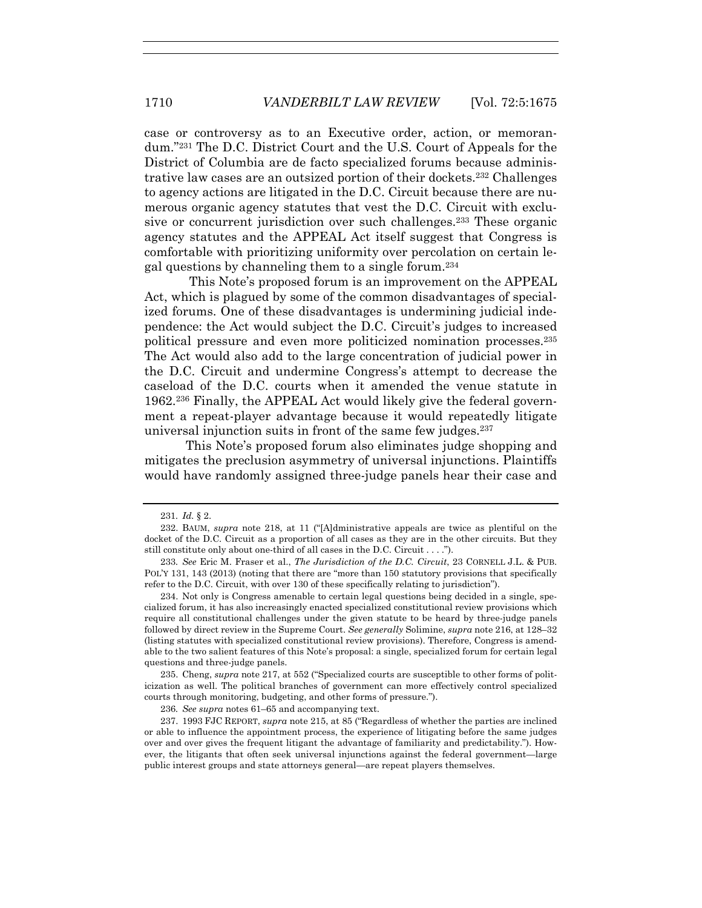case or controversy as to an Executive order, action, or memorandum."[231] The D.C. District Court and the U.S. Court of Appeals for the District of Columbia are de facto specialized forums because administrative law cases are an outsized portion of their dockets.[232] Challenges to agency actions are litigated in the D.C. Circuit because there are numerous organic agency statutes that vest the D.C. Circuit with exclusive or concurrent jurisdiction over such challenges.[233] These organic agency statutes and the APPEAL Act itself suggest that Congress is comfortable with prioritizing uniformity over percolation on certain legal questions by channeling them to a single forum.[234]

This Note's proposed forum is an improvement on the APPEAL Act, which is plagued by some of the common disadvantages of specialized forums. One of these disadvantages is undermining judicial independence: the Act would subject the D.C. Circuit's judges to increased political pressure and even more politicized nomination processes.[235] The Act would also add to the large concentration of judicial power in the D.C. Circuit and undermine Congress's attempt to decrease the caseload of the D.C. courts when it amended the venue statute in 1962.[236] Finally, the APPEAL Act would likely give the federal government a repeat-player advantage because it would repeatedly litigate universal injunction suits in front of the same few judges.[237]

This Note's proposed forum also eliminates judge shopping and mitigates the preclusion asymmetry of universal injunctions. Plaintiffs would have randomly assigned three-judge panels hear their case and

---

231. *Id.* § 2.

232. BAUM, *supra* note 218, at 11 ("[A]dministrative appeals are twice as plentiful on the docket of the D.C. Circuit as a proportion of all cases as they are in the other circuits. But they still constitute only about one-third of all cases in the D.C. Circuit . . . .").

233. *See* Eric M. Fraser et al., *The Jurisdiction of the D.C. Circuit*, 23 CORNELL J.L. & PUB. POL'Y 131, 143 (2013) (noting that there are "more than 150 statutory provisions that specifically refer to the D.C. Circuit, with over 130 of these specifically relating to jurisdiction").

234. Not only is Congress amenable to certain legal questions being decided in a single, specialized forum, it has also increasingly enacted specialized constitutional review provisions which require all constitutional challenges under the given statute to be heard by three-judge panels followed by direct review in the Supreme Court. *See generally* Solimine, *supra* note 216, at 128–32 (listing statutes with specialized constitutional review provisions). Therefore, Congress is amendable to the two salient features of this Note's proposal: a single, specialized forum for certain legal questions and three-judge panels.

235. Cheng, *supra* note 217, at 552 ("Specialized courts are susceptible to other forms of politicization as well. The political branches of government can more effectively control specialized courts through monitoring, budgeting, and other forms of pressure.").

236. *See supra* notes 61–65 and accompanying text.

237. 1993 FJC REPORT, *supra* note 215, at 85 ("Regardless of whether the parties are inclined or able to influence the appointment process, the experience of litigating before the same judges over and over gives the frequent litigant the advantage of familiarity and predictability."). However, the litigants that often seek universal injunctions against the federal government—large public interest groups and state attorneys general—are repeat players themselves.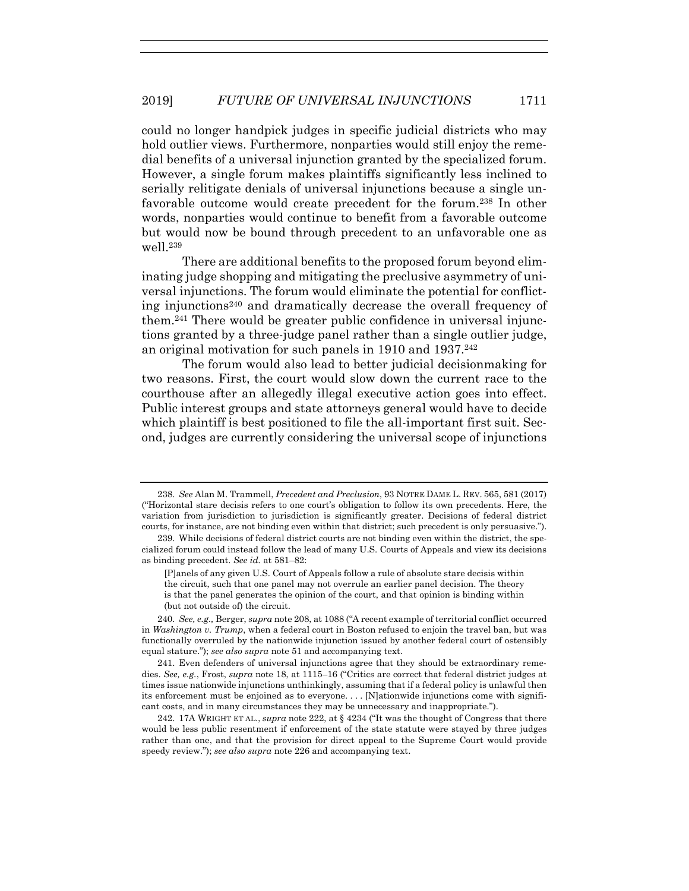could no longer handpick judges in specific judicial districts who may hold outlier views. Furthermore, nonparties would still enjoy the remedial benefits of a universal injunction granted by the specialized forum. However, a single forum makes plaintiffs significantly less inclined to serially relitigate denials of universal injunctions because a single unfavorable outcome would create precedent for the forum.[238] In other words, nonparties would continue to benefit from a favorable outcome but would now be bound through precedent to an unfavorable one as well.[239]

There are additional benefits to the proposed forum beyond eliminating judge shopping and mitigating the preclusive asymmetry of universal injunctions. The forum would eliminate the potential for conflicting injunctions[240] and dramatically decrease the overall frequency of them.[241] There would be greater public confidence in universal injunctions granted by a three-judge panel rather than a single outlier judge, an original motivation for such panels in 1910 and 1937.[242]

The forum would also lead to better judicial decisionmaking for two reasons. First, the court would slow down the current race to the courthouse after an allegedly illegal executive action goes into effect. Public interest groups and state attorneys general would have to decide which plaintiff is best positioned to file the all-important first suit. Second, judges are currently considering the universal scope of injunctions

---

238. *See* Alan M. Trammell, *Precedent and Preclusion*, 93 NOTRE DAME L. REV. 565, 581 (2017) ("Horizontal stare decisis refers to one court's obligation to follow its own precedents. Here, the variation from jurisdiction to jurisdiction is significantly greater. Decisions of federal district courts, for instance, are not binding even within that district; such precedent is only persuasive.").

239. While decisions of federal district courts are not binding even within the district, the specialized forum could instead follow the lead of many U.S. Courts of Appeals and view its decisions as binding precedent. *See id.* at 581–82:

> [P]anels of any given U.S. Court of Appeals follow a rule of absolute stare decisis within the circuit, such that one panel may not overrule an earlier panel decision. The theory is that the panel generates the opinion of the court, and that opinion is binding within (but not outside of) the circuit.

240. *See, e.g.,* Berger, *supra* note 208, at 1088 ("A recent example of territorial conflict occurred in *Washington v. Trump*, when a federal court in Boston refused to enjoin the travel ban, but was functionally overruled by the nationwide injunction issued by another federal court of ostensibly equal stature."); *see also supra* note 51 and accompanying text.

241. Even defenders of universal injunctions agree that they should be extraordinary remedies. *See, e.g.*, Frost, *supra* note 18, at 1115–16 ("Critics are correct that federal district judges at times issue nationwide injunctions unthinkingly, assuming that if a federal policy is unlawful then its enforcement must be enjoined as to everyone. . . . [N]ationwide injunctions come with significant costs, and in many circumstances they may be unnecessary and inappropriate.").

242. 17A WRIGHT ET AL., *supra* note 222, at § 4234 ("It was the thought of Congress that there would be less public resentment if enforcement of the state statute were stayed by three judges rather than one, and that the provision for direct appeal to the Supreme Court would provide speedy review."); *see also supra* note 226 and accompanying text.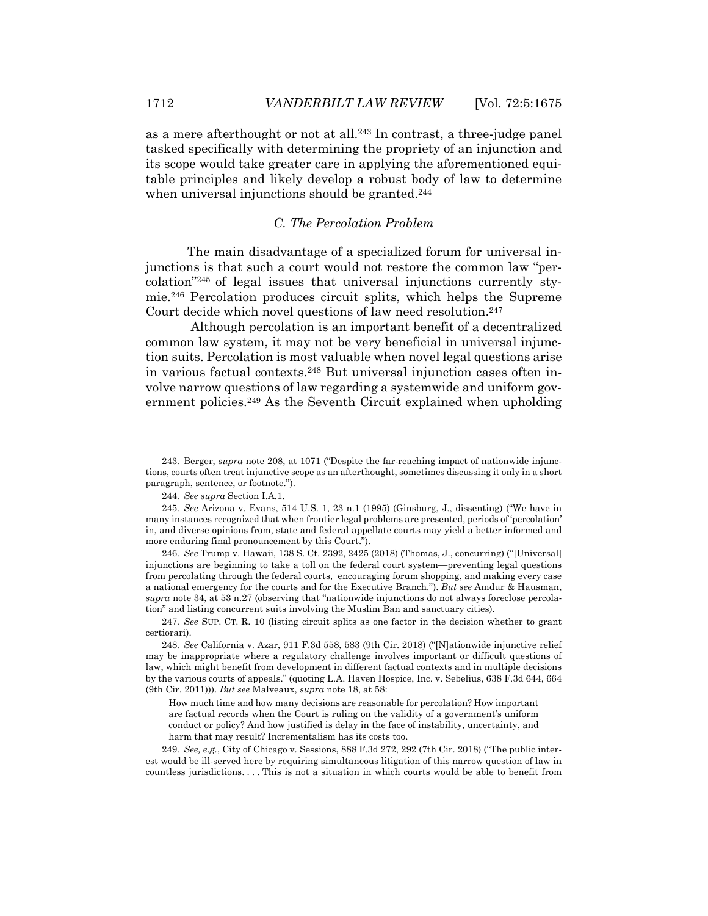as a mere afterthought or not at all.[243] In contrast, a three-judge panel tasked specifically with determining the propriety of an injunction and its scope would take greater care in applying the aforementioned equitable principles and likely develop a robust body of law to determine when universal injunctions should be granted.[244]

### *C. The Percolation Problem*

The main disadvantage of a specialized forum for universal injunctions is that such a court would not restore the common law "percolation"[245] of legal issues that universal injunctions currently stymie.[246] Percolation produces circuit splits, which helps the Supreme Court decide which novel questions of law need resolution.[247]

Although percolation is an important benefit of a decentralized common law system, it may not be very beneficial in universal injunction suits. Percolation is most valuable when novel legal questions arise in various factual contexts.[248] But universal injunction cases often involve narrow questions of law regarding a systemwide and uniform government policies.[249] As the Seventh Circuit explained when upholding

---

243. Berger, *supra* note 208, at 1071 ("Despite the far-reaching impact of nationwide injunctions, courts often treat injunctive scope as an afterthought, sometimes discussing it only in a short paragraph, sentence, or footnote.").

244. *See supra* Section I.A.1.

245. *See* Arizona v. Evans, 514 U.S. 1, 23 n.1 (1995) (Ginsburg, J., dissenting) ("We have in many instances recognized that when frontier legal problems are presented, periods of 'percolation' in, and diverse opinions from, state and federal appellate courts may yield a better informed and more enduring final pronouncement by this Court.").

246. *See* Trump v. Hawaii, 138 S. Ct. 2392, 2425 (2018) (Thomas, J., concurring) ("[Universal] injunctions are beginning to take a toll on the federal court system—preventing legal questions from percolating through the federal courts, encouraging forum shopping, and making every case a national emergency for the courts and for the Executive Branch."). *But see* Amdur & Hausman, *supra* note 34, at 53 n.27 (observing that "nationwide injunctions do not always foreclose percolation" and listing concurrent suits involving the Muslim Ban and sanctuary cities).

247. *See* SUP. CT. R. 10 (listing circuit splits as one factor in the decision whether to grant certiorari).

248. *See* California v. Azar, 911 F.3d 558, 583 (9th Cir. 2018) ("[N]ationwide injunctive relief may be inappropriate where a regulatory challenge involves important or difficult questions of law, which might benefit from development in different factual contexts and in multiple decisions by the various courts of appeals." (quoting L.A. Haven Hospice, Inc. v. Sebelius, 638 F.3d 644, 664 (9th Cir. 2011))). *But see* Malveaux, *supra* note 18, at 58:

> How much time and how many decisions are reasonable for percolation? How important are factual records when the Court is ruling on the validity of a government's uniform conduct or policy? And how justified is delay in the face of instability, uncertainty, and harm that may result? Incrementalism has its costs too.

249. *See, e.g.*, City of Chicago v. Sessions, 888 F.3d 272, 292 (7th Cir. 2018) ("The public interest would be ill-served here by requiring simultaneous litigation of this narrow question of law in countless jurisdictions. . . . This is not a situation in which courts would be able to benefit from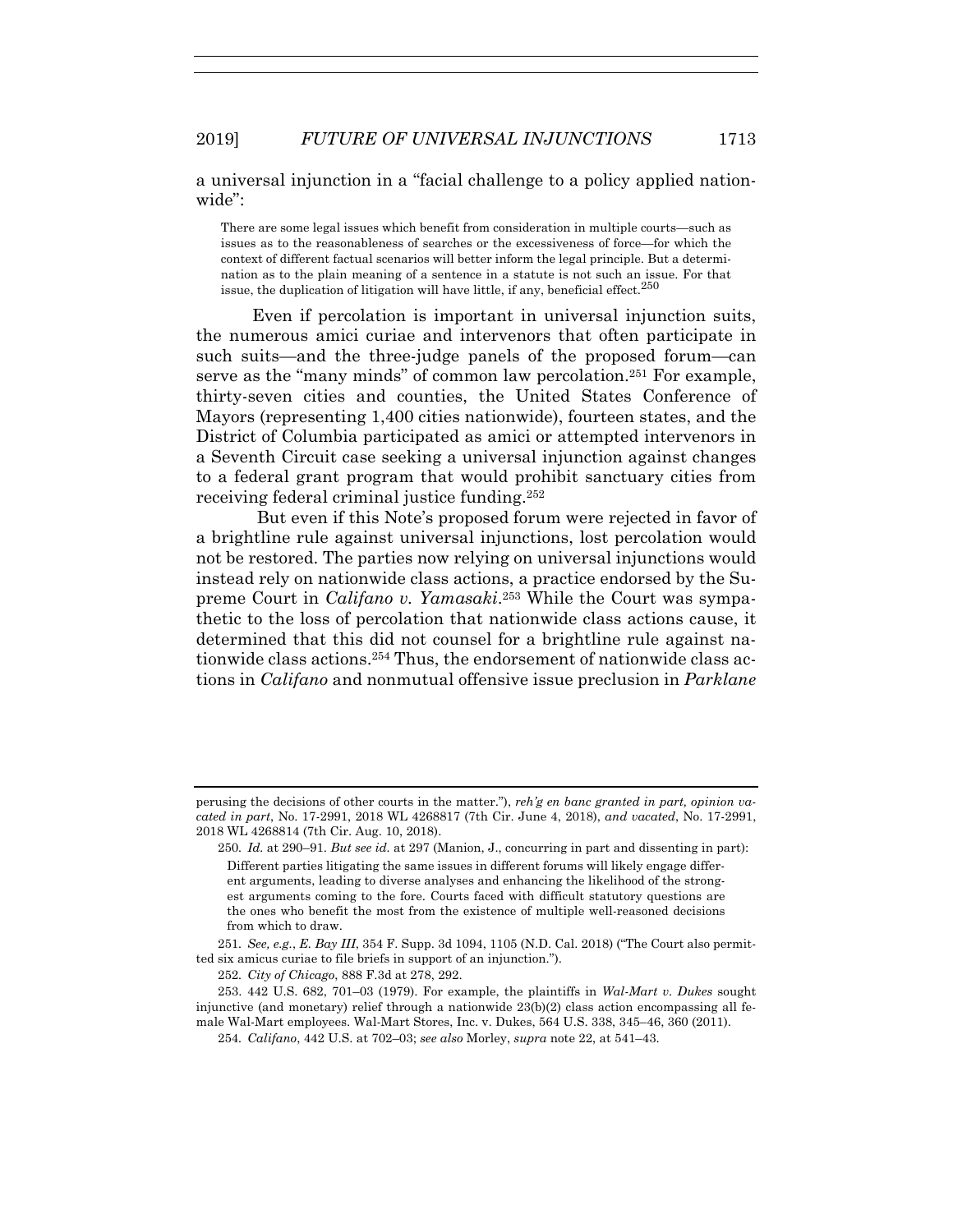a universal injunction in a "facial challenge to a policy applied nationwide":

> There are some legal issues which benefit from consideration in multiple courts—such as issues as to the reasonableness of searches or the excessiveness of force—for which the context of different factual scenarios will better inform the legal principle. But a determination as to the plain meaning of a sentence in a statute is not such an issue. For that issue, the duplication of litigation will have little, if any, beneficial effect.[250]

Even if percolation is important in universal injunction suits, the numerous amici curiae and intervenors that often participate in such suits—and the three-judge panels of the proposed forum—can serve as the "many minds" of common law percolation.[251] For example, thirty-seven cities and counties, the United States Conference of Mayors (representing 1,400 cities nationwide), fourteen states, and the District of Columbia participated as amici or attempted intervenors in a Seventh Circuit case seeking a universal injunction against changes to a federal grant program that would prohibit sanctuary cities from receiving federal criminal justice funding.[252]

But even if this Note's proposed forum were rejected in favor of a brightline rule against universal injunctions, lost percolation would not be restored. The parties now relying on universal injunctions would instead rely on nationwide class actions, a practice endorsed by the Supreme Court in *Califano v. Yamasaki*.[253] While the Court was sympathetic to the loss of percolation that nationwide class actions cause, it determined that this did not counsel for a brightline rule against nationwide class actions.[254] Thus, the endorsement of nationwide class actions in *Califano* and nonmutual offensive issue preclusion in *Parklane*

---

perusing the decisions of other courts in the matter."), *reh'g en banc granted in part, opinion vacated in part*, No. 17-2991, 2018 WL 4268817 (7th Cir. June 4, 2018), *and vacated*, No. 17-2991, 2018 WL 4268814 (7th Cir. Aug. 10, 2018).

250. *Id.* at 290–91. *But see id.* at 297 (Manion, J., concurring in part and dissenting in part):

> Different parties litigating the same issues in different forums will likely engage different arguments, leading to diverse analyses and enhancing the likelihood of the strongest arguments coming to the fore. Courts faced with difficult statutory questions are the ones who benefit the most from the existence of multiple well-reasoned decisions from which to draw.

251. *See, e.g.*, *E. Bay III*, 354 F. Supp. 3d 1094, 1105 (N.D. Cal. 2018) ("The Court also permitted six amicus curiae to file briefs in support of an injunction.").

252. *City of Chicago*, 888 F.3d at 278, 292.

253. 442 U.S. 682, 701–03 (1979). For example, the plaintiffs in *Wal-Mart v. Dukes* sought injunctive (and monetary) relief through a nationwide 23(b)(2) class action encompassing all female Wal-Mart employees. Wal-Mart Stores, Inc. v. Dukes, 564 U.S. 338, 345–46, 360 (2011).

254. *Califano*, 442 U.S. at 702–03; *see also* Morley, *supra* note 22, at 541–43.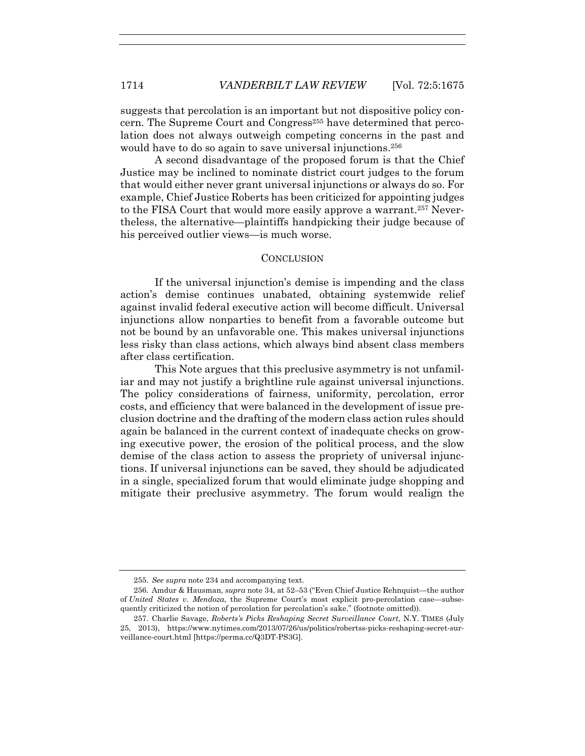suggests that percolation is an important but not dispositive policy concern. The Supreme Court and Congress[255] have determined that percolation does not always outweigh competing concerns in the past and would have to do so again to save universal injunctions.[256]

A second disadvantage of the proposed forum is that the Chief Justice may be inclined to nominate district court judges to the forum that would either never grant universal injunctions or always do so. For example, Chief Justice Roberts has been criticized for appointing judges to the FISA Court that would more easily approve a warrant.[257] Nevertheless, the alternative—plaintiffs handpicking their judge because of his perceived outlier views—is much worse.

## CONCLUSION

If the universal injunction's demise is impending and the class action's demise continues unabated, obtaining systemwide relief against invalid federal executive action will become difficult. Universal injunctions allow nonparties to benefit from a favorable outcome but not be bound by an unfavorable one. This makes universal injunctions less risky than class actions, which always bind absent class members after class certification.

This Note argues that this preclusive asymmetry is not unfamiliar and may not justify a brightline rule against universal injunctions. The policy considerations of fairness, uniformity, percolation, error costs, and efficiency that were balanced in the development of issue preclusion doctrine and the drafting of the modern class action rules should again be balanced in the current context of inadequate checks on growing executive power, the erosion of the political process, and the slow demise of the class action to assess the propriety of universal injunctions. If universal injunctions can be saved, they should be adjudicated in a single, specialized forum that would eliminate judge shopping and mitigate their preclusive asymmetry. The forum would realign the

---

255. *See supra* note 234 and accompanying text.

256. Amdur & Hausman, *supra* note 34, at 52–53 ("Even Chief Justice Rehnquist—the author of *United States v. Mendoza*, the Supreme Court's most explicit pro-percolation case—subsequently criticized the notion of percolation for percolation's sake." (footnote omitted)).

257. Charlie Savage, *Roberts's Picks Reshaping Secret Surveillance Court*, N.Y. TIMES (July 25, 2013), https://www.nytimes.com/2013/07/26/us/politics/robertss-picks-reshaping-secret-surveillance-court.html [https://perma.cc/Q3DT-PS3G].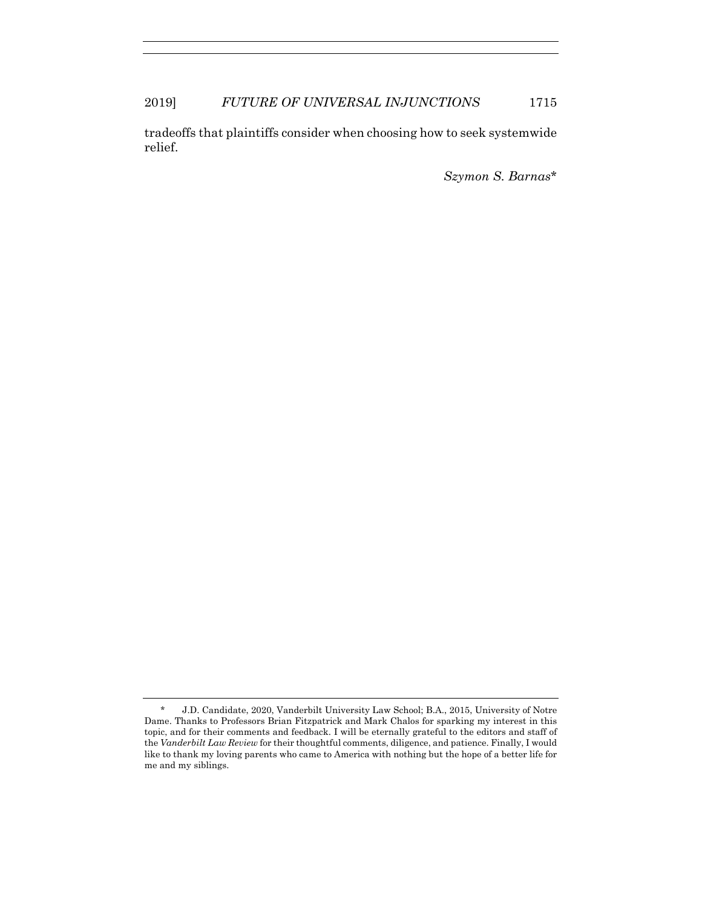tradeoffs that plaintiffs consider when choosing how to seek systemwide relief.

*Szymon S. Barnas**

---

\* J.D. Candidate, 2020, Vanderbilt University Law School; B.A., 2015, University of Notre Dame. Thanks to Professors Brian Fitzpatrick and Mark Chalos for sparking my interest in this topic, and for their comments and feedback. I will be eternally grateful to the editors and staff of the *Vanderbilt Law Review* for their thoughtful comments, diligence, and patience. Finally, I would like to thank my loving parents who came to America with nothing but the hope of a better life for me and my siblings.